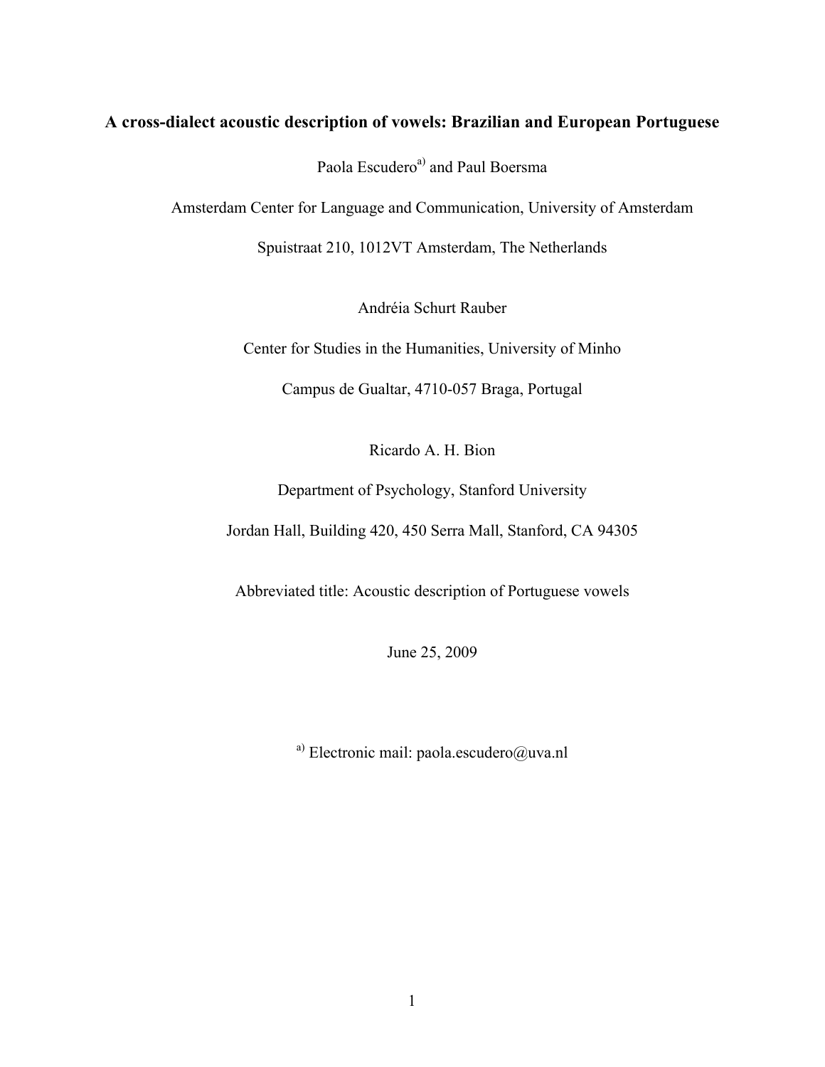# A cross-dialect acoustic description of vowels: Brazilian and European Portuguese

Paola Escudero[a] and Paul Boersma

Amsterdam Center for Language and Communication, University of Amsterdam

Spuistraat 210, 1012VT Amsterdam, The Netherlands

Andréia Schurt Rauber

Center for Studies in the Humanities, University of Minho

Campus de Gualtar, 4710-057 Braga, Portugal

Ricardo A. H. Bion

Department of Psychology, Stanford University

Jordan Hall, Building 420, 450 Serra Mall, Stanford, CA 94305

Abbreviated title: Acoustic description of Portuguese vowels

June 25, 2009

[a] Electronic mail: paola.escudero@uva.nl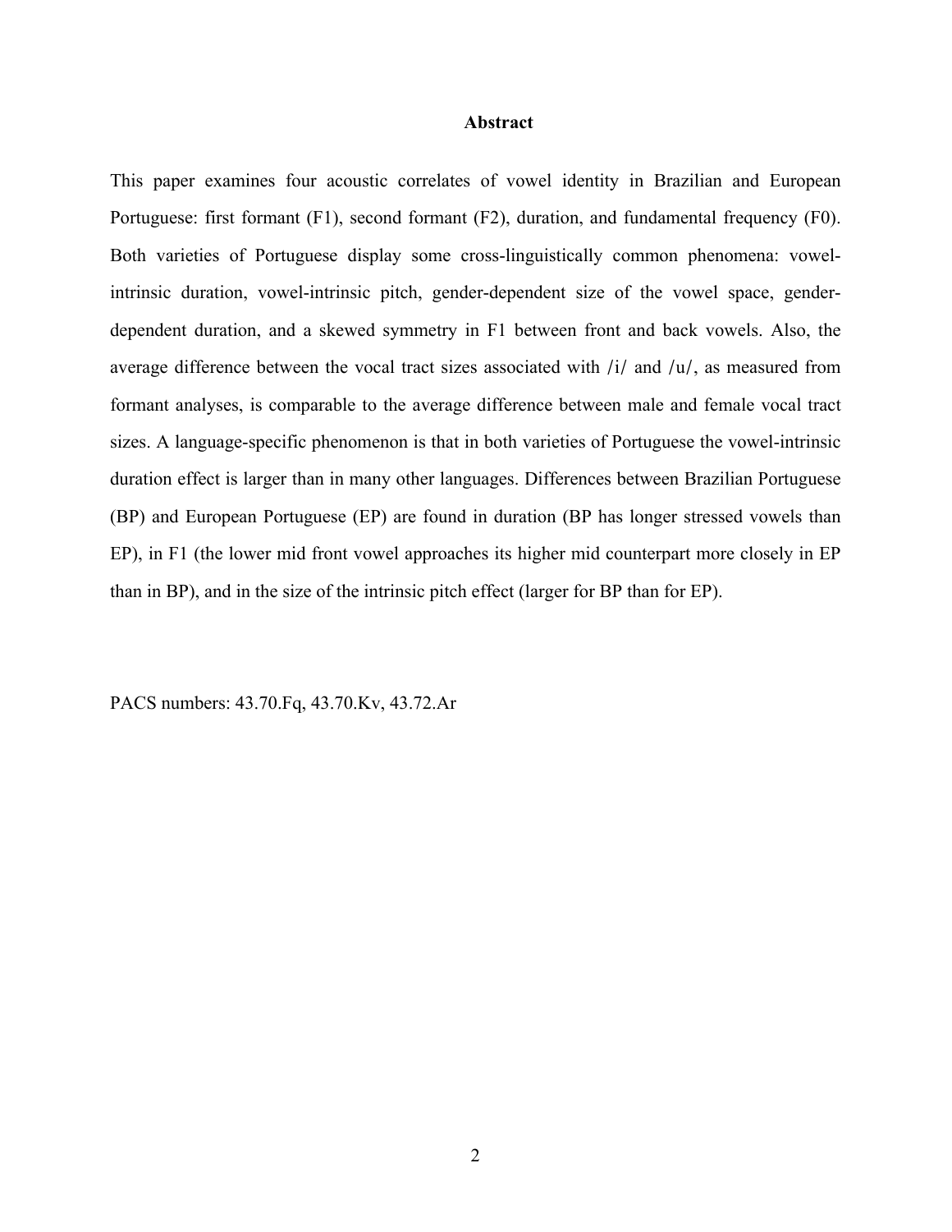## Abstract

This paper examines four acoustic correlates of vowel identity in Brazilian and European Portuguese: first formant (F1), second formant (F2), duration, and fundamental frequency (F0). Both varieties of Portuguese display some cross-linguistically common phenomena: vowel-intrinsic duration, vowel-intrinsic pitch, gender-dependent size of the vowel space, gender-dependent duration, and a skewed symmetry in F1 between front and back vowels. Also, the average difference between the vocal tract sizes associated with /i/ and /u/, as measured from formant analyses, is comparable to the average difference between male and female vocal tract sizes. A language-specific phenomenon is that in both varieties of Portuguese the vowel-intrinsic duration effect is larger than in many other languages. Differences between Brazilian Portuguese (BP) and European Portuguese (EP) are found in duration (BP has longer stressed vowels than EP), in F1 (the lower mid front vowel approaches its higher mid counterpart more closely in EP than in BP), and in the size of the intrinsic pitch effect (larger for BP than for EP).

PACS numbers: 43.70.Fq, 43.70.Kv, 43.72.Ar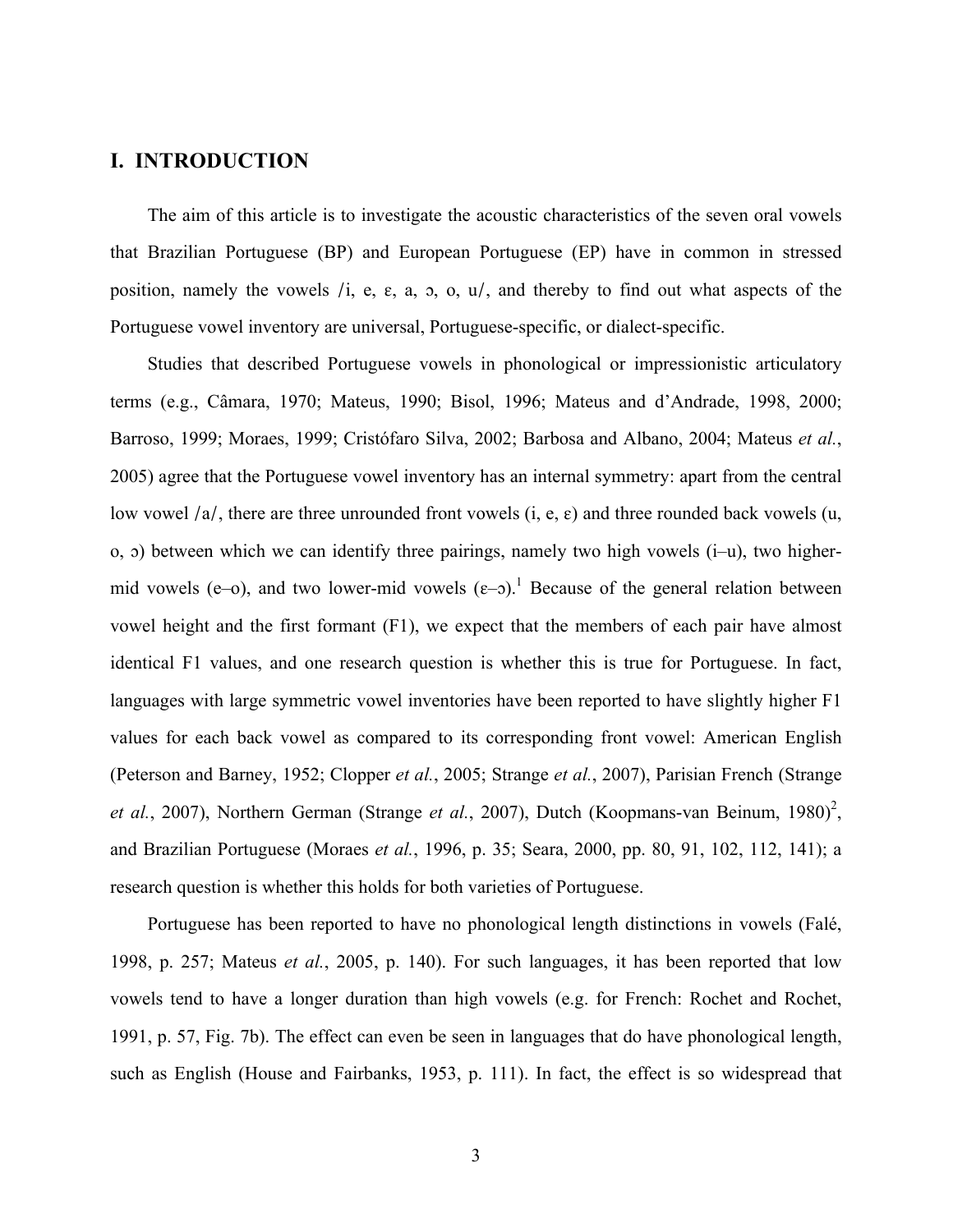## I. INTRODUCTION

The aim of this article is to investigate the acoustic characteristics of the seven oral vowels that Brazilian Portuguese (BP) and European Portuguese (EP) have in common in stressed position, namely the vowels /i, e, ɛ, a, ɔ, o, u/, and thereby to find out what aspects of the Portuguese vowel inventory are universal, Portuguese-specific, or dialect-specific.

Studies that described Portuguese vowels in phonological or impressionistic articulatory terms (e.g., Câmara, 1970; Mateus, 1990; Bisol, 1996; Mateus and d'Andrade, 1998, 2000; Barroso, 1999; Moraes, 1999; Cristófaro Silva, 2002; Barbosa and Albano, 2004; Mateus *et al.*, 2005) agree that the Portuguese vowel inventory has an internal symmetry: apart from the central low vowel /a/, there are three unrounded front vowels (i, e, ɛ) and three rounded back vowels (u, o, ɔ) between which we can identify three pairings, namely two high vowels (i–u), two higher-mid vowels (e–o), and two lower-mid vowels (ɛ–ɔ).[1] Because of the general relation between vowel height and the first formant (F1), we expect that the members of each pair have almost identical F1 values, and one research question is whether this is true for Portuguese. In fact, languages with large symmetric vowel inventories have been reported to have slightly higher F1 values for each back vowel as compared to its corresponding front vowel: American English (Peterson and Barney, 1952; Clopper *et al.*, 2005; Strange *et al.*, 2007), Parisian French (Strange *et al.*, 2007), Northern German (Strange *et al.*, 2007), Dutch (Koopmans-van Beinum, 1980)[2], and Brazilian Portuguese (Moraes *et al.*, 1996, p. 35; Seara, 2000, pp. 80, 91, 102, 112, 141); a research question is whether this holds for both varieties of Portuguese.

Portuguese has been reported to have no phonological length distinctions in vowels (Falé, 1998, p. 257; Mateus *et al.*, 2005, p. 140). For such languages, it has been reported that low vowels tend to have a longer duration than high vowels (e.g. for French: Rochet and Rochet, 1991, p. 57, Fig. 7b). The effect can even be seen in languages that do have phonological length, such as English (House and Fairbanks, 1953, p. 111). In fact, the effect is so widespread that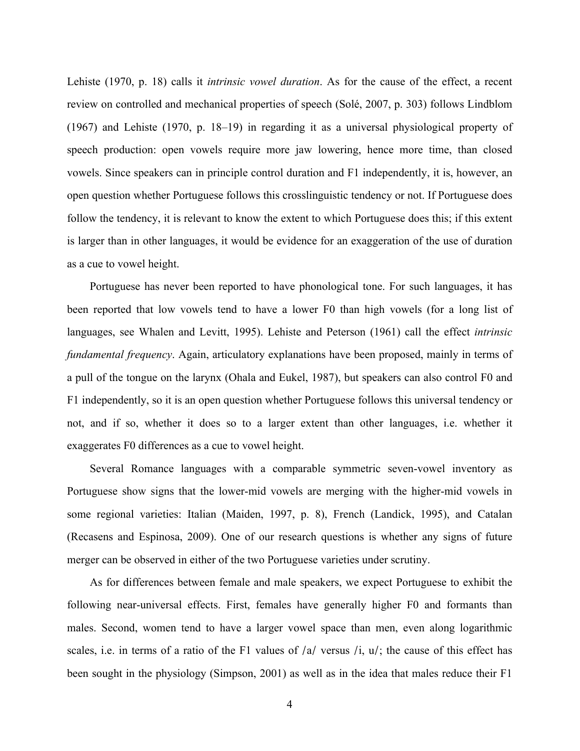Lehiste (1970, p. 18) calls it *intrinsic vowel duration*. As for the cause of the effect, a recent review on controlled and mechanical properties of speech (Solé, 2007, p. 303) follows Lindblom (1967) and Lehiste (1970, p. 18–19) in regarding it as a universal physiological property of speech production: open vowels require more jaw lowering, hence more time, than closed vowels. Since speakers can in principle control duration and F1 independently, it is, however, an open question whether Portuguese follows this crosslinguistic tendency or not. If Portuguese does follow the tendency, it is relevant to know the extent to which Portuguese does this; if this extent is larger than in other languages, it would be evidence for an exaggeration of the use of duration as a cue to vowel height.

Portuguese has never been reported to have phonological tone. For such languages, it has been reported that low vowels tend to have a lower F0 than high vowels (for a long list of languages, see Whalen and Levitt, 1995). Lehiste and Peterson (1961) call the effect *intrinsic fundamental frequency*. Again, articulatory explanations have been proposed, mainly in terms of a pull of the tongue on the larynx (Ohala and Eukel, 1987), but speakers can also control F0 and F1 independently, so it is an open question whether Portuguese follows this universal tendency or not, and if so, whether it does so to a larger extent than other languages, i.e. whether it exaggerates F0 differences as a cue to vowel height.

Several Romance languages with a comparable symmetric seven-vowel inventory as Portuguese show signs that the lower-mid vowels are merging with the higher-mid vowels in some regional varieties: Italian (Maiden, 1997, p. 8), French (Landick, 1995), and Catalan (Recasens and Espinosa, 2009). One of our research questions is whether any signs of future merger can be observed in either of the two Portuguese varieties under scrutiny.

As for differences between female and male speakers, we expect Portuguese to exhibit the following near-universal effects. First, females have generally higher F0 and formants than males. Second, women tend to have a larger vowel space than men, even along logarithmic scales, i.e. in terms of a ratio of the F1 values of /a/ versus /i, u/; the cause of this effect has been sought in the physiology (Simpson, 2001) as well as in the idea that males reduce their F1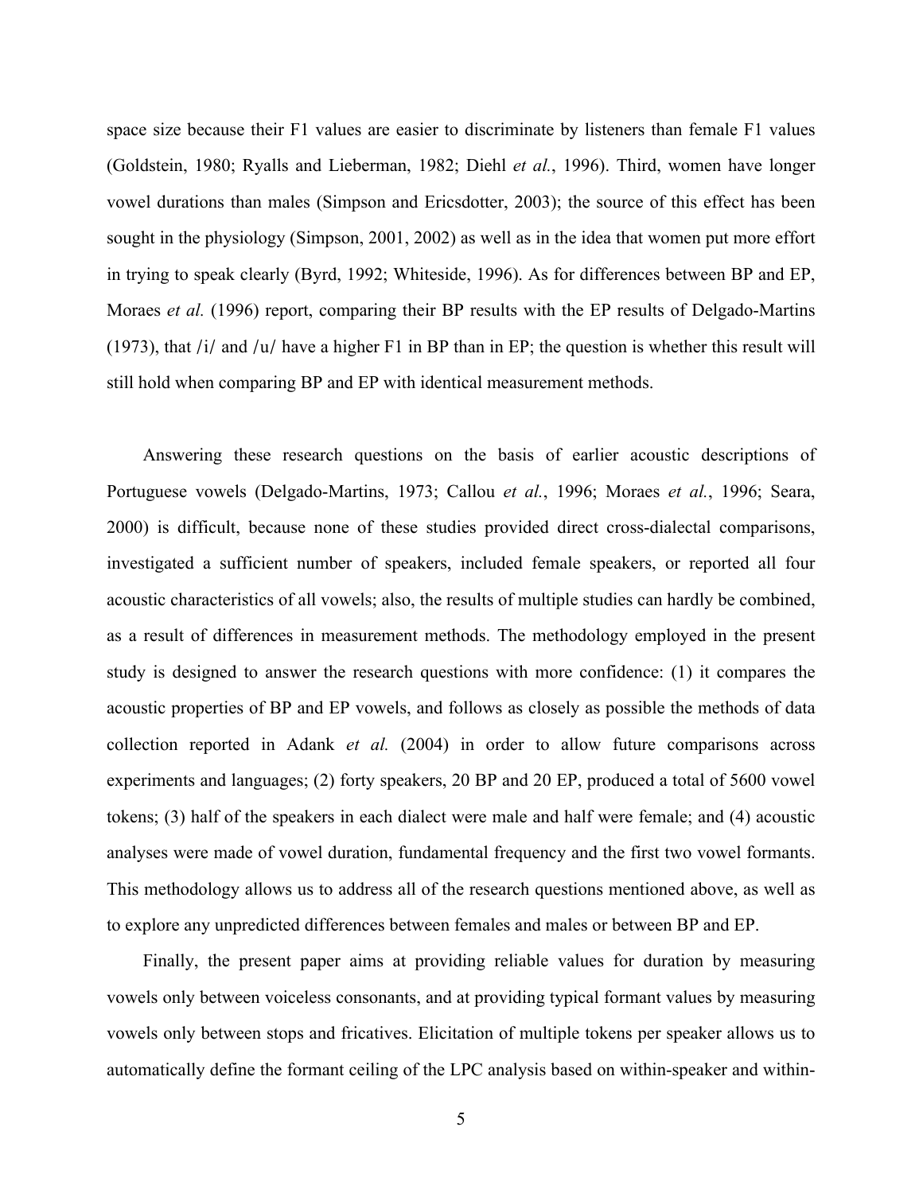space size because their F1 values are easier to discriminate by listeners than female F1 values (Goldstein, 1980; Ryalls and Lieberman, 1982; Diehl *et al.*, 1996). Third, women have longer vowel durations than males (Simpson and Ericsdotter, 2003); the source of this effect has been sought in the physiology (Simpson, 2001, 2002) as well as in the idea that women put more effort in trying to speak clearly (Byrd, 1992; Whiteside, 1996). As for differences between BP and EP, Moraes *et al.* (1996) report, comparing their BP results with the EP results of Delgado-Martins (1973), that /i/ and /u/ have a higher F1 in BP than in EP; the question is whether this result will still hold when comparing BP and EP with identical measurement methods.

Answering these research questions on the basis of earlier acoustic descriptions of Portuguese vowels (Delgado-Martins, 1973; Callou *et al.*, 1996; Moraes *et al.*, 1996; Seara, 2000) is difficult, because none of these studies provided direct cross-dialectal comparisons, investigated a sufficient number of speakers, included female speakers, or reported all four acoustic characteristics of all vowels; also, the results of multiple studies can hardly be combined, as a result of differences in measurement methods. The methodology employed in the present study is designed to answer the research questions with more confidence: (1) it compares the acoustic properties of BP and EP vowels, and follows as closely as possible the methods of data collection reported in Adank *et al.* (2004) in order to allow future comparisons across experiments and languages; (2) forty speakers, 20 BP and 20 EP, produced a total of 5600 vowel tokens; (3) half of the speakers in each dialect were male and half were female; and (4) acoustic analyses were made of vowel duration, fundamental frequency and the first two vowel formants. This methodology allows us to address all of the research questions mentioned above, as well as to explore any unpredicted differences between females and males or between BP and EP.

Finally, the present paper aims at providing reliable values for duration by measuring vowels only between voiceless consonants, and at providing typical formant values by measuring vowels only between stops and fricatives. Elicitation of multiple tokens per speaker allows us to automatically define the formant ceiling of the LPC analysis based on within-speaker and within-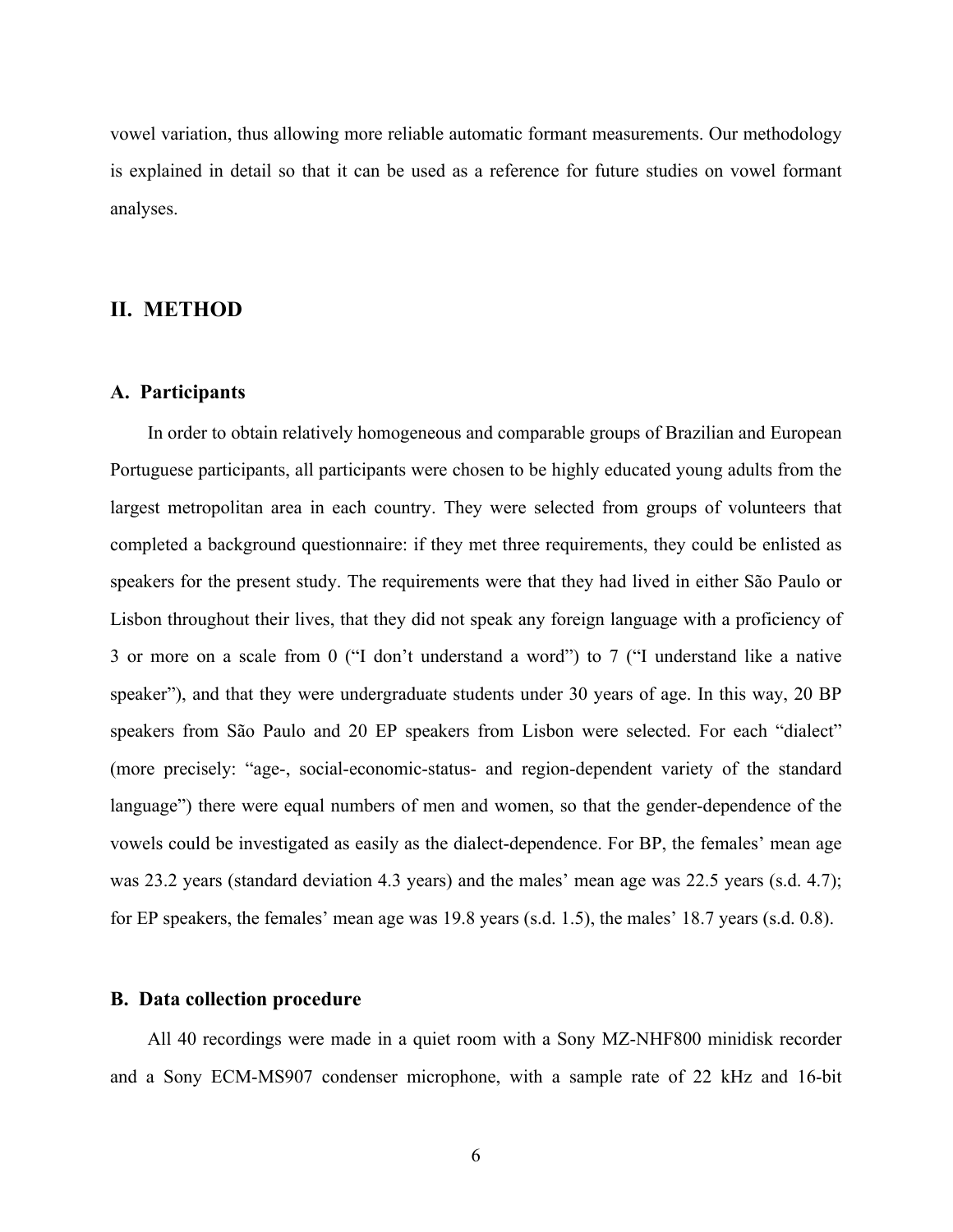vowel variation, thus allowing more reliable automatic formant measurements. Our methodology is explained in detail so that it can be used as a reference for future studies on vowel formant analyses.

## II. METHOD

### A. Participants

In order to obtain relatively homogeneous and comparable groups of Brazilian and European Portuguese participants, all participants were chosen to be highly educated young adults from the largest metropolitan area in each country. They were selected from groups of volunteers that completed a background questionnaire: if they met three requirements, they could be enlisted as speakers for the present study. The requirements were that they had lived in either São Paulo or Lisbon throughout their lives, that they did not speak any foreign language with a proficiency of 3 or more on a scale from 0 ("I don't understand a word") to 7 ("I understand like a native speaker"), and that they were undergraduate students under 30 years of age. In this way, 20 BP speakers from São Paulo and 20 EP speakers from Lisbon were selected. For each "dialect" (more precisely: "age-, social-economic-status- and region-dependent variety of the standard language") there were equal numbers of men and women, so that the gender-dependence of the vowels could be investigated as easily as the dialect-dependence. For BP, the females' mean age was 23.2 years (standard deviation 4.3 years) and the males' mean age was 22.5 years (s.d. 4.7); for EP speakers, the females' mean age was 19.8 years (s.d. 1.5), the males' 18.7 years (s.d. 0.8).

### B. Data collection procedure

All 40 recordings were made in a quiet room with a Sony MZ-NHF800 minidisk recorder and a Sony ECM-MS907 condenser microphone, with a sample rate of 22 kHz and 16-bit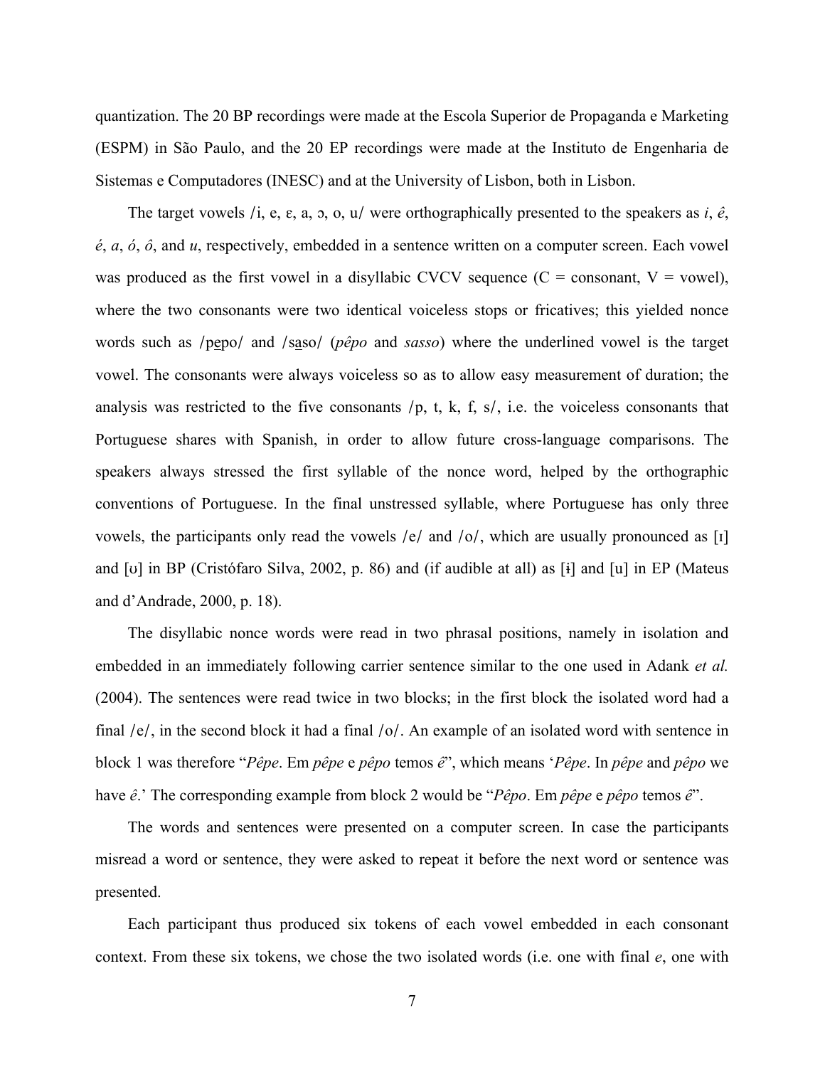quantization. The 20 BP recordings were made at the Escola Superior de Propaganda e Marketing (ESPM) in São Paulo, and the 20 EP recordings were made at the Instituto de Engenharia de Sistemas e Computadores (INESC) and at the University of Lisbon, both in Lisbon.

The target vowels /i, e, ɛ, a, ɔ, o, u/ were orthographically presented to the speakers as *i*, *ê*, *é*, *a*, *ó*, *ô*, and *u*, respectively, embedded in a sentence written on a computer screen. Each vowel was produced as the first vowel in a disyllabic CVCV sequence (C = consonant, V = vowel), where the two consonants were two identical voiceless stops or fricatives; this yielded nonce words such as /pe̲po/ and /sa̲so/ (*pêpo* and *sasso*) where the underlined vowel is the target vowel. The consonants were always voiceless so as to allow easy measurement of duration; the analysis was restricted to the five consonants /p, t, k, f, s/, i.e. the voiceless consonants that Portuguese shares with Spanish, in order to allow future cross-language comparisons. The speakers always stressed the first syllable of the nonce word, helped by the orthographic conventions of Portuguese. In the final unstressed syllable, where Portuguese has only three vowels, the participants only read the vowels /e/ and /o/, which are usually pronounced as [ɪ] and [ʊ] in BP (Cristófaro Silva, 2002, p. 86) and (if audible at all) as [ɨ] and [u] in EP (Mateus and d'Andrade, 2000, p. 18).

The disyllabic nonce words were read in two phrasal positions, namely in isolation and embedded in an immediately following carrier sentence similar to the one used in Adank *et al.* (2004). The sentences were read twice in two blocks; in the first block the isolated word had a final /e/, in the second block it had a final /o/. An example of an isolated word with sentence in block 1 was therefore "*Pêpe*. Em *pêpe* e *pêpo* temos *ê*", which means '*Pêpe*. In *pêpe* and *pêpo* we have *ê*.' The corresponding example from block 2 would be "*Pêpo*. Em *pêpe* e *pêpo* temos *ê*".

The words and sentences were presented on a computer screen. In case the participants misread a word or sentence, they were asked to repeat it before the next word or sentence was presented.

Each participant thus produced six tokens of each vowel embedded in each consonant context. From these six tokens, we chose the two isolated words (i.e. one with final *e*, one with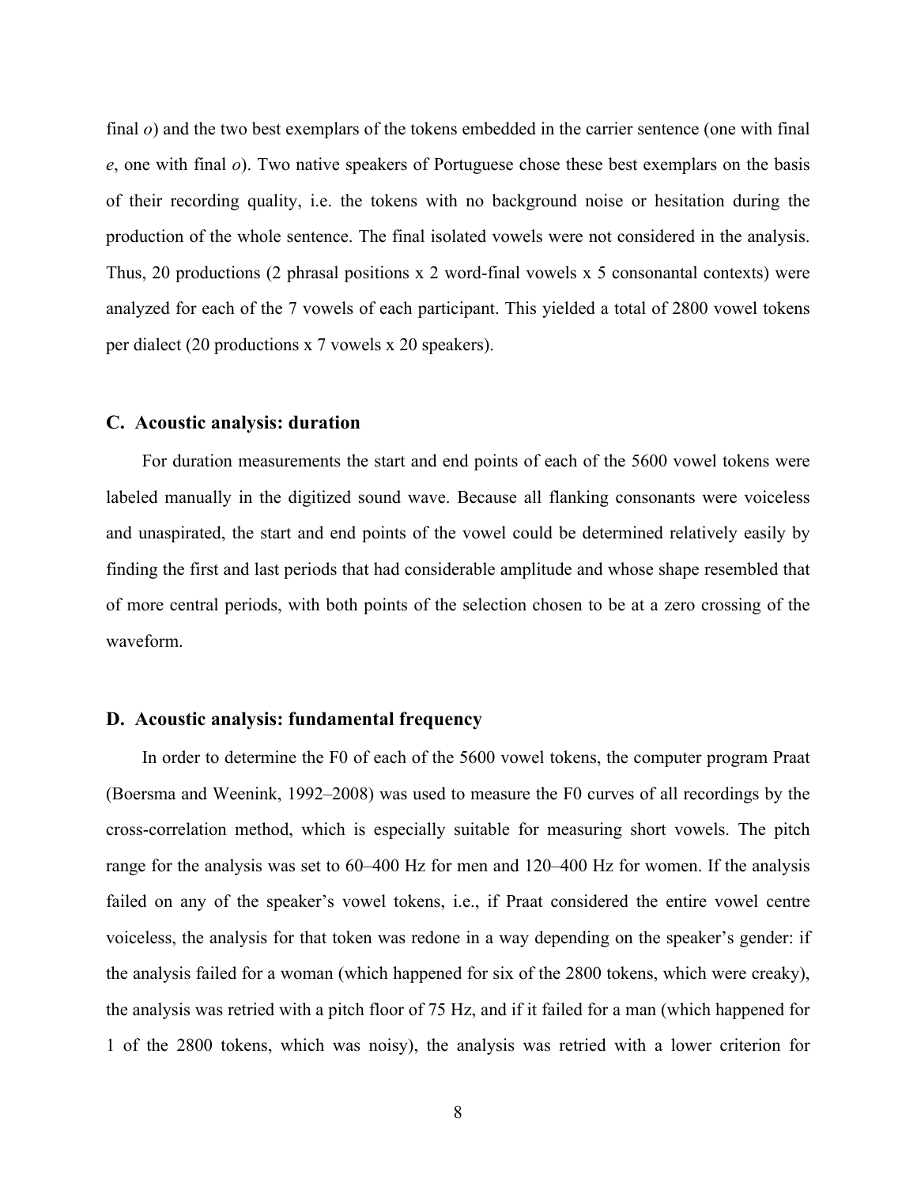final *o*) and the two best exemplars of the tokens embedded in the carrier sentence (one with final *e*, one with final *o*). Two native speakers of Portuguese chose these best exemplars on the basis of their recording quality, i.e. the tokens with no background noise or hesitation during the production of the whole sentence. The final isolated vowels were not considered in the analysis. Thus, 20 productions (2 phrasal positions x 2 word-final vowels x 5 consonantal contexts) were analyzed for each of the 7 vowels of each participant. This yielded a total of 2800 vowel tokens per dialect (20 productions x 7 vowels x 20 speakers).

### C. Acoustic analysis: duration

For duration measurements the start and end points of each of the 5600 vowel tokens were labeled manually in the digitized sound wave. Because all flanking consonants were voiceless and unaspirated, the start and end points of the vowel could be determined relatively easily by finding the first and last periods that had considerable amplitude and whose shape resembled that of more central periods, with both points of the selection chosen to be at a zero crossing of the waveform.

### D. Acoustic analysis: fundamental frequency

In order to determine the F0 of each of the 5600 vowel tokens, the computer program Praat (Boersma and Weenink, 1992–2008) was used to measure the F0 curves of all recordings by the cross-correlation method, which is especially suitable for measuring short vowels. The pitch range for the analysis was set to 60–400 Hz for men and 120–400 Hz for women. If the analysis failed on any of the speaker's vowel tokens, i.e., if Praat considered the entire vowel centre voiceless, the analysis for that token was redone in a way depending on the speaker's gender: if the analysis failed for a woman (which happened for six of the 2800 tokens, which were creaky), the analysis was retried with a pitch floor of 75 Hz, and if it failed for a man (which happened for 1 of the 2800 tokens, which was noisy), the analysis was retried with a lower criterion for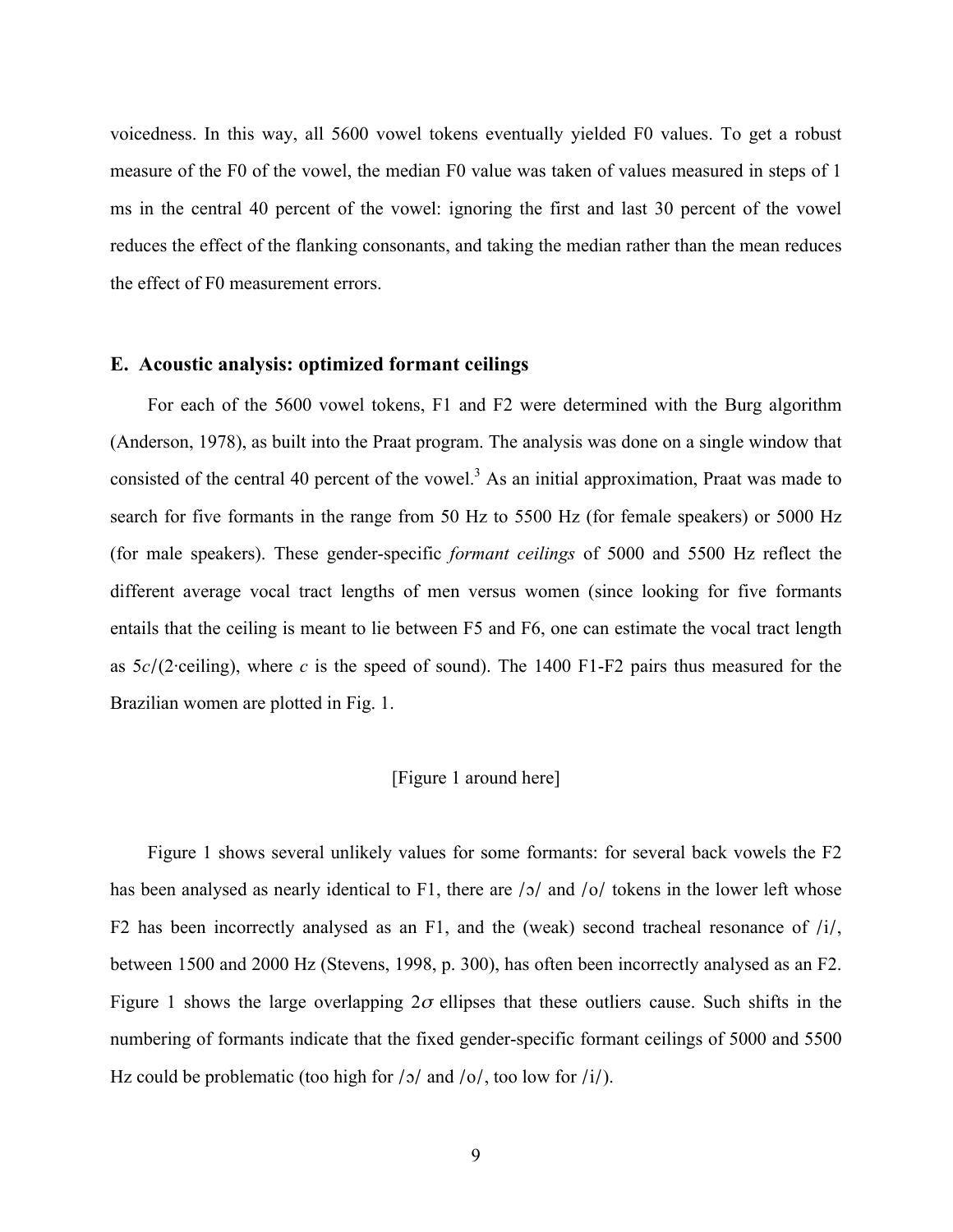voicedness. In this way, all 5600 vowel tokens eventually yielded F0 values. To get a robust measure of the F0 of the vowel, the median F0 value was taken of values measured in steps of 1 ms in the central 40 percent of the vowel: ignoring the first and last 30 percent of the vowel reduces the effect of the flanking consonants, and taking the median rather than the mean reduces the effect of F0 measurement errors.

### E. Acoustic analysis: optimized formant ceilings

For each of the 5600 vowel tokens, F1 and F2 were determined with the Burg algorithm (Anderson, 1978), as built into the Praat program. The analysis was done on a single window that consisted of the central 40 percent of the vowel.[3] As an initial approximation, Praat was made to search for five formants in the range from 50 Hz to 5500 Hz (for female speakers) or 5000 Hz (for male speakers). These gender-specific *formant ceilings* of 5000 and 5500 Hz reflect the different average vocal tract lengths of men versus women (since looking for five formants entails that the ceiling is meant to lie between F5 and F6, one can estimate the vocal tract length as $5c/(2\cdot\text{ceiling})$, where $c$ is the speed of sound). The 1400 F1-F2 pairs thus measured for the Brazilian women are plotted in Fig. 1.

[Figure 1 around here]

Figure 1 shows several unlikely values for some formants: for several back vowels the F2 has been analysed as nearly identical to F1, there are /ɔ/ and /o/ tokens in the lower left whose F2 has been incorrectly analysed as an F1, and the (weak) second tracheal resonance of /i/, between 1500 and 2000 Hz (Stevens, 1998, p. 300), has often been incorrectly analysed as an F2. Figure 1 shows the large overlapping $2\sigma$ ellipses that these outliers cause. Such shifts in the numbering of formants indicate that the fixed gender-specific formant ceilings of 5000 and 5500 Hz could be problematic (too high for /ɔ/ and /o/, too low for /i/).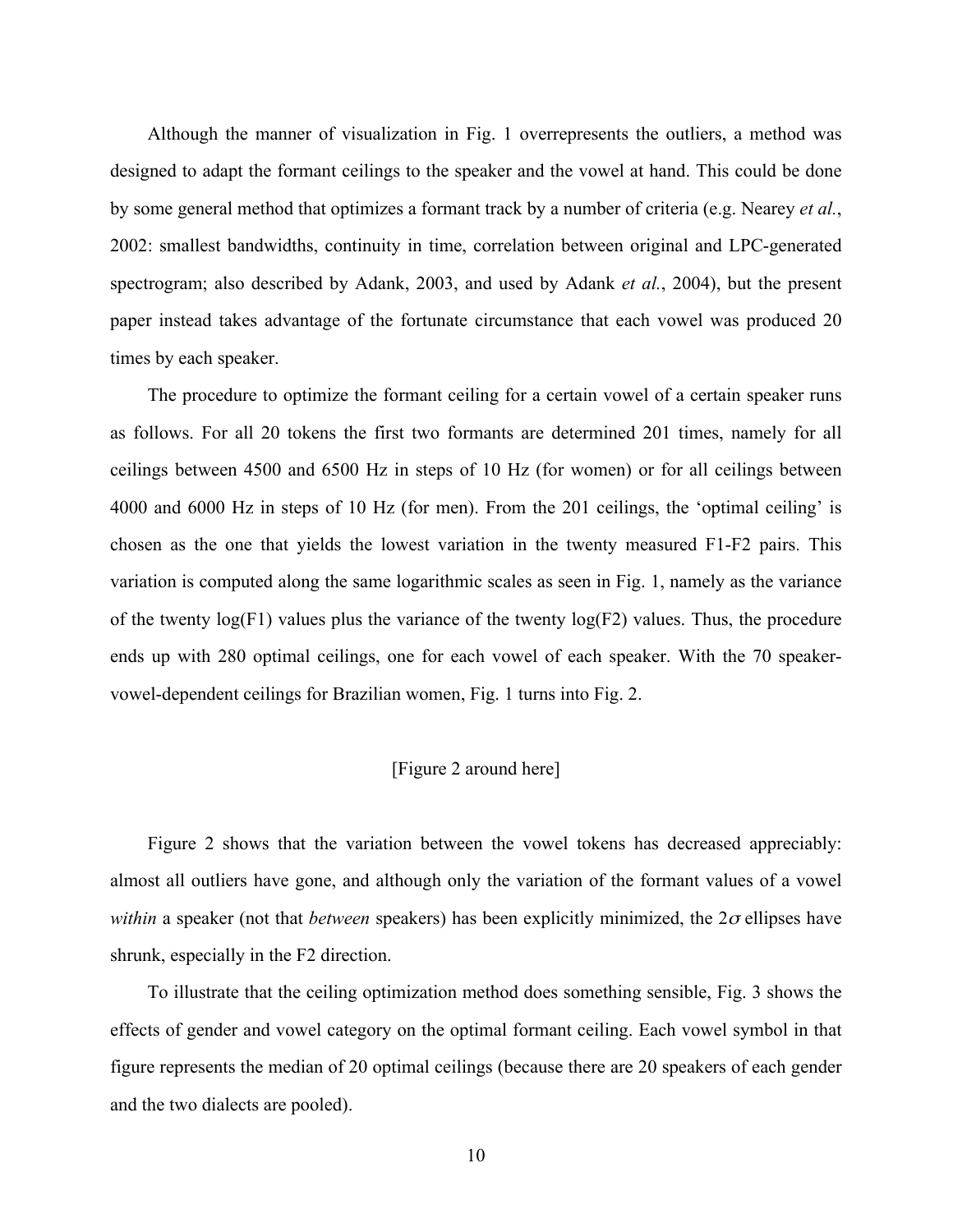Although the manner of visualization in Fig. 1 overrepresents the outliers, a method was designed to adapt the formant ceilings to the speaker and the vowel at hand. This could be done by some general method that optimizes a formant track by a number of criteria (e.g. Nearey *et al.*, 2002: smallest bandwidths, continuity in time, correlation between original and LPC-generated spectrogram; also described by Adank, 2003, and used by Adank *et al.*, 2004), but the present paper instead takes advantage of the fortunate circumstance that each vowel was produced 20 times by each speaker.

The procedure to optimize the formant ceiling for a certain vowel of a certain speaker runs as follows. For all 20 tokens the first two formants are determined 201 times, namely for all ceilings between 4500 and 6500 Hz in steps of 10 Hz (for women) or for all ceilings between 4000 and 6000 Hz in steps of 10 Hz (for men). From the 201 ceilings, the 'optimal ceiling' is chosen as the one that yields the lowest variation in the twenty measured F1-F2 pairs. This variation is computed along the same logarithmic scales as seen in Fig. 1, namely as the variance of the twenty log(F1) values plus the variance of the twenty log(F2) values. Thus, the procedure ends up with 280 optimal ceilings, one for each vowel of each speaker. With the 70 speaker-vowel-dependent ceilings for Brazilian women, Fig. 1 turns into Fig. 2.

[Figure 2 around here]

Figure 2 shows that the variation between the vowel tokens has decreased appreciably: almost all outliers have gone, and although only the variation of the formant values of a vowel *within* a speaker (not that *between* speakers) has been explicitly minimized, the $2\sigma$ ellipses have shrunk, especially in the F2 direction.

To illustrate that the ceiling optimization method does something sensible, Fig. 3 shows the effects of gender and vowel category on the optimal formant ceiling. Each vowel symbol in that figure represents the median of 20 optimal ceilings (because there are 20 speakers of each gender and the two dialects are pooled).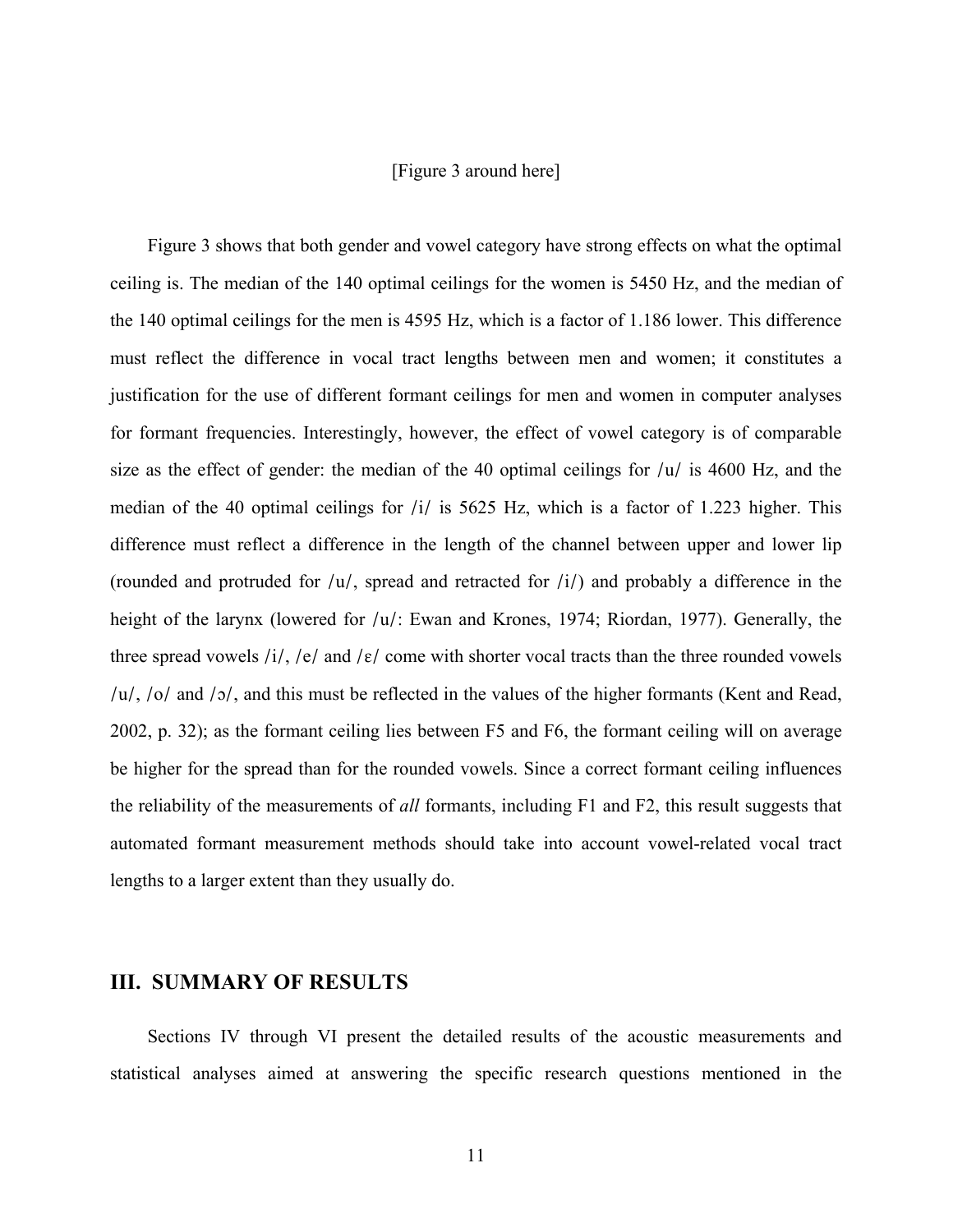[Figure 3 around here]

Figure 3 shows that both gender and vowel category have strong effects on what the optimal ceiling is. The median of the 140 optimal ceilings for the women is 5450 Hz, and the median of the 140 optimal ceilings for the men is 4595 Hz, which is a factor of 1.186 lower. This difference must reflect the difference in vocal tract lengths between men and women; it constitutes a justification for the use of different formant ceilings for men and women in computer analyses for formant frequencies. Interestingly, however, the effect of vowel category is of comparable size as the effect of gender: the median of the 40 optimal ceilings for /u/ is 4600 Hz, and the median of the 40 optimal ceilings for /i/ is 5625 Hz, which is a factor of 1.223 higher. This difference must reflect a difference in the length of the channel between upper and lower lip (rounded and protruded for /u/, spread and retracted for /i/) and probably a difference in the height of the larynx (lowered for /u/: Ewan and Krones, 1974; Riordan, 1977). Generally, the three spread vowels /i/, /e/ and /ɛ/ come with shorter vocal tracts than the three rounded vowels /u/, /o/ and /ɔ/, and this must be reflected in the values of the higher formants (Kent and Read, 2002, p. 32); as the formant ceiling lies between F5 and F6, the formant ceiling will on average be higher for the spread than for the rounded vowels. Since a correct formant ceiling influences the reliability of the measurements of *all* formants, including F1 and F2, this result suggests that automated formant measurement methods should take into account vowel-related vocal tract lengths to a larger extent than they usually do.

## III. SUMMARY OF RESULTS

Sections IV through VI present the detailed results of the acoustic measurements and statistical analyses aimed at answering the specific research questions mentioned in the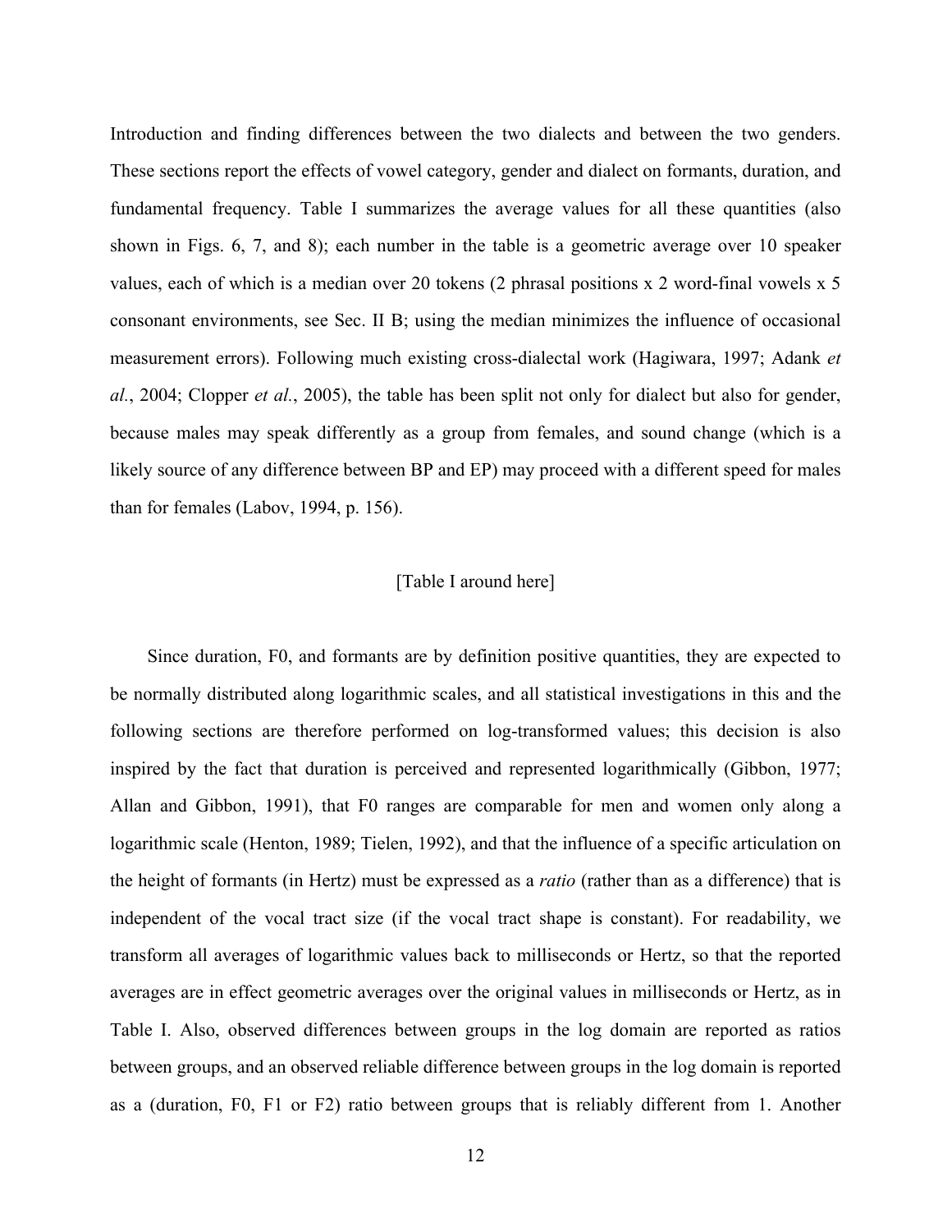Introduction and finding differences between the two dialects and between the two genders. These sections report the effects of vowel category, gender and dialect on formants, duration, and fundamental frequency. Table I summarizes the average values for all these quantities (also shown in Figs. 6, 7, and 8); each number in the table is a geometric average over 10 speaker values, each of which is a median over 20 tokens (2 phrasal positions x 2 word-final vowels x 5 consonant environments, see Sec. II B; using the median minimizes the influence of occasional measurement errors). Following much existing cross-dialectal work (Hagiwara, 1997; Adank *et al.*, 2004; Clopper *et al.*, 2005), the table has been split not only for dialect but also for gender, because males may speak differently as a group from females, and sound change (which is a likely source of any difference between BP and EP) may proceed with a different speed for males than for females (Labov, 1994, p. 156).

[Table I around here]

Since duration, F0, and formants are by definition positive quantities, they are expected to be normally distributed along logarithmic scales, and all statistical investigations in this and the following sections are therefore performed on log-transformed values; this decision is also inspired by the fact that duration is perceived and represented logarithmically (Gibbon, 1977; Allan and Gibbon, 1991), that F0 ranges are comparable for men and women only along a logarithmic scale (Henton, 1989; Tielen, 1992), and that the influence of a specific articulation on the height of formants (in Hertz) must be expressed as a *ratio* (rather than as a difference) that is independent of the vocal tract size (if the vocal tract shape is constant). For readability, we transform all averages of logarithmic values back to milliseconds or Hertz, so that the reported averages are in effect geometric averages over the original values in milliseconds or Hertz, as in Table I. Also, observed differences between groups in the log domain are reported as ratios between groups, and an observed reliable difference between groups in the log domain is reported as a (duration, F0, F1 or F2) ratio between groups that is reliably different from 1. Another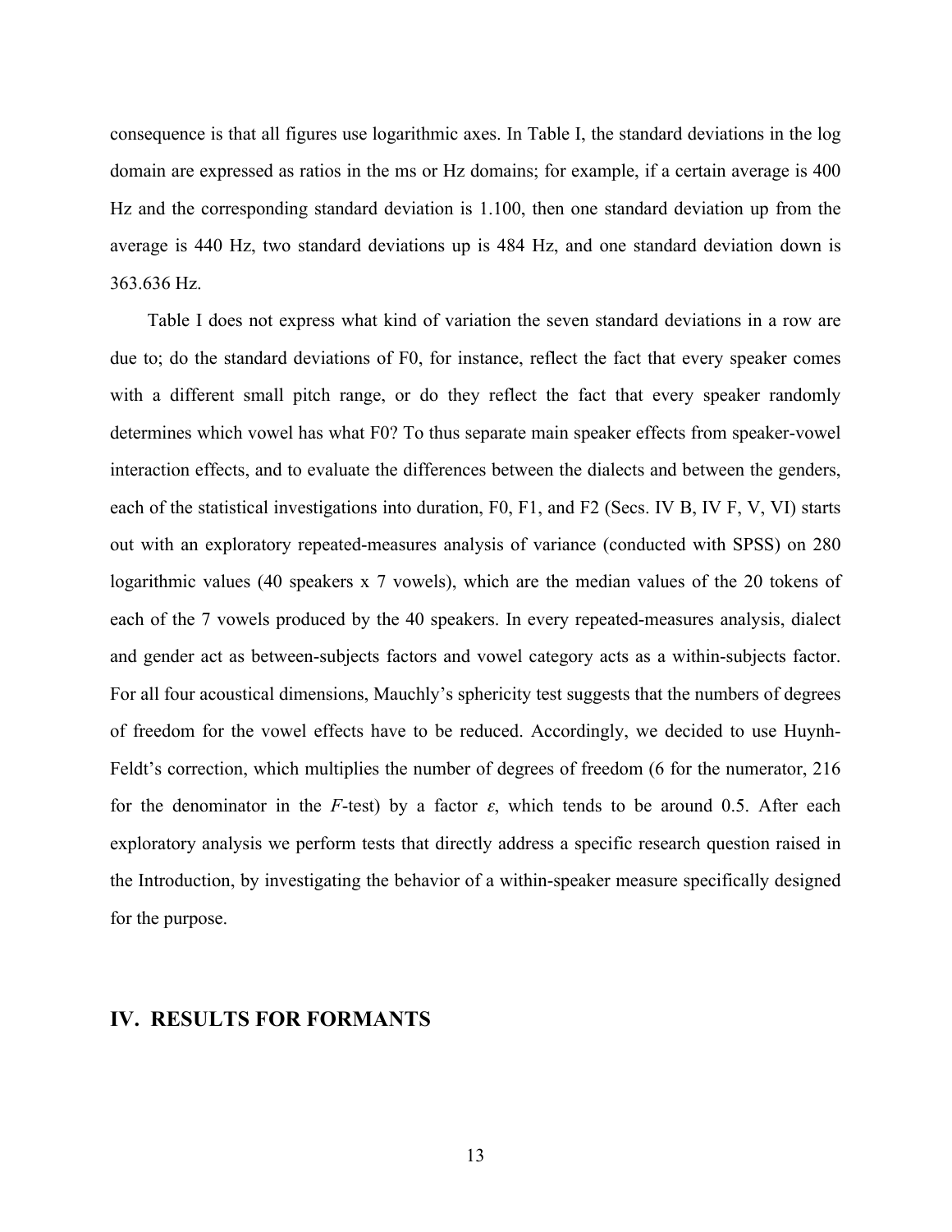consequence is that all figures use logarithmic axes. In Table I, the standard deviations in the log domain are expressed as ratios in the ms or Hz domains; for example, if a certain average is 400 Hz and the corresponding standard deviation is 1.100, then one standard deviation up from the average is 440 Hz, two standard deviations up is 484 Hz, and one standard deviation down is 363.636 Hz.

Table I does not express what kind of variation the seven standard deviations in a row are due to; do the standard deviations of F0, for instance, reflect the fact that every speaker comes with a different small pitch range, or do they reflect the fact that every speaker randomly determines which vowel has what F0? To thus separate main speaker effects from speaker-vowel interaction effects, and to evaluate the differences between the dialects and between the genders, each of the statistical investigations into duration, F0, F1, and F2 (Secs. IV B, IV F, V, VI) starts out with an exploratory repeated-measures analysis of variance (conducted with SPSS) on 280 logarithmic values (40 speakers x 7 vowels), which are the median values of the 20 tokens of each of the 7 vowels produced by the 40 speakers. In every repeated-measures analysis, dialect and gender act as between-subjects factors and vowel category acts as a within-subjects factor. For all four acoustical dimensions, Mauchly's sphericity test suggests that the numbers of degrees of freedom for the vowel effects have to be reduced. Accordingly, we decided to use Huynh-Feldt's correction, which multiplies the number of degrees of freedom (6 for the numerator, 216 for the denominator in the $F$-test) by a factor $\varepsilon$, which tends to be around 0.5. After each exploratory analysis we perform tests that directly address a specific research question raised in the Introduction, by investigating the behavior of a within-speaker measure specifically designed for the purpose.

## IV. RESULTS FOR FORMANTS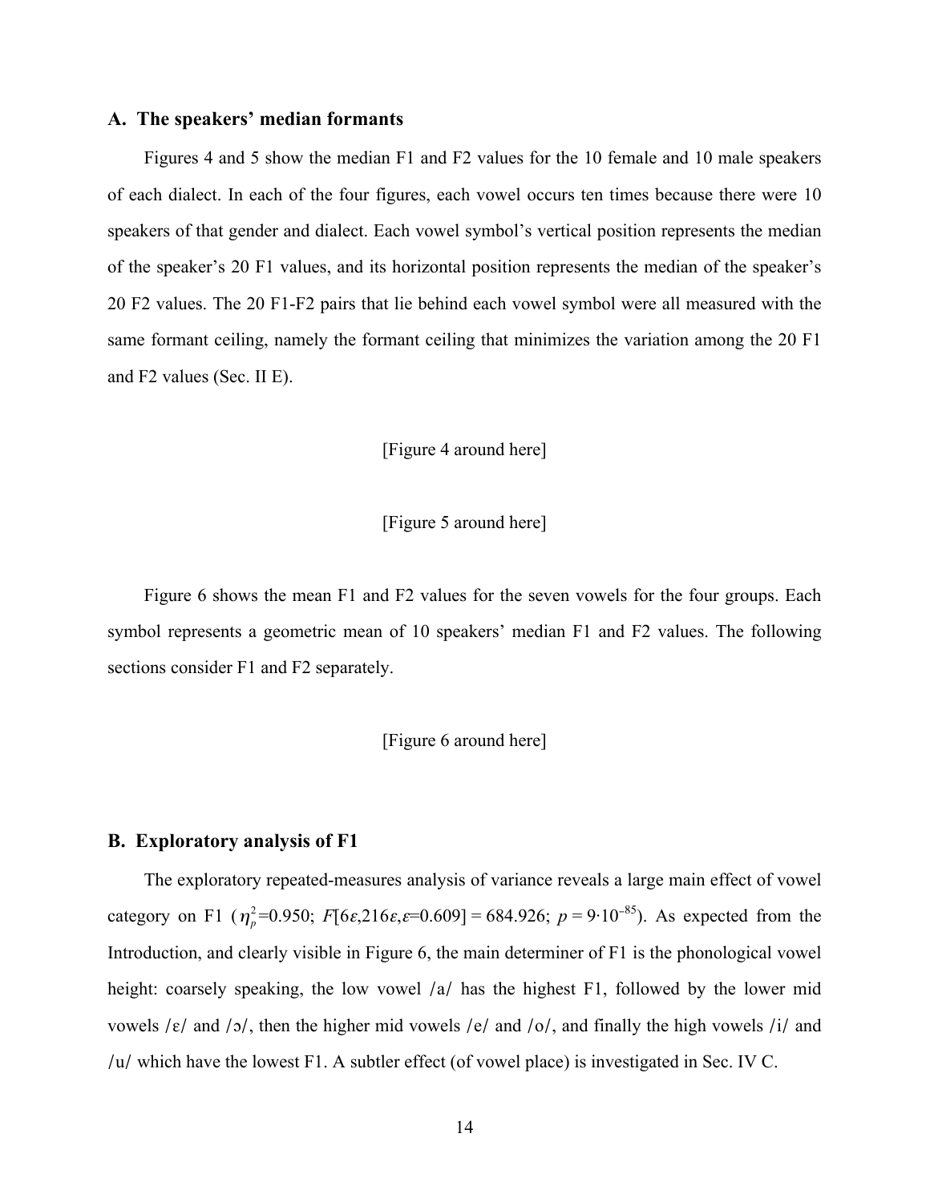### A. The speakers' median formants

Figures 4 and 5 show the median F1 and F2 values for the 10 female and 10 male speakers of each dialect. In each of the four figures, each vowel occurs ten times because there were 10 speakers of that gender and dialect. Each vowel symbol's vertical position represents the median of the speaker's 20 F1 values, and its horizontal position represents the median of the speaker's 20 F2 values. The 20 F1-F2 pairs that lie behind each vowel symbol were all measured with the same formant ceiling, namely the formant ceiling that minimizes the variation among the 20 F1 and F2 values (Sec. II E).

[Figure 4 around here]

[Figure 5 around here]

Figure 6 shows the mean F1 and F2 values for the seven vowels for the four groups. Each symbol represents a geometric mean of 10 speakers' median F1 and F2 values. The following sections consider F1 and F2 separately.

[Figure 6 around here]

### B. Exploratory analysis of F1

The exploratory repeated-measures analysis of variance reveals a large main effect of vowel category on F1 ($\eta_p^2$=0.950; $F[6\varepsilon,216\varepsilon,\varepsilon=0.609] = 684.926$; $p = 9\cdot10^{-85}$). As expected from the Introduction, and clearly visible in Figure 6, the main determiner of F1 is the phonological vowel height: coarsely speaking, the low vowel /a/ has the highest F1, followed by the lower mid vowels /ɛ/ and /ɔ/, then the higher mid vowels /e/ and /o/, and finally the high vowels /i/ and /u/ which have the lowest F1. A subtler effect (of vowel place) is investigated in Sec. IV C.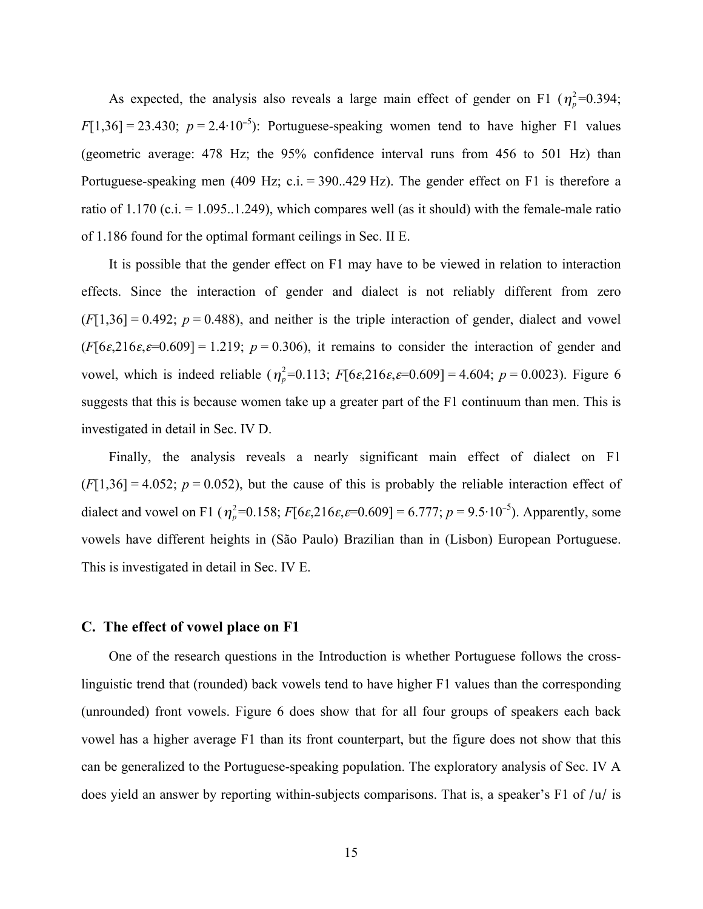As expected, the analysis also reveals a large main effect of gender on F1 ($\eta_p^2$=0.394; $F[1,36] = 23.430$; $p = 2.4 \cdot 10^{-5}$): Portuguese-speaking women tend to have higher F1 values (geometric average: 478 Hz; the 95% confidence interval runs from 456 to 501 Hz) than Portuguese-speaking men (409 Hz; c.i. = 390..429 Hz). The gender effect on F1 is therefore a ratio of 1.170 (c.i. = 1.095..1.249), which compares well (as it should) with the female-male ratio of 1.186 found for the optimal formant ceilings in Sec. II E.

It is possible that the gender effect on F1 may have to be viewed in relation to interaction effects. Since the interaction of gender and dialect is not reliably different from zero ($F[1,36] = 0.492$; $p = 0.488$), and neither is the triple interaction of gender, dialect and vowel ($F[6\varepsilon,216\varepsilon,\varepsilon{=}0.609] = 1.219$; $p = 0.306$), it remains to consider the interaction of gender and vowel, which is indeed reliable ($\eta_p^2$=0.113; $F[6\varepsilon,216\varepsilon,\varepsilon{=}0.609] = 4.604$; $p = 0.0023$). Figure 6 suggests that this is because women take up a greater part of the F1 continuum than men. This is investigated in detail in Sec. IV D.

Finally, the analysis reveals a nearly significant main effect of dialect on F1 ($F[1,36] = 4.052$; $p = 0.052$), but the cause of this is probably the reliable interaction effect of dialect and vowel on F1 ($\eta_p^2$=0.158; $F[6\varepsilon,216\varepsilon,\varepsilon{=}0.609] = 6.777$; $p = 9.5 \cdot 10^{-5}$). Apparently, some vowels have different heights in (São Paulo) Brazilian than in (Lisbon) European Portuguese. This is investigated in detail in Sec. IV E.

### C. The effect of vowel place on F1

One of the research questions in the Introduction is whether Portuguese follows the cross-linguistic trend that (rounded) back vowels tend to have higher F1 values than the corresponding (unrounded) front vowels. Figure 6 does show that for all four groups of speakers each back vowel has a higher average F1 than its front counterpart, but the figure does not show that this can be generalized to the Portuguese-speaking population. The exploratory analysis of Sec. IV A does yield an answer by reporting within-subjects comparisons. That is, a speaker's F1 of /u/ is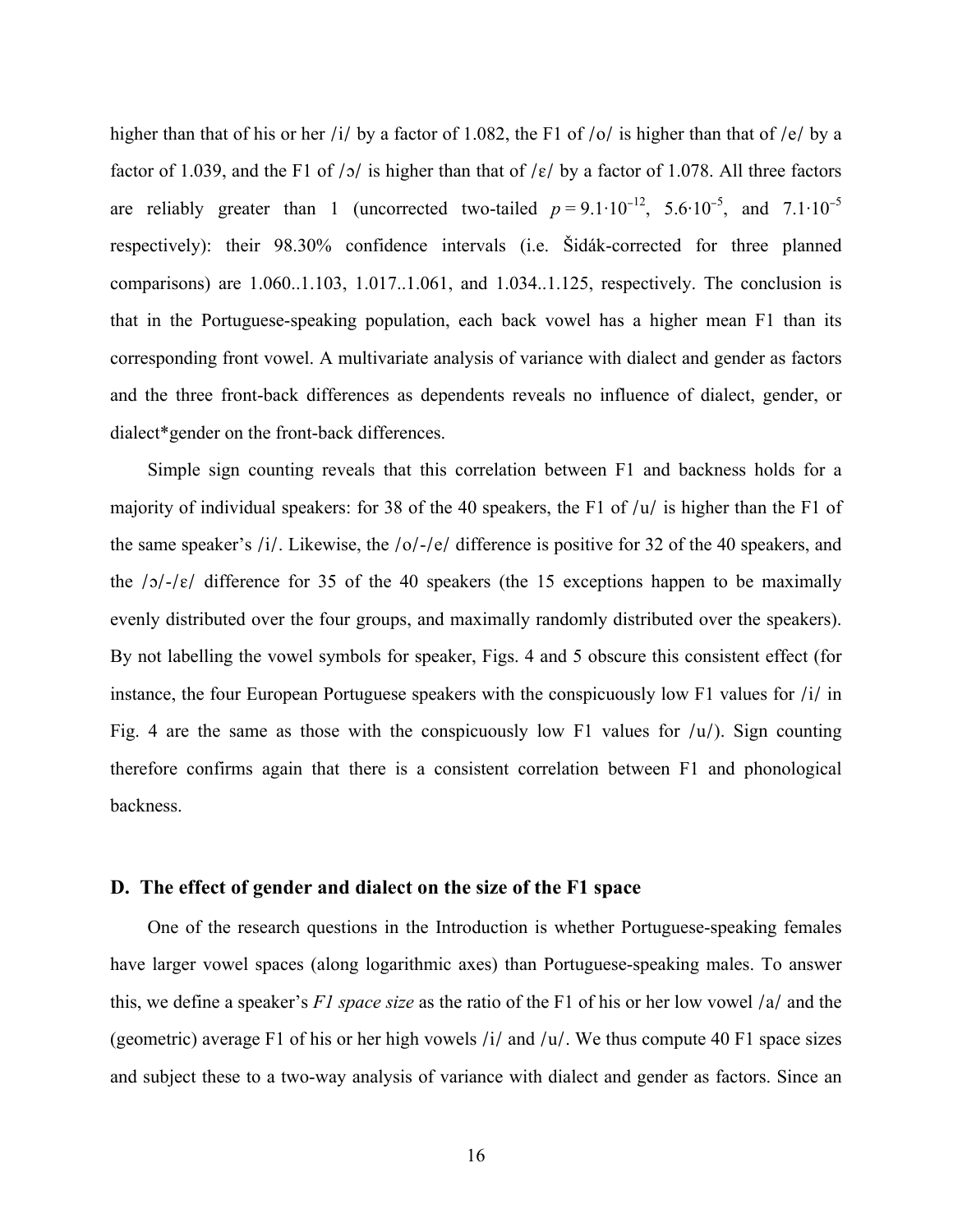higher than that of his or her /i/ by a factor of 1.082, the F1 of /o/ is higher than that of /e/ by a factor of 1.039, and the F1 of /ɔ/ is higher than that of /ɛ/ by a factor of 1.078. All three factors are reliably greater than 1 (uncorrected two-tailed $p = 9.1 \cdot 10^{-12}$, $5.6 \cdot 10^{-5}$, and $7.1 \cdot 10^{-5}$ respectively): their 98.30% confidence intervals (i.e. Šidák-corrected for three planned comparisons) are 1.060..1.103, 1.017..1.061, and 1.034..1.125, respectively. The conclusion is that in the Portuguese-speaking population, each back vowel has a higher mean F1 than its corresponding front vowel. A multivariate analysis of variance with dialect and gender as factors and the three front-back differences as dependents reveals no influence of dialect, gender, or dialect*gender on the front-back differences.

Simple sign counting reveals that this correlation between F1 and backness holds for a majority of individual speakers: for 38 of the 40 speakers, the F1 of /u/ is higher than the F1 of the same speaker's /i/. Likewise, the /o/-/e/ difference is positive for 32 of the 40 speakers, and the /ɔ/-/ɛ/ difference for 35 of the 40 speakers (the 15 exceptions happen to be maximally evenly distributed over the four groups, and maximally randomly distributed over the speakers). By not labelling the vowel symbols for speaker, Figs. 4 and 5 obscure this consistent effect (for instance, the four European Portuguese speakers with the conspicuously low F1 values for /i/ in Fig. 4 are the same as those with the conspicuously low F1 values for /u/). Sign counting therefore confirms again that there is a consistent correlation between F1 and phonological backness.

### D. The effect of gender and dialect on the size of the F1 space

One of the research questions in the Introduction is whether Portuguese-speaking females have larger vowel spaces (along logarithmic axes) than Portuguese-speaking males. To answer this, we define a speaker's *F1 space size* as the ratio of the F1 of his or her low vowel /a/ and the (geometric) average F1 of his or her high vowels /i/ and /u/. We thus compute 40 F1 space sizes and subject these to a two-way analysis of variance with dialect and gender as factors. Since an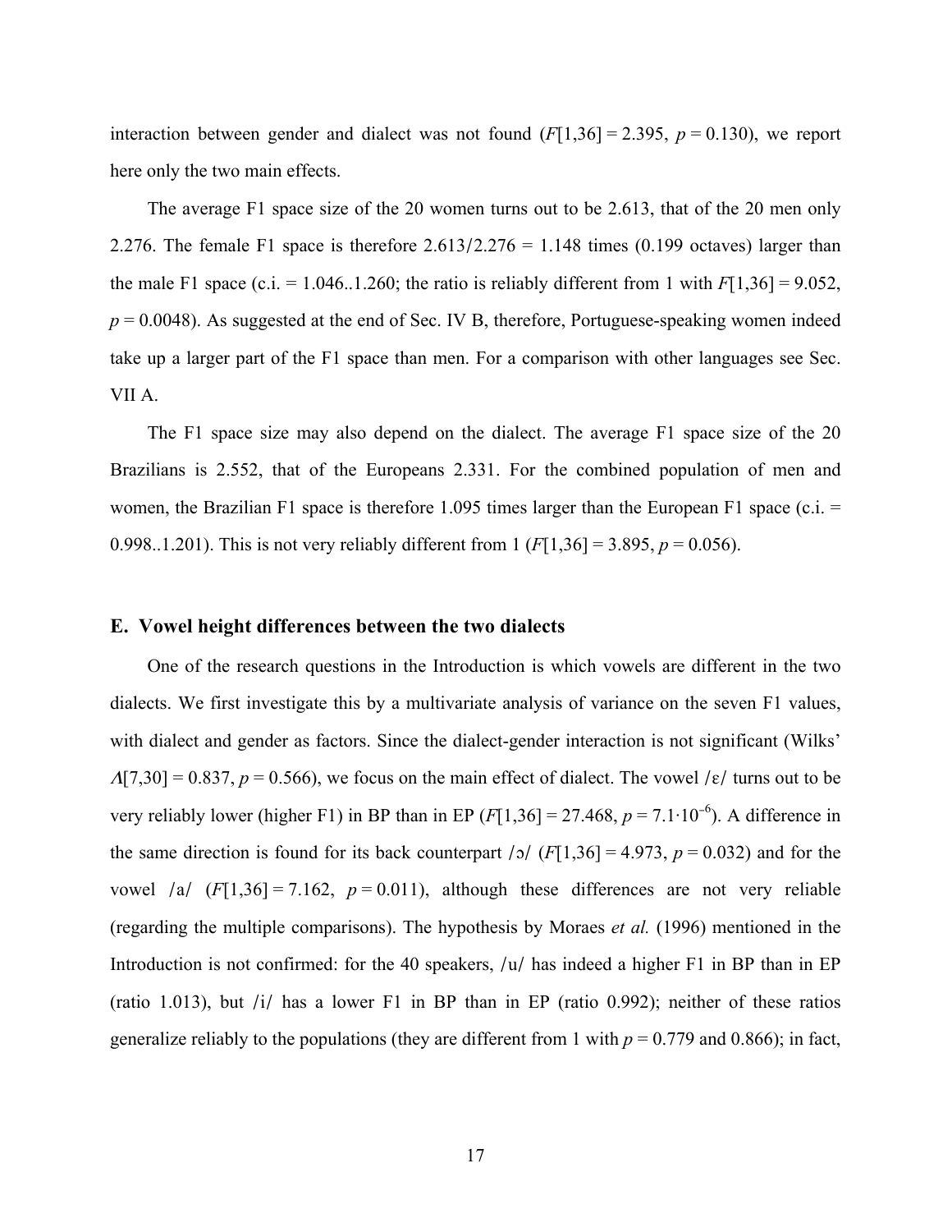interaction between gender and dialect was not found ($F[1,36] = 2.395$, $p = 0.130$), we report here only the two main effects.

The average F1 space size of the 20 women turns out to be 2.613, that of the 20 men only 2.276. The female F1 space is therefore 2.613/2.276 = 1.148 times (0.199 octaves) larger than the male F1 space (c.i. = 1.046..1.260; the ratio is reliably different from 1 with $F[1,36] = 9.052$, $p = 0.0048$). As suggested at the end of Sec. IV B, therefore, Portuguese-speaking women indeed take up a larger part of the F1 space than men. For a comparison with other languages see Sec. VII A.

The F1 space size may also depend on the dialect. The average F1 space size of the 20 Brazilians is 2.552, that of the Europeans 2.331. For the combined population of men and women, the Brazilian F1 space is therefore 1.095 times larger than the European F1 space (c.i. = 0.998..1.201). This is not very reliably different from 1 ($F[1,36] = 3.895$, $p = 0.056$).

### E. Vowel height differences between the two dialects

One of the research questions in the Introduction is which vowels are different in the two dialects. We first investigate this by a multivariate analysis of variance on the seven F1 values, with dialect and gender as factors. Since the dialect-gender interaction is not significant (Wilks' $\Lambda[7,30] = 0.837$, $p = 0.566$), we focus on the main effect of dialect. The vowel /ɛ/ turns out to be very reliably lower (higher F1) in BP than in EP ($F[1,36] = 27.468$, $p = 7.1 \cdot 10^{-6}$). A difference in the same direction is found for its back counterpart /ɔ/ ($F[1,36] = 4.973$, $p = 0.032$) and for the vowel /a/ ($F[1,36] = 7.162$, $p = 0.011$), although these differences are not very reliable (regarding the multiple comparisons). The hypothesis by Moraes *et al.* (1996) mentioned in the Introduction is not confirmed: for the 40 speakers, /u/ has indeed a higher F1 in BP than in EP (ratio 1.013), but /i/ has a lower F1 in BP than in EP (ratio 0.992); neither of these ratios generalize reliably to the populations (they are different from 1 with $p = 0.779$ and 0.866); in fact,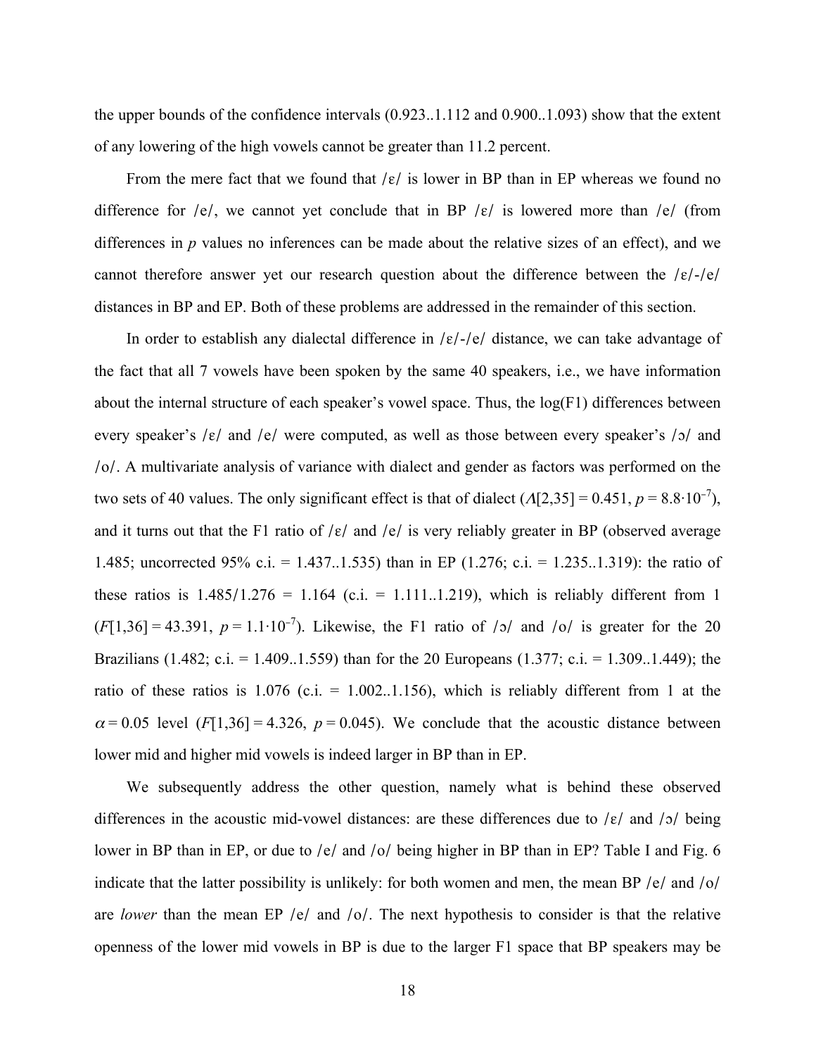the upper bounds of the confidence intervals (0.923..1.112 and 0.900..1.093) show that the extent of any lowering of the high vowels cannot be greater than 11.2 percent.

From the mere fact that we found that /ɛ/ is lower in BP than in EP whereas we found no difference for /e/, we cannot yet conclude that in BP /ɛ/ is lowered more than /e/ (from differences in *p* values no inferences can be made about the relative sizes of an effect), and we cannot therefore answer yet our research question about the difference between the /ɛ/-/e/ distances in BP and EP. Both of these problems are addressed in the remainder of this section.

In order to establish any dialectal difference in /ɛ/-/e/ distance, we can take advantage of the fact that all 7 vowels have been spoken by the same 40 speakers, i.e., we have information about the internal structure of each speaker's vowel space. Thus, the log(F1) differences between every speaker's /ɛ/ and /e/ were computed, as well as those between every speaker's /ɔ/ and /o/. A multivariate analysis of variance with dialect and gender as factors was performed on the two sets of 40 values. The only significant effect is that of dialect ($\Lambda[2,35] = 0.451$, $p = 8.8 \cdot 10^{-7}$), and it turns out that the F1 ratio of /ɛ/ and /e/ is very reliably greater in BP (observed average 1.485; uncorrected 95% c.i. = 1.437..1.535) than in EP (1.276; c.i. = 1.235..1.319): the ratio of these ratios is 1.485/1.276 = 1.164 (c.i. = 1.111..1.219), which is reliably different from 1 ($F[1,36] = 43.391$, $p = 1.1 \cdot 10^{-7}$). Likewise, the F1 ratio of /ɔ/ and /o/ is greater for the 20 Brazilians (1.482; c.i. = 1.409..1.559) than for the 20 Europeans (1.377; c.i. = 1.309..1.449); the ratio of these ratios is 1.076 (c.i. = 1.002..1.156), which is reliably different from 1 at the $\alpha = 0.05$ level ($F[1,36] = 4.326$, $p = 0.045$). We conclude that the acoustic distance between lower mid and higher mid vowels is indeed larger in BP than in EP.

We subsequently address the other question, namely what is behind these observed differences in the acoustic mid-vowel distances: are these differences due to /ɛ/ and /ɔ/ being lower in BP than in EP, or due to /e/ and /o/ being higher in BP than in EP? Table I and Fig. 6 indicate that the latter possibility is unlikely: for both women and men, the mean BP /e/ and /o/ are *lower* than the mean EP /e/ and /o/. The next hypothesis to consider is that the relative openness of the lower mid vowels in BP is due to the larger F1 space that BP speakers may be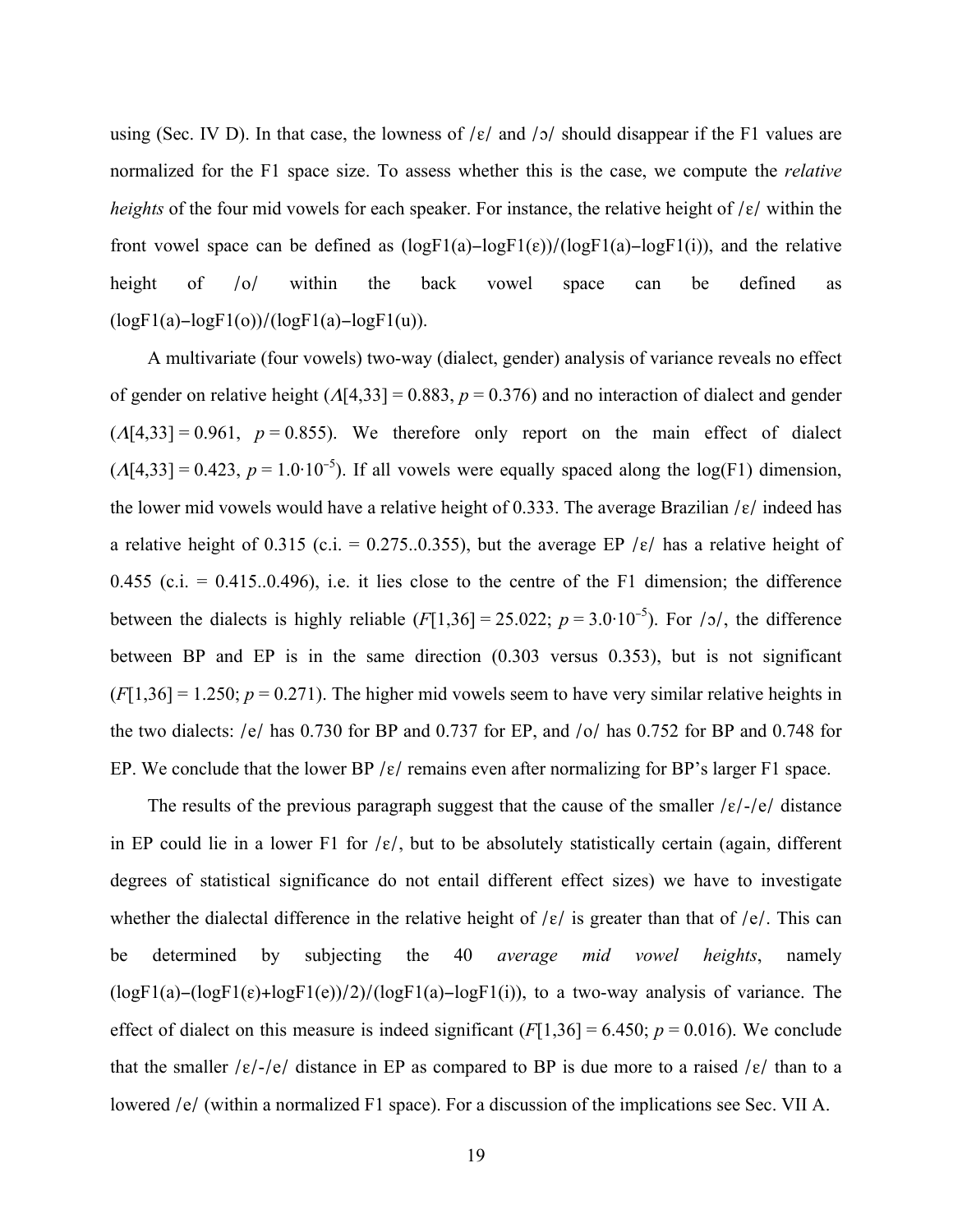using (Sec. IV D). In that case, the lowness of /ɛ/ and /ɔ/ should disappear if the F1 values are normalized for the F1 space size. To assess whether this is the case, we compute the *relative heights* of the four mid vowels for each speaker. For instance, the relative height of /ɛ/ within the front vowel space can be defined as (logF1(a)−logF1(ɛ))/(logF1(a)−logF1(i)), and the relative height of /o/ within the back vowel space can be defined as (logF1(a)−logF1(o))/(logF1(a)−logF1(u)).

A multivariate (four vowels) two-way (dialect, gender) analysis of variance reveals no effect of gender on relative height ($\Lambda[4,33] = 0.883$, $p = 0.376$) and no interaction of dialect and gender ($\Lambda[4,33] = 0.961$, $p = 0.855$). We therefore only report on the main effect of dialect ($\Lambda[4,33] = 0.423$, $p = 1.0\cdot10^{-5}$). If all vowels were equally spaced along the log(F1) dimension, the lower mid vowels would have a relative height of 0.333. The average Brazilian /ɛ/ indeed has a relative height of 0.315 (c.i. = 0.275..0.355), but the average EP /ɛ/ has a relative height of 0.455 (c.i. = 0.415..0.496), i.e. it lies close to the centre of the F1 dimension; the difference between the dialects is highly reliable ($F[1,36] = 25.022$; $p = 3.0\cdot10^{-5}$). For /ɔ/, the difference between BP and EP is in the same direction (0.303 versus 0.353), but is not significant ($F[1,36] = 1.250$; $p = 0.271$). The higher mid vowels seem to have very similar relative heights in the two dialects: /e/ has 0.730 for BP and 0.737 for EP, and /o/ has 0.752 for BP and 0.748 for EP. We conclude that the lower BP /ɛ/ remains even after normalizing for BP's larger F1 space.

The results of the previous paragraph suggest that the cause of the smaller /ɛ/-/e/ distance in EP could lie in a lower F1 for /ɛ/, but to be absolutely statistically certain (again, different degrees of statistical significance do not entail different effect sizes) we have to investigate whether the dialectal difference in the relative height of /ɛ/ is greater than that of /e/. This can be determined by subjecting the 40 *average mid vowel heights*, namely (logF1(a)−(logF1(ɛ)+logF1(e))/2)/(logF1(a)−logF1(i)), to a two-way analysis of variance. The effect of dialect on this measure is indeed significant ($F[1,36] = 6.450$; $p = 0.016$). We conclude that the smaller /ɛ/-/e/ distance in EP as compared to BP is due more to a raised /ɛ/ than to a lowered /e/ (within a normalized F1 space). For a discussion of the implications see Sec. VII A.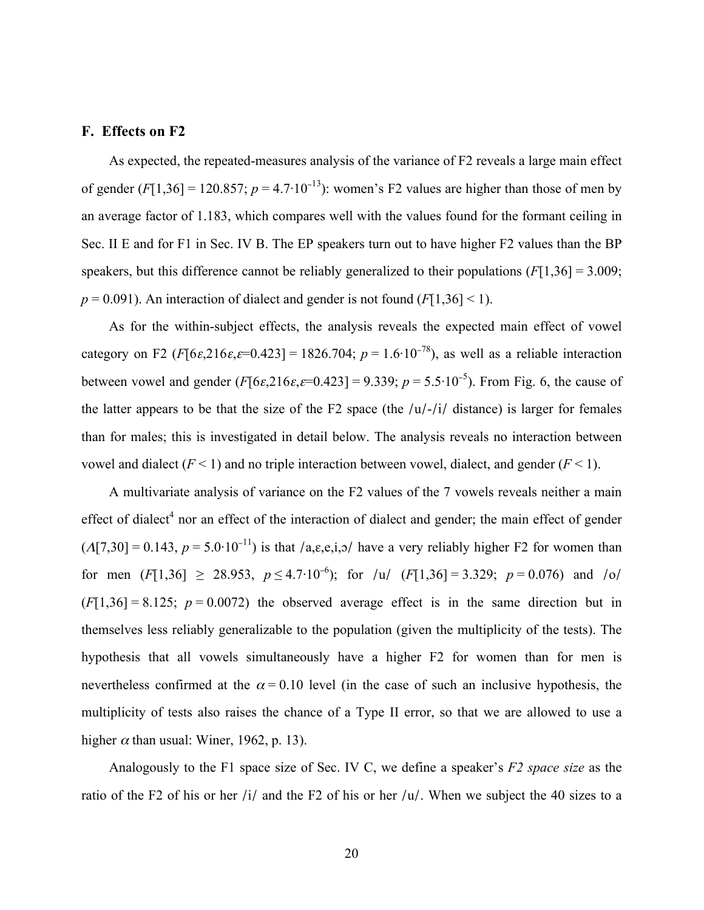### F. Effects on F2

As expected, the repeated-measures analysis of the variance of F2 reveals a large main effect of gender ($F[1,36] = 120.857$; $p = 4.7 \cdot 10^{-13}$): women's F2 values are higher than those of men by an average factor of 1.183, which compares well with the values found for the formant ceiling in Sec. II E and for F1 in Sec. IV B. The EP speakers turn out to have higher F2 values than the BP speakers, but this difference cannot be reliably generalized to their populations ($F[1,36] = 3.009$; $p = 0.091$). An interaction of dialect and gender is not found ($F[1,36] < 1$).

As for the within-subject effects, the analysis reveals the expected main effect of vowel category on F2 ($F[6\varepsilon, 216\varepsilon, \varepsilon{=}0.423] = 1826.704$; $p = 1.6 \cdot 10^{-78}$), as well as a reliable interaction between vowel and gender ($F[6\varepsilon, 216\varepsilon, \varepsilon{=}0.423] = 9.339$; $p = 5.5 \cdot 10^{-5}$). From Fig. 6, the cause of the latter appears to be that the size of the F2 space (the /u/-/i/ distance) is larger for females than for males; this is investigated in detail below. The analysis reveals no interaction between vowel and dialect ($F < 1$) and no triple interaction between vowel, dialect, and gender ($F < 1$).

A multivariate analysis of variance on the F2 values of the 7 vowels reveals neither a main effect of dialect[4] nor an effect of the interaction of dialect and gender; the main effect of gender ($\Lambda[7,30] = 0.143$, $p = 5.0 \cdot 10^{-11}$) is that /a,ɛ,e,i,ɔ/ have a very reliably higher F2 for women than for men ($F[1,36] \geq 28.953$, $p \leq 4.7 \cdot 10^{-6}$); for /u/ ($F[1,36] = 3.329$; $p = 0.076$) and /o/ ($F[1,36] = 8.125$; $p = 0.0072$) the observed average effect is in the same direction but in themselves less reliably generalizable to the population (given the multiplicity of the tests). The hypothesis that all vowels simultaneously have a higher F2 for women than for men is nevertheless confirmed at the $\alpha = 0.10$ level (in the case of such an inclusive hypothesis, the multiplicity of tests also raises the chance of a Type II error, so that we are allowed to use a higher $\alpha$ than usual: Winer, 1962, p. 13).

Analogously to the F1 space size of Sec. IV C, we define a speaker's *F2 space size* as the ratio of the F2 of his or her /i/ and the F2 of his or her /u/. When we subject the 40 sizes to a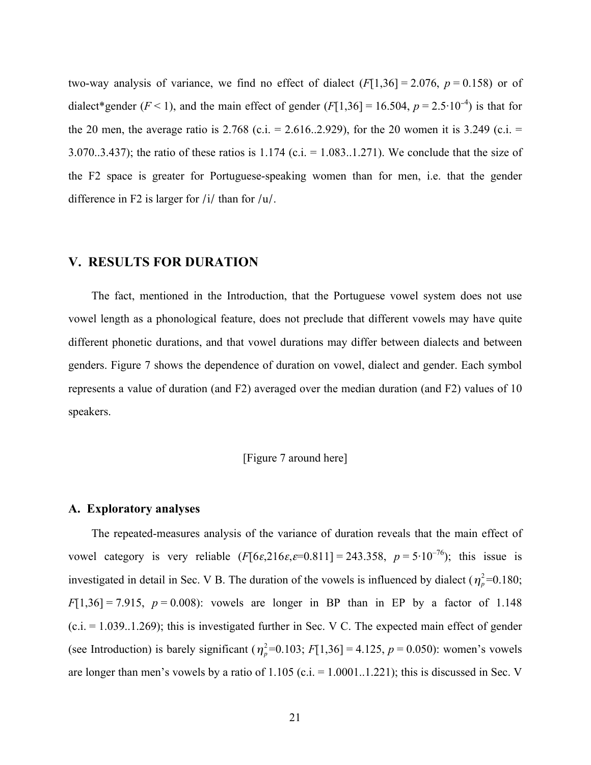two-way analysis of variance, we find no effect of dialect ($F[1,36] = 2.076$, $p = 0.158$) or of dialect*gender ($F < 1$), and the main effect of gender ($F[1,36] = 16.504$, $p = 2.5 \cdot 10^{-4}$) is that for the 20 men, the average ratio is 2.768 (c.i. = 2.616..2.929), for the 20 women it is 3.249 (c.i. = 3.070..3.437); the ratio of these ratios is 1.174 (c.i. = 1.083..1.271). We conclude that the size of the F2 space is greater for Portuguese-speaking women than for men, i.e. that the gender difference in F2 is larger for /i/ than for /u/.

## V. RESULTS FOR DURATION

The fact, mentioned in the Introduction, that the Portuguese vowel system does not use vowel length as a phonological feature, does not preclude that different vowels may have quite different phonetic durations, and that vowel durations may differ between dialects and between genders. Figure 7 shows the dependence of duration on vowel, dialect and gender. Each symbol represents a value of duration (and F2) averaged over the median duration (and F2) values of 10 speakers.

[Figure 7 around here]

### A. Exploratory analyses

The repeated-measures analysis of the variance of duration reveals that the main effect of vowel category is very reliable ($F[6\varepsilon, 216\varepsilon, \varepsilon{=}0.811] = 243.358$, $p = 5 \cdot 10^{-76}$); this issue is investigated in detail in Sec. V B. The duration of the vowels is influenced by dialect ($\eta_p^2{=}0.180$; $F[1,36] = 7.915$, $p = 0.008$): vowels are longer in BP than in EP by a factor of 1.148 (c.i. = 1.039..1.269); this is investigated further in Sec. V C. The expected main effect of gender (see Introduction) is barely significant ($\eta_p^2{=}0.103$; $F[1,36] = 4.125$, $p = 0.050$): women's vowels are longer than men's vowels by a ratio of 1.105 (c.i. = 1.0001..1.221); this is discussed in Sec. V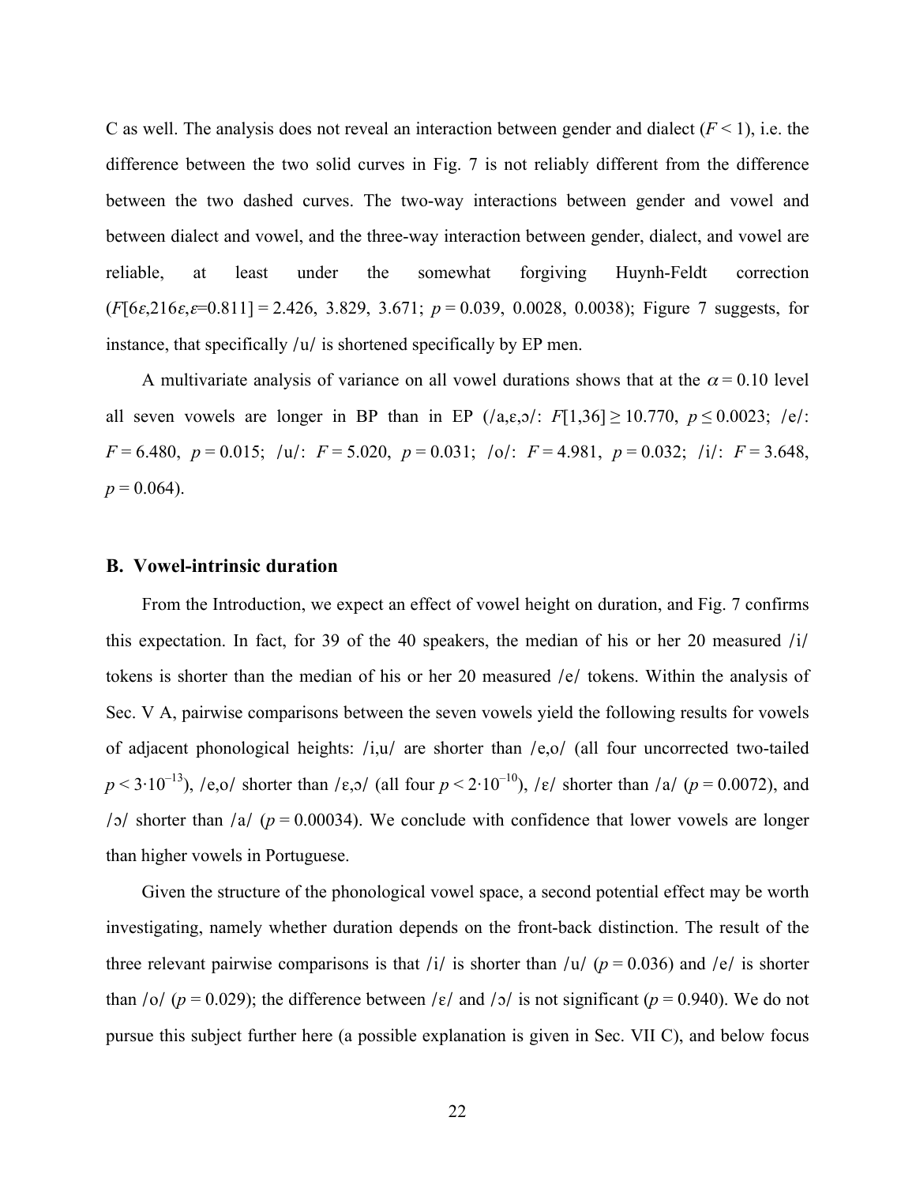C as well. The analysis does not reveal an interaction between gender and dialect ($F < 1$), i.e. the difference between the two solid curves in Fig. 7 is not reliably different from the difference between the two dashed curves. The two-way interactions between gender and vowel and between dialect and vowel, and the three-way interaction between gender, dialect, and vowel are reliable, at least under the somewhat forgiving Huynh-Feldt correction ($F[6\varepsilon,216\varepsilon,\varepsilon{=}0.811] = 2.426,\ 3.829,\ 3.671$; $p = 0.039,\ 0.0028,\ 0.0038$); Figure 7 suggests, for instance, that specifically /u/ is shortened specifically by EP men.

A multivariate analysis of variance on all vowel durations shows that at the $\alpha = 0.10$ level all seven vowels are longer in BP than in EP (/a,ɛ,ɔ/: $F[1,36] \geq 10.770$, $p \leq 0.0023$; /e/: $F = 6.480$, $p = 0.015$; /u/: $F = 5.020$, $p = 0.031$; /o/: $F = 4.981$, $p = 0.032$; /i/: $F = 3.648$, $p = 0.064$).

### B. Vowel-intrinsic duration

From the Introduction, we expect an effect of vowel height on duration, and Fig. 7 confirms this expectation. In fact, for 39 of the 40 speakers, the median of his or her 20 measured /i/ tokens is shorter than the median of his or her 20 measured /e/ tokens. Within the analysis of Sec. V A, pairwise comparisons between the seven vowels yield the following results for vowels of adjacent phonological heights: /i,u/ are shorter than /e,o/ (all four uncorrected two-tailed $p < 3{\cdot}10^{-13}$), /e,o/ shorter than /ɛ,ɔ/ (all four $p < 2{\cdot}10^{-10}$), /ɛ/ shorter than /a/ ($p = 0.0072$), and /ɔ/ shorter than /a/ ($p = 0.00034$). We conclude with confidence that lower vowels are longer than higher vowels in Portuguese.

Given the structure of the phonological vowel space, a second potential effect may be worth investigating, namely whether duration depends on the front-back distinction. The result of the three relevant pairwise comparisons is that /i/ is shorter than /u/ ($p = 0.036$) and /e/ is shorter than /o/ ($p = 0.029$); the difference between /ɛ/ and /ɔ/ is not significant ($p = 0.940$). We do not pursue this subject further here (a possible explanation is given in Sec. VII C), and below focus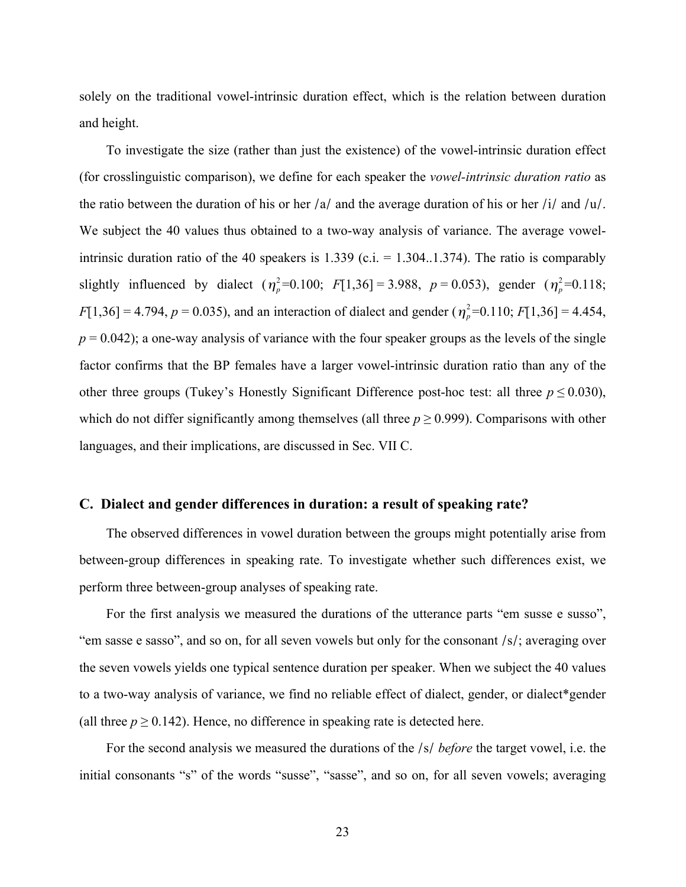solely on the traditional vowel-intrinsic duration effect, which is the relation between duration and height.

To investigate the size (rather than just the existence) of the vowel-intrinsic duration effect (for crosslinguistic comparison), we define for each speaker the *vowel-intrinsic duration ratio* as the ratio between the duration of his or her /a/ and the average duration of his or her /i/ and /u/. We subject the 40 values thus obtained to a two-way analysis of variance. The average vowel-intrinsic duration ratio of the 40 speakers is 1.339 (c.i. = 1.304..1.374). The ratio is comparably slightly influenced by dialect ($\eta_p^2$=0.100; $F[1,36] = 3.988$, $p = 0.053$), gender ($\eta_p^2$=0.118; $F[1,36] = 4.794$, $p = 0.035$), and an interaction of dialect and gender ($\eta_p^2$=0.110; $F[1,36] = 4.454$, $p = 0.042$); a one-way analysis of variance with the four speaker groups as the levels of the single factor confirms that the BP females have a larger vowel-intrinsic duration ratio than any of the other three groups (Tukey's Honestly Significant Difference post-hoc test: all three $p \leq 0.030$), which do not differ significantly among themselves (all three $p \geq 0.999$). Comparisons with other languages, and their implications, are discussed in Sec. VII C.

### C. Dialect and gender differences in duration: a result of speaking rate?

The observed differences in vowel duration between the groups might potentially arise from between-group differences in speaking rate. To investigate whether such differences exist, we perform three between-group analyses of speaking rate.

For the first analysis we measured the durations of the utterance parts "em susse e susso", "em sasse e sasso", and so on, for all seven vowels but only for the consonant /s/; averaging over the seven vowels yields one typical sentence duration per speaker. When we subject the 40 values to a two-way analysis of variance, we find no reliable effect of dialect, gender, or dialect*gender (all three $p \geq 0.142$). Hence, no difference in speaking rate is detected here.

For the second analysis we measured the durations of the /s/ *before* the target vowel, i.e. the initial consonants "s" of the words "susse", "sasse", and so on, for all seven vowels; averaging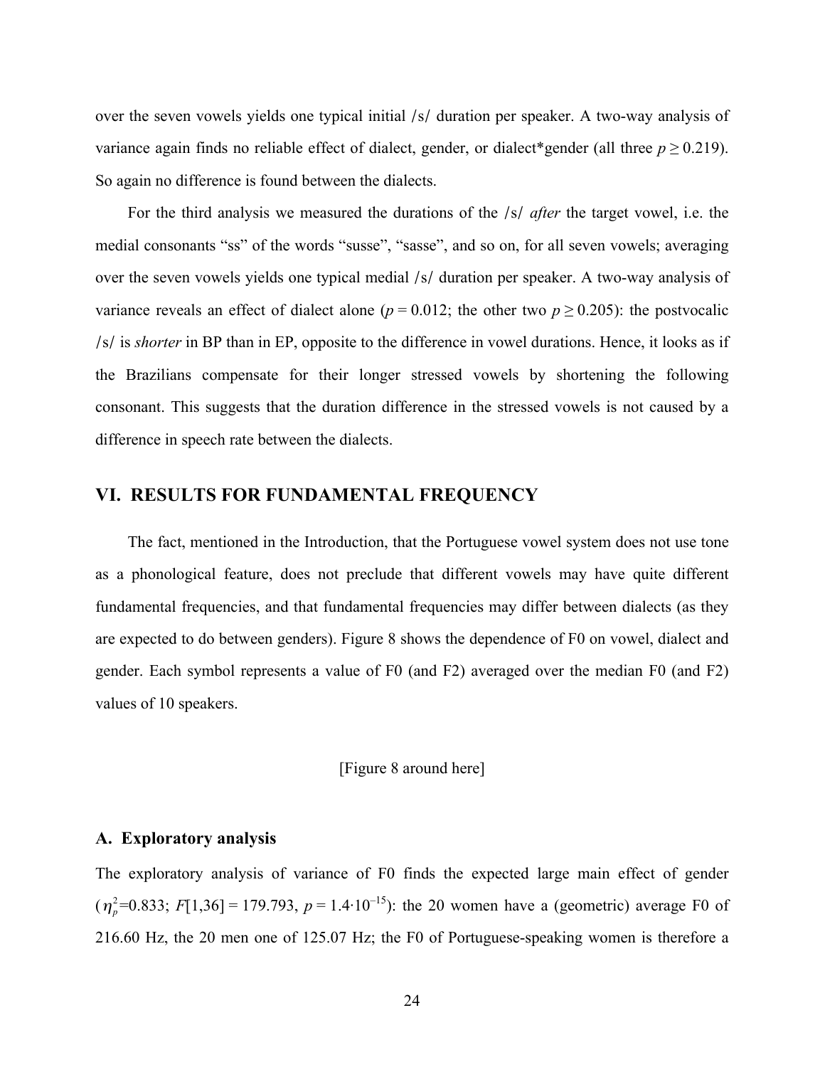over the seven vowels yields one typical initial /s/ duration per speaker. A two-way analysis of variance again finds no reliable effect of dialect, gender, or dialect*gender (all three $p \geq 0.219$). So again no difference is found between the dialects.

For the third analysis we measured the durations of the /s/ *after* the target vowel, i.e. the medial consonants "ss" of the words "susse", "sasse", and so on, for all seven vowels; averaging over the seven vowels yields one typical medial /s/ duration per speaker. A two-way analysis of variance reveals an effect of dialect alone ($p = 0.012$; the other two $p \geq 0.205$): the postvocalic /s/ is *shorter* in BP than in EP, opposite to the difference in vowel durations. Hence, it looks as if the Brazilians compensate for their longer stressed vowels by shortening the following consonant. This suggests that the duration difference in the stressed vowels is not caused by a difference in speech rate between the dialects.

## VI. RESULTS FOR FUNDAMENTAL FREQUENCY

The fact, mentioned in the Introduction, that the Portuguese vowel system does not use tone as a phonological feature, does not preclude that different vowels may have quite different fundamental frequencies, and that fundamental frequencies may differ between dialects (as they are expected to do between genders). Figure 8 shows the dependence of F0 on vowel, dialect and gender. Each symbol represents a value of F0 (and F2) averaged over the median F0 (and F2) values of 10 speakers.

[Figure 8 around here]

### A. Exploratory analysis

The exploratory analysis of variance of F0 finds the expected large main effect of gender ($\eta_p^2$=0.833; $F[1,36] = 179.793$, $p = 1.4 \cdot 10^{-15}$): the 20 women have a (geometric) average F0 of 216.60 Hz, the 20 men one of 125.07 Hz; the F0 of Portuguese-speaking women is therefore a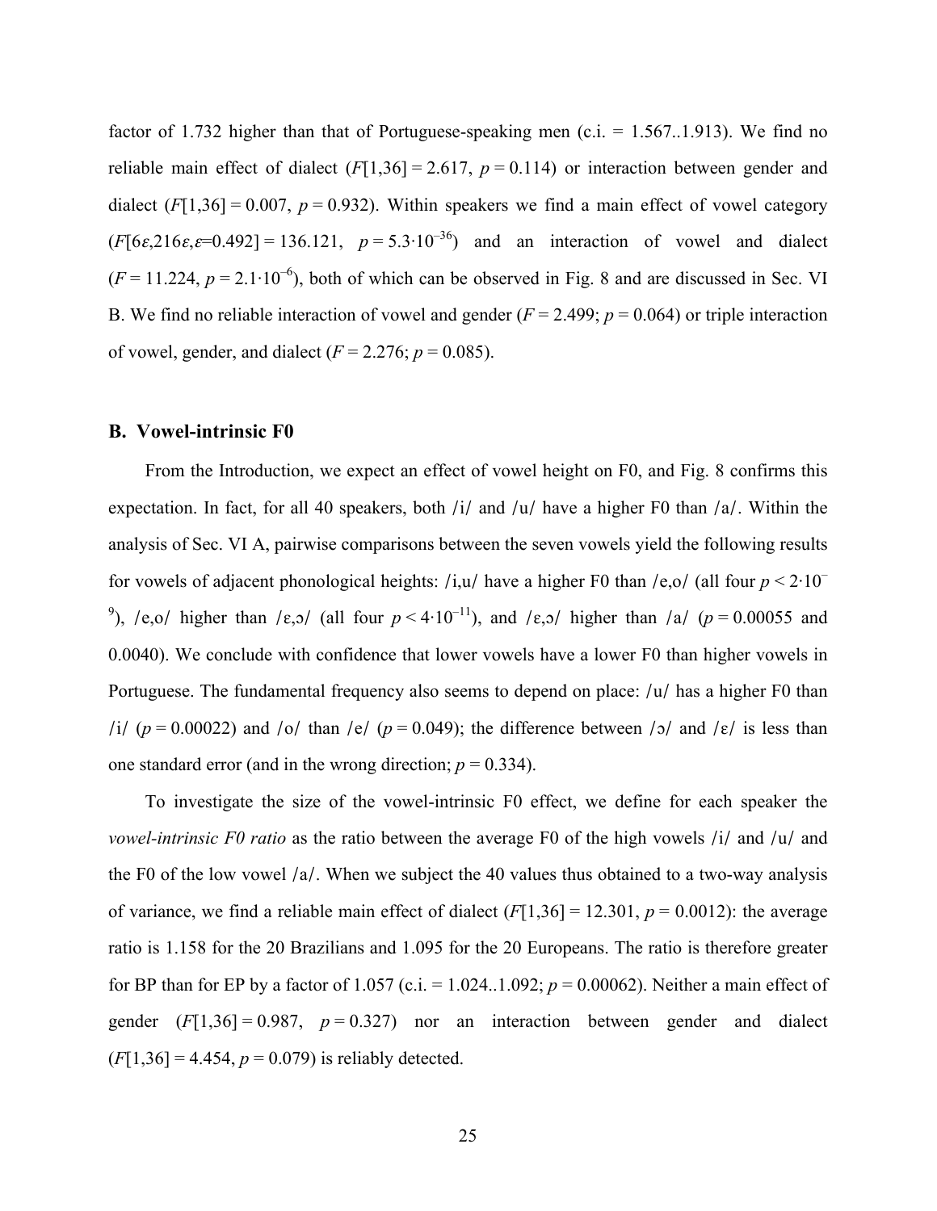factor of 1.732 higher than that of Portuguese-speaking men (c.i. = 1.567..1.913). We find no reliable main effect of dialect ($F[1,36] = 2.617$, $p = 0.114$) or interaction between gender and dialect ($F[1,36] = 0.007$, $p = 0.932$). Within speakers we find a main effect of vowel category ($F[6\varepsilon,216\varepsilon,\varepsilon{=}0.492] = 136.121$, $p = 5.3 \cdot 10^{-36}$) and an interaction of vowel and dialect ($F = 11.224$, $p = 2.1 \cdot 10^{-6}$), both of which can be observed in Fig. 8 and are discussed in Sec. VI B. We find no reliable interaction of vowel and gender ($F = 2.499$; $p = 0.064$) or triple interaction of vowel, gender, and dialect ($F = 2.276$; $p = 0.085$).

## B. Vowel-intrinsic F0

From the Introduction, we expect an effect of vowel height on F0, and Fig. 8 confirms this expectation. In fact, for all 40 speakers, both /i/ and /u/ have a higher F0 than /a/. Within the analysis of Sec. VI A, pairwise comparisons between the seven vowels yield the following results for vowels of adjacent phonological heights: /i,u/ have a higher F0 than /e,o/ (all four $p < 2 \cdot 10^{-9}$), /e,o/ higher than /ɛ,ɔ/ (all four $p < 4 \cdot 10^{-11}$), and /ɛ,ɔ/ higher than /a/ ($p = 0.00055$ and 0.0040). We conclude with confidence that lower vowels have a lower F0 than higher vowels in Portuguese. The fundamental frequency also seems to depend on place: /u/ has a higher F0 than /i/ ($p = 0.00022$) and /o/ than /e/ ($p = 0.049$); the difference between /ɔ/ and /ɛ/ is less than one standard error (and in the wrong direction; $p = 0.334$).

To investigate the size of the vowel-intrinsic F0 effect, we define for each speaker the *vowel-intrinsic F0 ratio* as the ratio between the average F0 of the high vowels /i/ and /u/ and the F0 of the low vowel /a/. When we subject the 40 values thus obtained to a two-way analysis of variance, we find a reliable main effect of dialect ($F[1,36] = 12.301$, $p = 0.0012$): the average ratio is 1.158 for the 20 Brazilians and 1.095 for the 20 Europeans. The ratio is therefore greater for BP than for EP by a factor of 1.057 (c.i. = 1.024..1.092; $p = 0.00062$). Neither a main effect of gender ($F[1,36] = 0.987$, $p = 0.327$) nor an interaction between gender and dialect ($F[1,36] = 4.454$, $p = 0.079$) is reliably detected.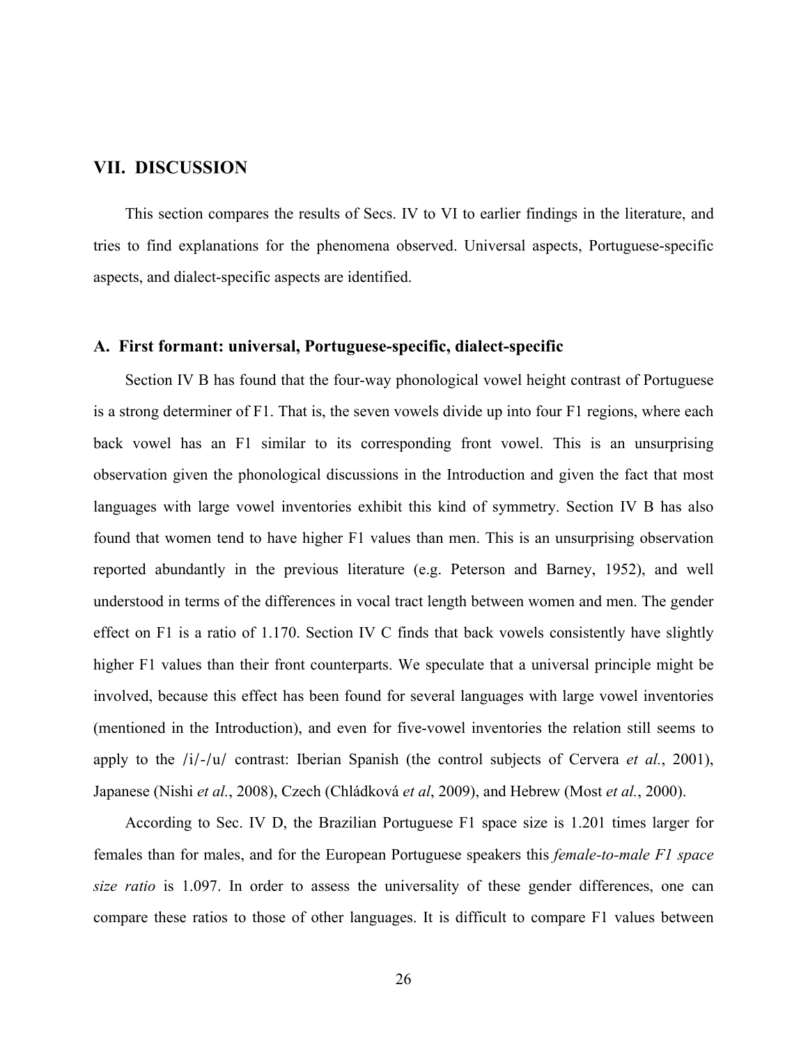## VII. DISCUSSION

This section compares the results of Secs. IV to VI to earlier findings in the literature, and tries to find explanations for the phenomena observed. Universal aspects, Portuguese-specific aspects, and dialect-specific aspects are identified.

### A. First formant: universal, Portuguese-specific, dialect-specific

Section IV B has found that the four-way phonological vowel height contrast of Portuguese is a strong determiner of F1. That is, the seven vowels divide up into four F1 regions, where each back vowel has an F1 similar to its corresponding front vowel. This is an unsurprising observation given the phonological discussions in the Introduction and given the fact that most languages with large vowel inventories exhibit this kind of symmetry. Section IV B has also found that women tend to have higher F1 values than men. This is an unsurprising observation reported abundantly in the previous literature (e.g. Peterson and Barney, 1952), and well understood in terms of the differences in vocal tract length between women and men. The gender effect on F1 is a ratio of 1.170. Section IV C finds that back vowels consistently have slightly higher F1 values than their front counterparts. We speculate that a universal principle might be involved, because this effect has been found for several languages with large vowel inventories (mentioned in the Introduction), and even for five-vowel inventories the relation still seems to apply to the /i/-/u/ contrast: Iberian Spanish (the control subjects of Cervera *et al.*, 2001), Japanese (Nishi *et al.*, 2008), Czech (Chládková *et al*, 2009), and Hebrew (Most *et al.*, 2000).

According to Sec. IV D, the Brazilian Portuguese F1 space size is 1.201 times larger for females than for males, and for the European Portuguese speakers this *female-to-male F1 space size ratio* is 1.097. In order to assess the universality of these gender differences, one can compare these ratios to those of other languages. It is difficult to compare F1 values between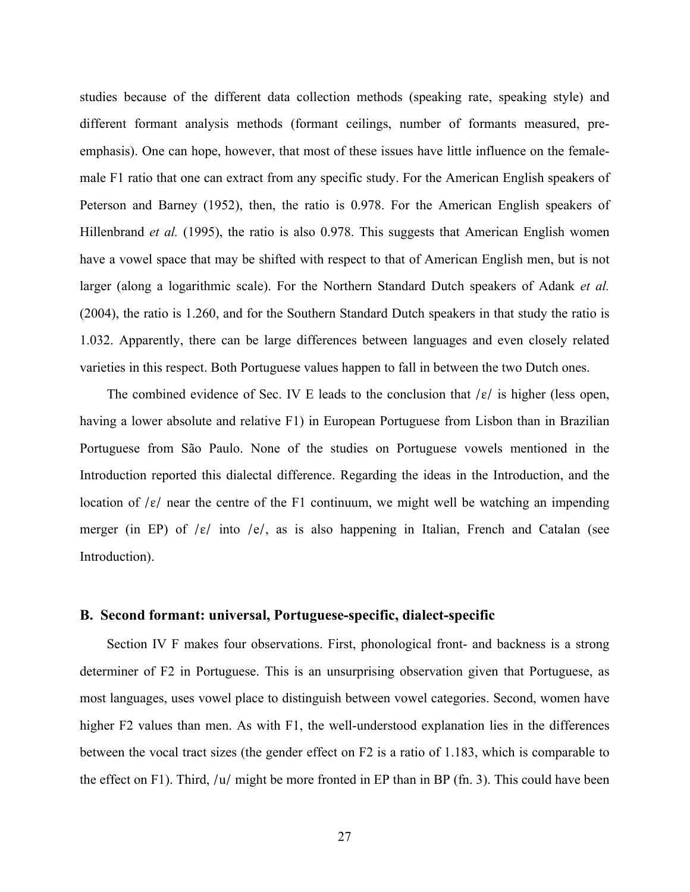studies because of the different data collection methods (speaking rate, speaking style) and different formant analysis methods (formant ceilings, number of formants measured, pre-emphasis). One can hope, however, that most of these issues have little influence on the female-male F1 ratio that one can extract from any specific study. For the American English speakers of Peterson and Barney (1952), then, the ratio is 0.978. For the American English speakers of Hillenbrand *et al.* (1995), the ratio is also 0.978. This suggests that American English women have a vowel space that may be shifted with respect to that of American English men, but is not larger (along a logarithmic scale). For the Northern Standard Dutch speakers of Adank *et al.* (2004), the ratio is 1.260, and for the Southern Standard Dutch speakers in that study the ratio is 1.032. Apparently, there can be large differences between languages and even closely related varieties in this respect. Both Portuguese values happen to fall in between the two Dutch ones.

The combined evidence of Sec. IV E leads to the conclusion that /ɛ/ is higher (less open, having a lower absolute and relative F1) in European Portuguese from Lisbon than in Brazilian Portuguese from São Paulo. None of the studies on Portuguese vowels mentioned in the Introduction reported this dialectal difference. Regarding the ideas in the Introduction, and the location of /ɛ/ near the centre of the F1 continuum, we might well be watching an impending merger (in EP) of /ɛ/ into /e/, as is also happening in Italian, French and Catalan (see Introduction).

## B. Second formant: universal, Portuguese-specific, dialect-specific

Section IV F makes four observations. First, phonological front- and backness is a strong determiner of F2 in Portuguese. This is an unsurprising observation given that Portuguese, as most languages, uses vowel place to distinguish between vowel categories. Second, women have higher F2 values than men. As with F1, the well-understood explanation lies in the differences between the vocal tract sizes (the gender effect on F2 is a ratio of 1.183, which is comparable to the effect on F1). Third, /u/ might be more fronted in EP than in BP (fn. 3). This could have been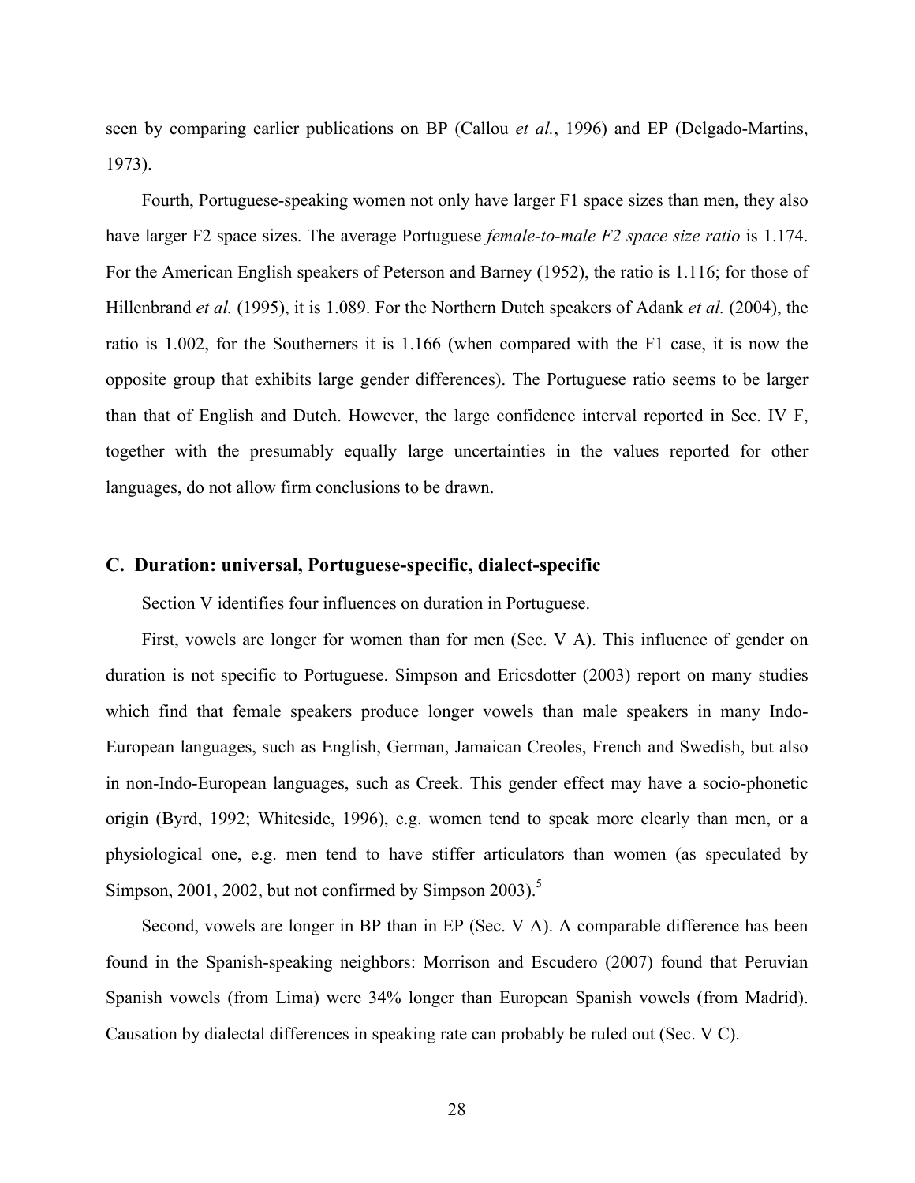seen by comparing earlier publications on BP (Callou *et al.*, 1996) and EP (Delgado-Martins, 1973).

Fourth, Portuguese-speaking women not only have larger F1 space sizes than men, they also have larger F2 space sizes. The average Portuguese *female-to-male F2 space size ratio* is 1.174. For the American English speakers of Peterson and Barney (1952), the ratio is 1.116; for those of Hillenbrand *et al.* (1995), it is 1.089. For the Northern Dutch speakers of Adank *et al.* (2004), the ratio is 1.002, for the Southerners it is 1.166 (when compared with the F1 case, it is now the opposite group that exhibits large gender differences). The Portuguese ratio seems to be larger than that of English and Dutch. However, the large confidence interval reported in Sec. IV F, together with the presumably equally large uncertainties in the values reported for other languages, do not allow firm conclusions to be drawn.

### C. Duration: universal, Portuguese-specific, dialect-specific

Section V identifies four influences on duration in Portuguese.

First, vowels are longer for women than for men (Sec. V A). This influence of gender on duration is not specific to Portuguese. Simpson and Ericsdotter (2003) report on many studies which find that female speakers produce longer vowels than male speakers in many Indo-European languages, such as English, German, Jamaican Creoles, French and Swedish, but also in non-Indo-European languages, such as Creek. This gender effect may have a socio-phonetic origin (Byrd, 1992; Whiteside, 1996), e.g. women tend to speak more clearly than men, or a physiological one, e.g. men tend to have stiffer articulators than women (as speculated by Simpson, 2001, 2002, but not confirmed by Simpson 2003).[5]

Second, vowels are longer in BP than in EP (Sec. V A). A comparable difference has been found in the Spanish-speaking neighbors: Morrison and Escudero (2007) found that Peruvian Spanish vowels (from Lima) were 34% longer than European Spanish vowels (from Madrid). Causation by dialectal differences in speaking rate can probably be ruled out (Sec. V C).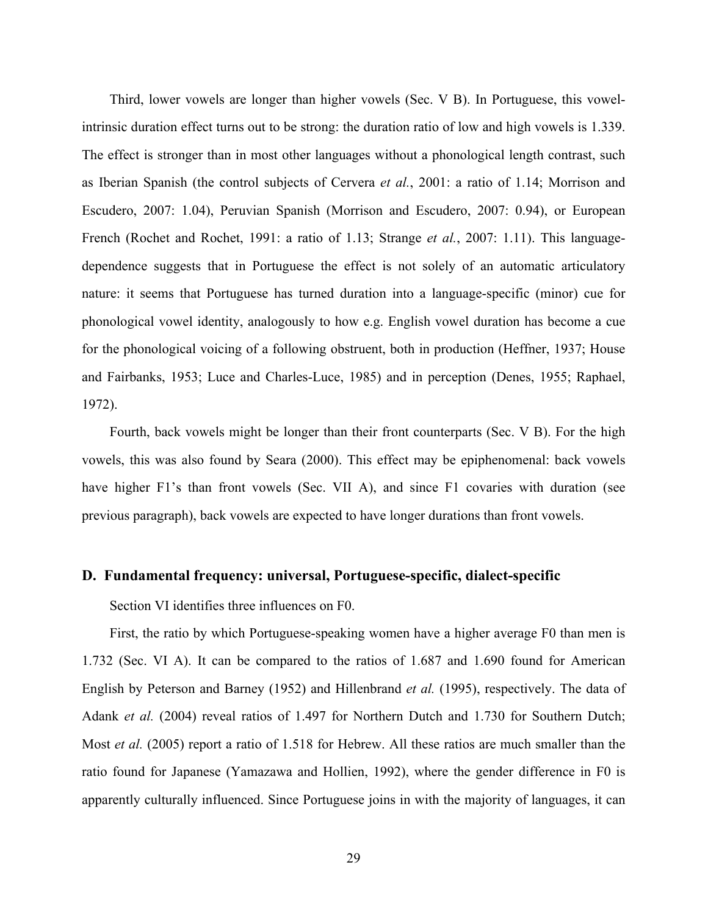Third, lower vowels are longer than higher vowels (Sec. V B). In Portuguese, this vowel-intrinsic duration effect turns out to be strong: the duration ratio of low and high vowels is 1.339. The effect is stronger than in most other languages without a phonological length contrast, such as Iberian Spanish (the control subjects of Cervera *et al.*, 2001: a ratio of 1.14; Morrison and Escudero, 2007: 1.04), Peruvian Spanish (Morrison and Escudero, 2007: 0.94), or European French (Rochet and Rochet, 1991: a ratio of 1.13; Strange *et al.*, 2007: 1.11). This language-dependence suggests that in Portuguese the effect is not solely of an automatic articulatory nature: it seems that Portuguese has turned duration into a language-specific (minor) cue for phonological vowel identity, analogously to how e.g. English vowel duration has become a cue for the phonological voicing of a following obstruent, both in production (Heffner, 1937; House and Fairbanks, 1953; Luce and Charles-Luce, 1985) and in perception (Denes, 1955; Raphael, 1972).

Fourth, back vowels might be longer than their front counterparts (Sec. V B). For the high vowels, this was also found by Seara (2000). This effect may be epiphenomenal: back vowels have higher F1's than front vowels (Sec. VII A), and since F1 covaries with duration (see previous paragraph), back vowels are expected to have longer durations than front vowels.

### D. Fundamental frequency: universal, Portuguese-specific, dialect-specific

Section VI identifies three influences on F0.

First, the ratio by which Portuguese-speaking women have a higher average F0 than men is 1.732 (Sec. VI A). It can be compared to the ratios of 1.687 and 1.690 found for American English by Peterson and Barney (1952) and Hillenbrand *et al.* (1995), respectively. The data of Adank *et al.* (2004) reveal ratios of 1.497 for Northern Dutch and 1.730 for Southern Dutch; Most *et al.* (2005) report a ratio of 1.518 for Hebrew. All these ratios are much smaller than the ratio found for Japanese (Yamazawa and Hollien, 1992), where the gender difference in F0 is apparently culturally influenced. Since Portuguese joins in with the majority of languages, it can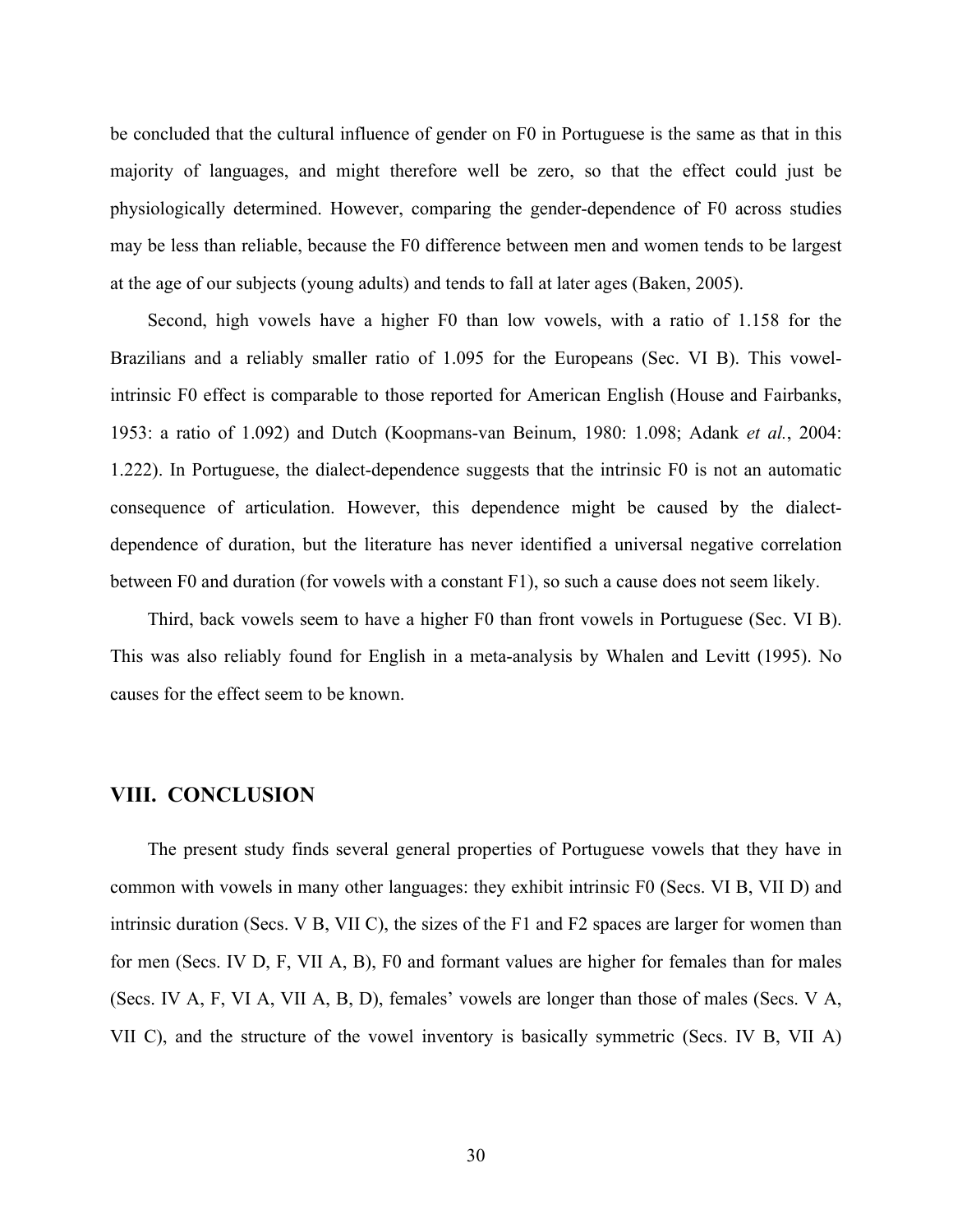be concluded that the cultural influence of gender on F0 in Portuguese is the same as that in this majority of languages, and might therefore well be zero, so that the effect could just be physiologically determined. However, comparing the gender-dependence of F0 across studies may be less than reliable, because the F0 difference between men and women tends to be largest at the age of our subjects (young adults) and tends to fall at later ages (Baken, 2005).

Second, high vowels have a higher F0 than low vowels, with a ratio of 1.158 for the Brazilians and a reliably smaller ratio of 1.095 for the Europeans (Sec. VI B). This vowel-intrinsic F0 effect is comparable to those reported for American English (House and Fairbanks, 1953: a ratio of 1.092) and Dutch (Koopmans-van Beinum, 1980: 1.098; Adank *et al.*, 2004: 1.222). In Portuguese, the dialect-dependence suggests that the intrinsic F0 is not an automatic consequence of articulation. However, this dependence might be caused by the dialect-dependence of duration, but the literature has never identified a universal negative correlation between F0 and duration (for vowels with a constant F1), so such a cause does not seem likely.

Third, back vowels seem to have a higher F0 than front vowels in Portuguese (Sec. VI B). This was also reliably found for English in a meta-analysis by Whalen and Levitt (1995). No causes for the effect seem to be known.

## VIII. CONCLUSION

The present study finds several general properties of Portuguese vowels that they have in common with vowels in many other languages: they exhibit intrinsic F0 (Secs. VI B, VII D) and intrinsic duration (Secs. V B, VII C), the sizes of the F1 and F2 spaces are larger for women than for men (Secs. IV D, F, VII A, B), F0 and formant values are higher for females than for males (Secs. IV A, F, VI A, VII A, B, D), females' vowels are longer than those of males (Secs. V A, VII C), and the structure of the vowel inventory is basically symmetric (Secs. IV B, VII A)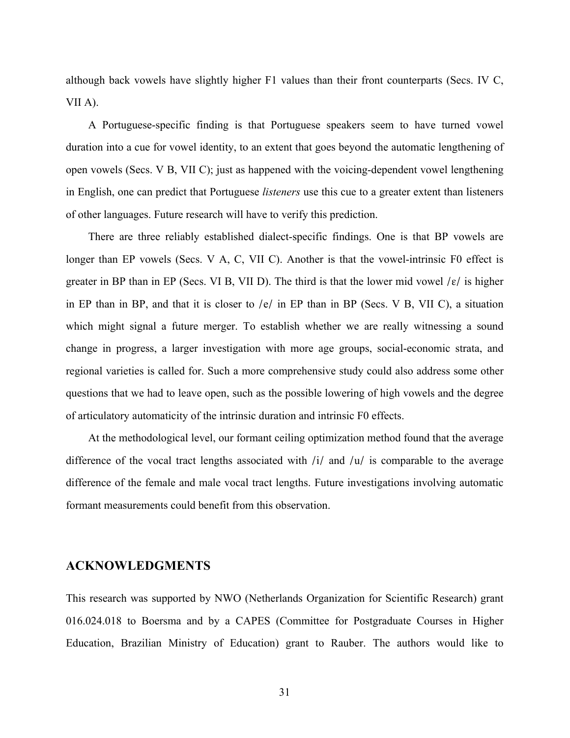although back vowels have slightly higher F1 values than their front counterparts (Secs. IV C, VII A).

A Portuguese-specific finding is that Portuguese speakers seem to have turned vowel duration into a cue for vowel identity, to an extent that goes beyond the automatic lengthening of open vowels (Secs. V B, VII C); just as happened with the voicing-dependent vowel lengthening in English, one can predict that Portuguese *listeners* use this cue to a greater extent than listeners of other languages. Future research will have to verify this prediction.

There are three reliably established dialect-specific findings. One is that BP vowels are longer than EP vowels (Secs. V A, C, VII C). Another is that the vowel-intrinsic F0 effect is greater in BP than in EP (Secs. VI B, VII D). The third is that the lower mid vowel /ɛ/ is higher in EP than in BP, and that it is closer to /e/ in EP than in BP (Secs. V B, VII C), a situation which might signal a future merger. To establish whether we are really witnessing a sound change in progress, a larger investigation with more age groups, social-economic strata, and regional varieties is called for. Such a more comprehensive study could also address some other questions that we had to leave open, such as the possible lowering of high vowels and the degree of articulatory automaticity of the intrinsic duration and intrinsic F0 effects.

At the methodological level, our formant ceiling optimization method found that the average difference of the vocal tract lengths associated with /i/ and /u/ is comparable to the average difference of the female and male vocal tract lengths. Future investigations involving automatic formant measurements could benefit from this observation.

## ACKNOWLEDGMENTS

This research was supported by NWO (Netherlands Organization for Scientific Research) grant 016.024.018 to Boersma and by a CAPES (Committee for Postgraduate Courses in Higher Education, Brazilian Ministry of Education) grant to Rauber. The authors would like to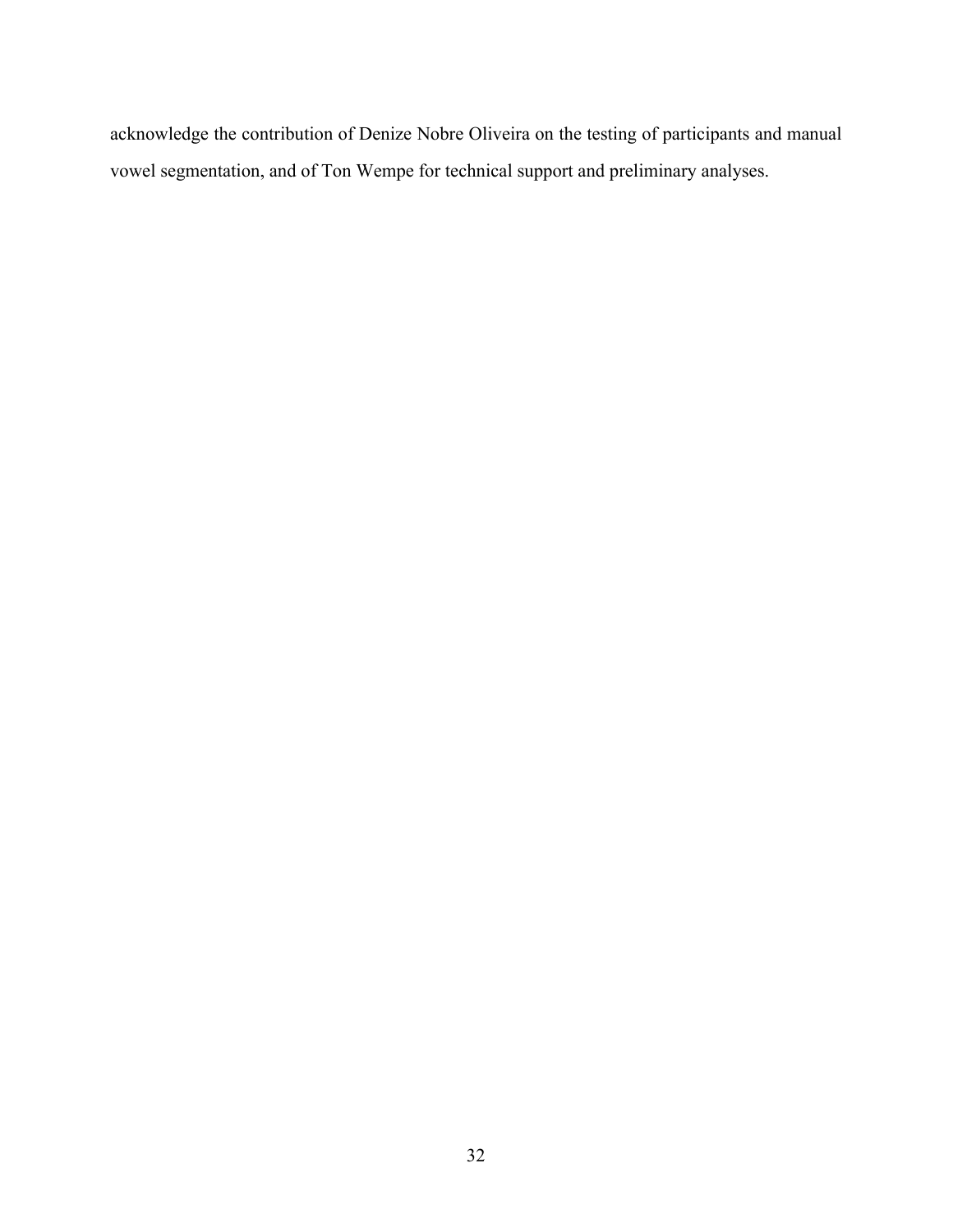acknowledge the contribution of Denize Nobre Oliveira on the testing of participants and manual vowel segmentation, and of Ton Wempe for technical support and preliminary analyses.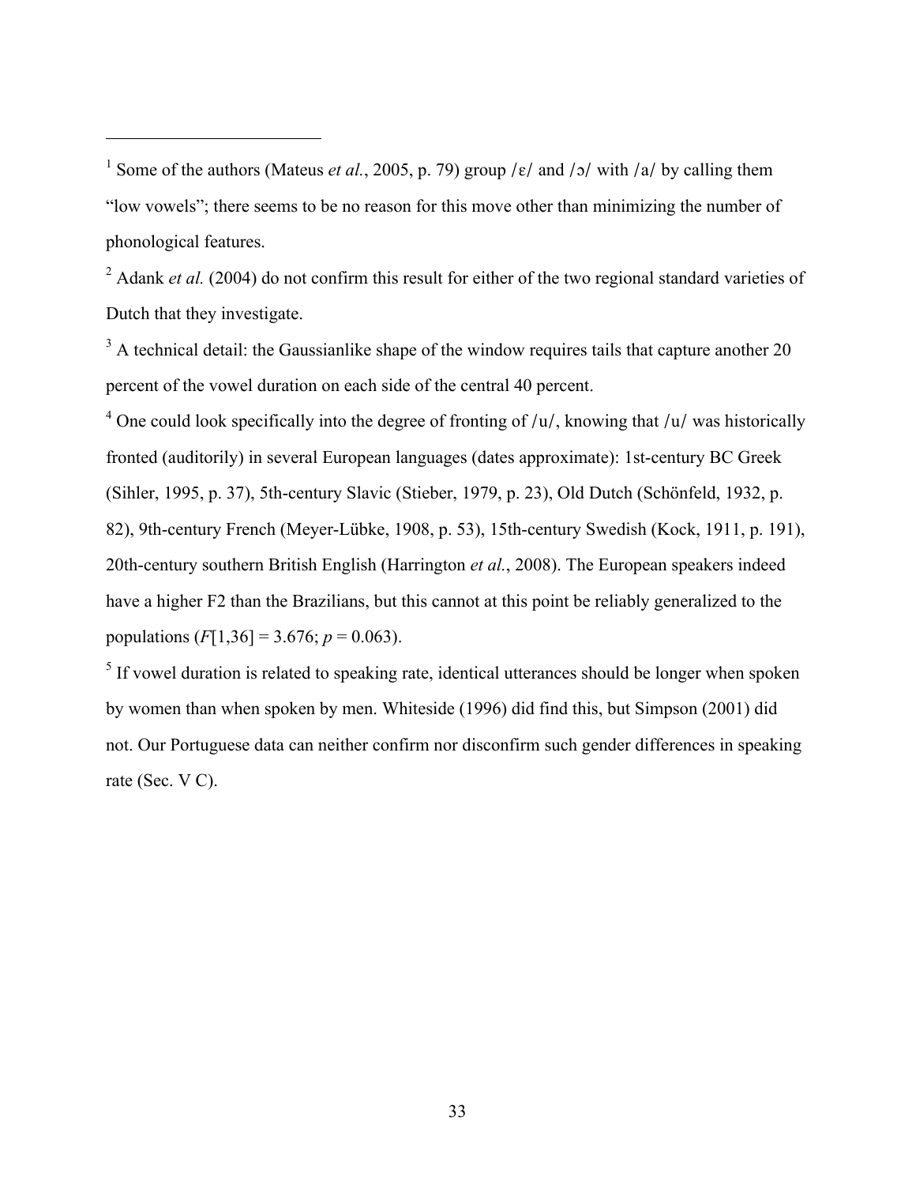[1] Some of the authors (Mateus *et al.*, 2005, p. 79) group /ɛ/ and /ɔ/ with /a/ by calling them "low vowels"; there seems to be no reason for this move other than minimizing the number of phonological features.

[2] Adank *et al.* (2004) do not confirm this result for either of the two regional standard varieties of Dutch that they investigate.

[3] A technical detail: the Gaussianlike shape of the window requires tails that capture another 20 percent of the vowel duration on each side of the central 40 percent.

[4] One could look specifically into the degree of fronting of /u/, knowing that /u/ was historically fronted (auditorily) in several European languages (dates approximate): 1st-century BC Greek (Sihler, 1995, p. 37), 5th-century Slavic (Stieber, 1979, p. 23), Old Dutch (Schönfeld, 1932, p. 82), 9th-century French (Meyer-Lübke, 1908, p. 53), 15th-century Swedish (Kock, 1911, p. 191), 20th-century southern British English (Harrington *et al.*, 2008). The European speakers indeed have a higher F2 than the Brazilians, but this cannot at this point be reliably generalized to the populations ($F[1,36] = 3.676$; $p = 0.063$).

[5] If vowel duration is related to speaking rate, identical utterances should be longer when spoken by women than when spoken by men. Whiteside (1996) did find this, but Simpson (2001) did not. Our Portuguese data can neither confirm nor disconfirm such gender differences in speaking rate (Sec. V C).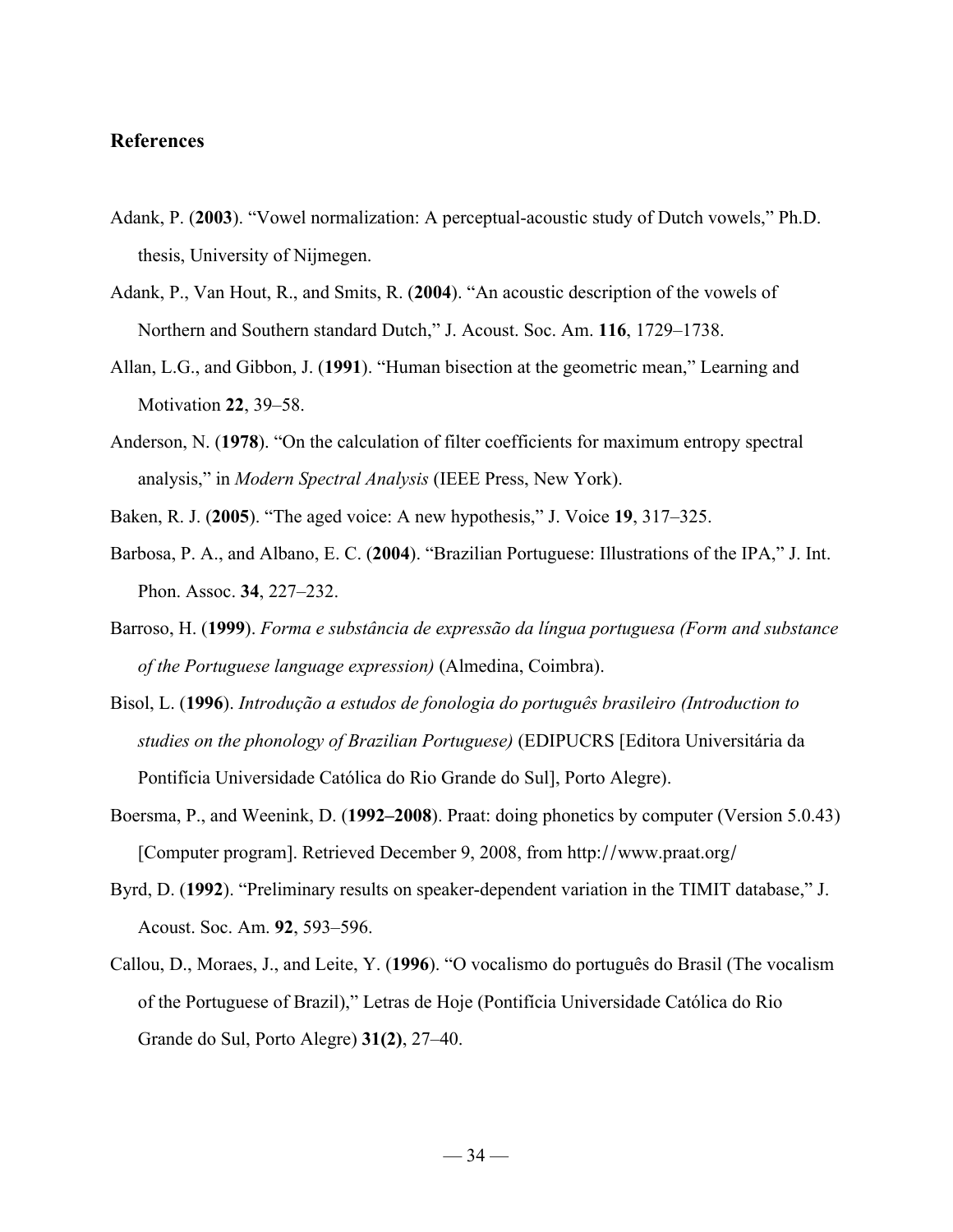## References

Adank, P. (**2003**). "Vowel normalization: A perceptual-acoustic study of Dutch vowels," Ph.D. thesis, University of Nijmegen.

Adank, P., Van Hout, R., and Smits, R. (**2004**). "An acoustic description of the vowels of Northern and Southern standard Dutch," J. Acoust. Soc. Am. **116**, 1729–1738.

Allan, L.G., and Gibbon, J. (**1991**). "Human bisection at the geometric mean," Learning and Motivation **22**, 39–58.

Anderson, N. (**1978**). "On the calculation of filter coefficients for maximum entropy spectral analysis," in *Modern Spectral Analysis* (IEEE Press, New York).

Baken, R. J. (**2005**). "The aged voice: A new hypothesis," J. Voice **19**, 317–325.

Barbosa, P. A., and Albano, E. C. (**2004**). "Brazilian Portuguese: Illustrations of the IPA," J. Int. Phon. Assoc. **34**, 227–232.

Barroso, H. (**1999**). *Forma e substância de expressão da língua portuguesa (Form and substance of the Portuguese language expression)* (Almedina, Coimbra).

Bisol, L. (**1996**). *Introdução a estudos de fonologia do português brasileiro (Introduction to studies on the phonology of Brazilian Portuguese)* (EDIPUCRS [Editora Universitária da Pontifícia Universidade Católica do Rio Grande do Sul], Porto Alegre).

Boersma, P., and Weenink, D. (**1992–2008**). Praat: doing phonetics by computer (Version 5.0.43) [Computer program]. Retrieved December 9, 2008, from http://www.praat.org/

Byrd, D. (**1992**). "Preliminary results on speaker-dependent variation in the TIMIT database," J. Acoust. Soc. Am. **92**, 593–596.

Callou, D., Moraes, J., and Leite, Y. (**1996**). "O vocalismo do português do Brasil (The vocalism of the Portuguese of Brazil)," Letras de Hoje (Pontifícia Universidade Católica do Rio Grande do Sul, Porto Alegre) **31(2)**, 27–40.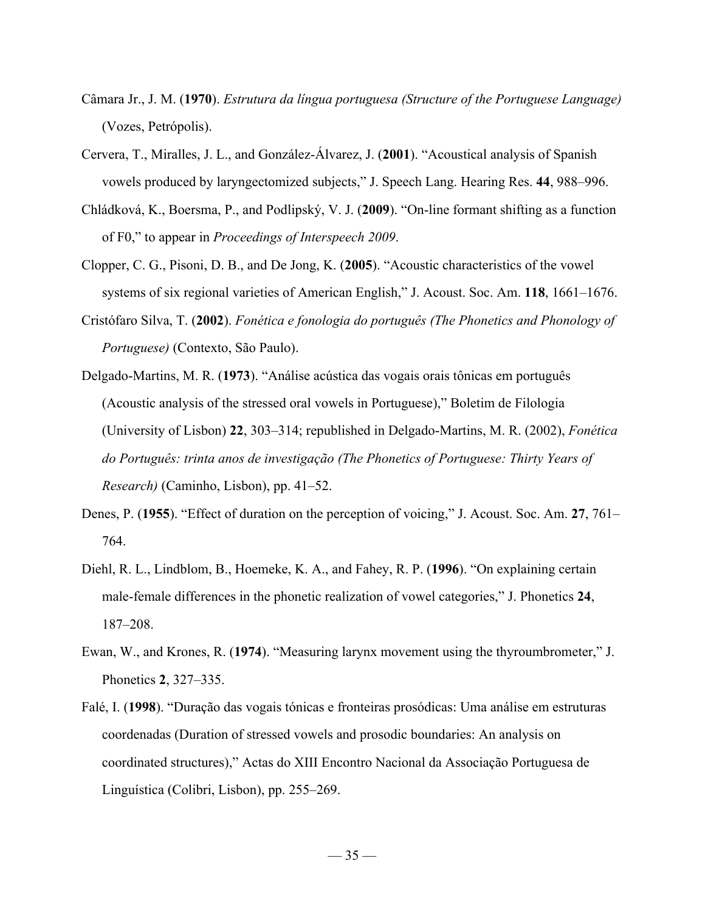Câmara Jr., J. M. (**1970**). *Estrutura da língua portuguesa (Structure of the Portuguese Language)* (Vozes, Petrópolis).

Cervera, T., Miralles, J. L., and González-Álvarez, J. (**2001**). "Acoustical analysis of Spanish vowels produced by laryngectomized subjects," J. Speech Lang. Hearing Res. **44**, 988–996.

Chládková, K., Boersma, P., and Podlipský, V. J. (**2009**). "On-line formant shifting as a function of F0," to appear in *Proceedings of Interspeech 2009*.

Clopper, C. G., Pisoni, D. B., and De Jong, K. (**2005**). "Acoustic characteristics of the vowel systems of six regional varieties of American English," J. Acoust. Soc. Am. **118**, 1661–1676.

Cristófaro Silva, T. (**2002**). *Fonética e fonologia do português (The Phonetics and Phonology of Portuguese)* (Contexto, São Paulo).

Delgado-Martins, M. R. (**1973**). "Análise acústica das vogais orais tônicas em português (Acoustic analysis of the stressed oral vowels in Portuguese)," Boletim de Filologia (University of Lisbon) **22**, 303–314; republished in Delgado-Martins, M. R. (2002), *Fonética do Português: trinta anos de investigação (The Phonetics of Portuguese: Thirty Years of Research)* (Caminho, Lisbon), pp. 41–52.

Denes, P. (**1955**). "Effect of duration on the perception of voicing," J. Acoust. Soc. Am. **27**, 761–764.

Diehl, R. L., Lindblom, B., Hoemeke, K. A., and Fahey, R. P. (**1996**). "On explaining certain male-female differences in the phonetic realization of vowel categories," J. Phonetics **24**, 187–208.

Ewan, W., and Krones, R. (**1974**). "Measuring larynx movement using the thyroumbrometer," J. Phonetics **2**, 327–335.

Falé, I. (**1998**). "Duração das vogais tónicas e fronteiras prosódicas: Uma análise em estruturas coordenadas (Duration of stressed vowels and prosodic boundaries: An analysis on coordinated structures)," Actas do XIII Encontro Nacional da Associação Portuguesa de Linguística (Colibri, Lisbon), pp. 255–269.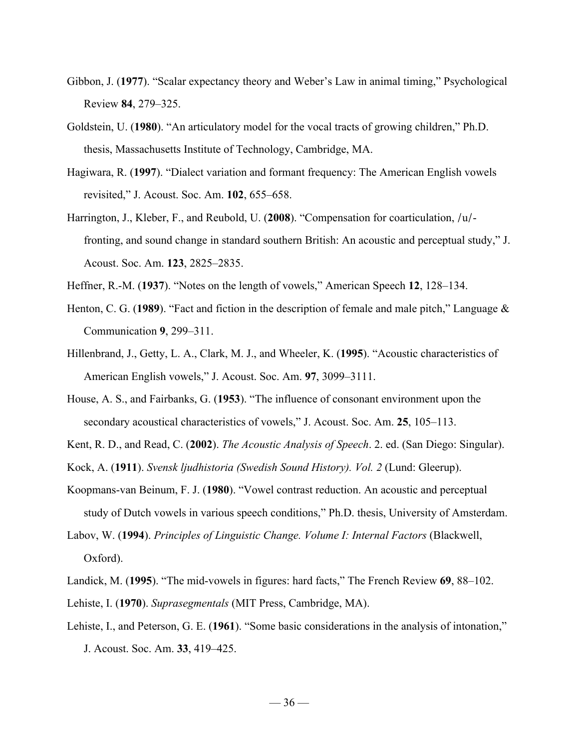Gibbon, J. (**1977**). "Scalar expectancy theory and Weber's Law in animal timing," Psychological Review **84**, 279–325.

Goldstein, U. (**1980**). "An articulatory model for the vocal tracts of growing children," Ph.D. thesis, Massachusetts Institute of Technology, Cambridge, MA.

Hagiwara, R. (**1997**). "Dialect variation and formant frequency: The American English vowels revisited," J. Acoust. Soc. Am. **102**, 655–658.

Harrington, J., Kleber, F., and Reubold, U. (**2008**). "Compensation for coarticulation, /u/-fronting, and sound change in standard southern British: An acoustic and perceptual study," J. Acoust. Soc. Am. **123**, 2825–2835.

Heffner, R.-M. (**1937**). "Notes on the length of vowels," American Speech **12**, 128–134.

Henton, C. G. (**1989**). "Fact and fiction in the description of female and male pitch," Language & Communication **9**, 299–311.

Hillenbrand, J., Getty, L. A., Clark, M. J., and Wheeler, K. (**1995**). "Acoustic characteristics of American English vowels," J. Acoust. Soc. Am. **97**, 3099–3111.

House, A. S., and Fairbanks, G. (**1953**). "The influence of consonant environment upon the secondary acoustical characteristics of vowels," J. Acoust. Soc. Am. **25**, 105–113.

Kent, R. D., and Read, C. (**2002**). *The Acoustic Analysis of Speech*. 2. ed. (San Diego: Singular).

Kock, A. (**1911**). *Svensk ljudhistoria (Swedish Sound History). Vol. 2* (Lund: Gleerup).

Koopmans-van Beinum, F. J. (**1980**). "Vowel contrast reduction. An acoustic and perceptual study of Dutch vowels in various speech conditions," Ph.D. thesis, University of Amsterdam.

Labov, W. (**1994**). *Principles of Linguistic Change. Volume I: Internal Factors* (Blackwell, Oxford).

Landick, M. (**1995**). "The mid-vowels in figures: hard facts," The French Review **69**, 88–102.

Lehiste, I. (**1970**). *Suprasegmentals* (MIT Press, Cambridge, MA).

Lehiste, I., and Peterson, G. E. (**1961**). "Some basic considerations in the analysis of intonation," J. Acoust. Soc. Am. **33**, 419–425.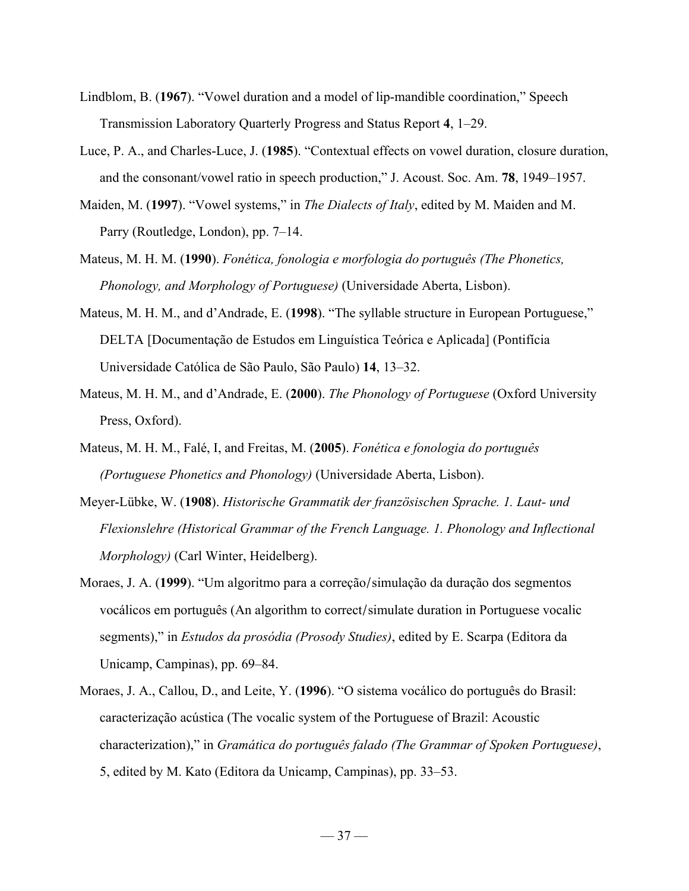Lindblom, B. (**1967**). “Vowel duration and a model of lip-mandible coordination,” Speech Transmission Laboratory Quarterly Progress and Status Report **4**, 1–29.

Luce, P. A., and Charles-Luce, J. (**1985**). “Contextual effects on vowel duration, closure duration, and the consonant/vowel ratio in speech production,” J. Acoust. Soc. Am. **78**, 1949–1957.

Maiden, M. (**1997**). “Vowel systems,” in *The Dialects of Italy*, edited by M. Maiden and M. Parry (Routledge, London), pp. 7–14.

Mateus, M. H. M. (**1990**). *Fonética, fonologia e morfologia do português (The Phonetics, Phonology, and Morphology of Portuguese)* (Universidade Aberta, Lisbon).

Mateus, M. H. M., and d’Andrade, E. (**1998**). “The syllable structure in European Portuguese,” DELTA [Documentação de Estudos em Linguística Teórica e Aplicada] (Pontifícia Universidade Católica de São Paulo, São Paulo) **14**, 13–32.

Mateus, M. H. M., and d’Andrade, E. (**2000**). *The Phonology of Portuguese* (Oxford University Press, Oxford).

Mateus, M. H. M., Falé, I, and Freitas, M. (**2005**). *Fonética e fonologia do português (Portuguese Phonetics and Phonology)* (Universidade Aberta, Lisbon).

Meyer-Lübke, W. (**1908**). *Historische Grammatik der französischen Sprache. 1. Laut- und Flexionslehre (Historical Grammar of the French Language. 1. Phonology and Inflectional Morphology)* (Carl Winter, Heidelberg).

Moraes, J. A. (**1999**). “Um algoritmo para a correção/simulação da duração dos segmentos vocálicos em português (An algorithm to correct/simulate duration in Portuguese vocalic segments),” in *Estudos da prosódia (Prosody Studies)*, edited by E. Scarpa (Editora da Unicamp, Campinas), pp. 69–84.

Moraes, J. A., Callou, D., and Leite, Y. (**1996**). “O sistema vocálico do português do Brasil: caracterização acústica (The vocalic system of the Portuguese of Brazil: Acoustic characterization),” in *Gramática do português falado (The Grammar of Spoken Portuguese)*, 5, edited by M. Kato (Editora da Unicamp, Campinas), pp. 33–53.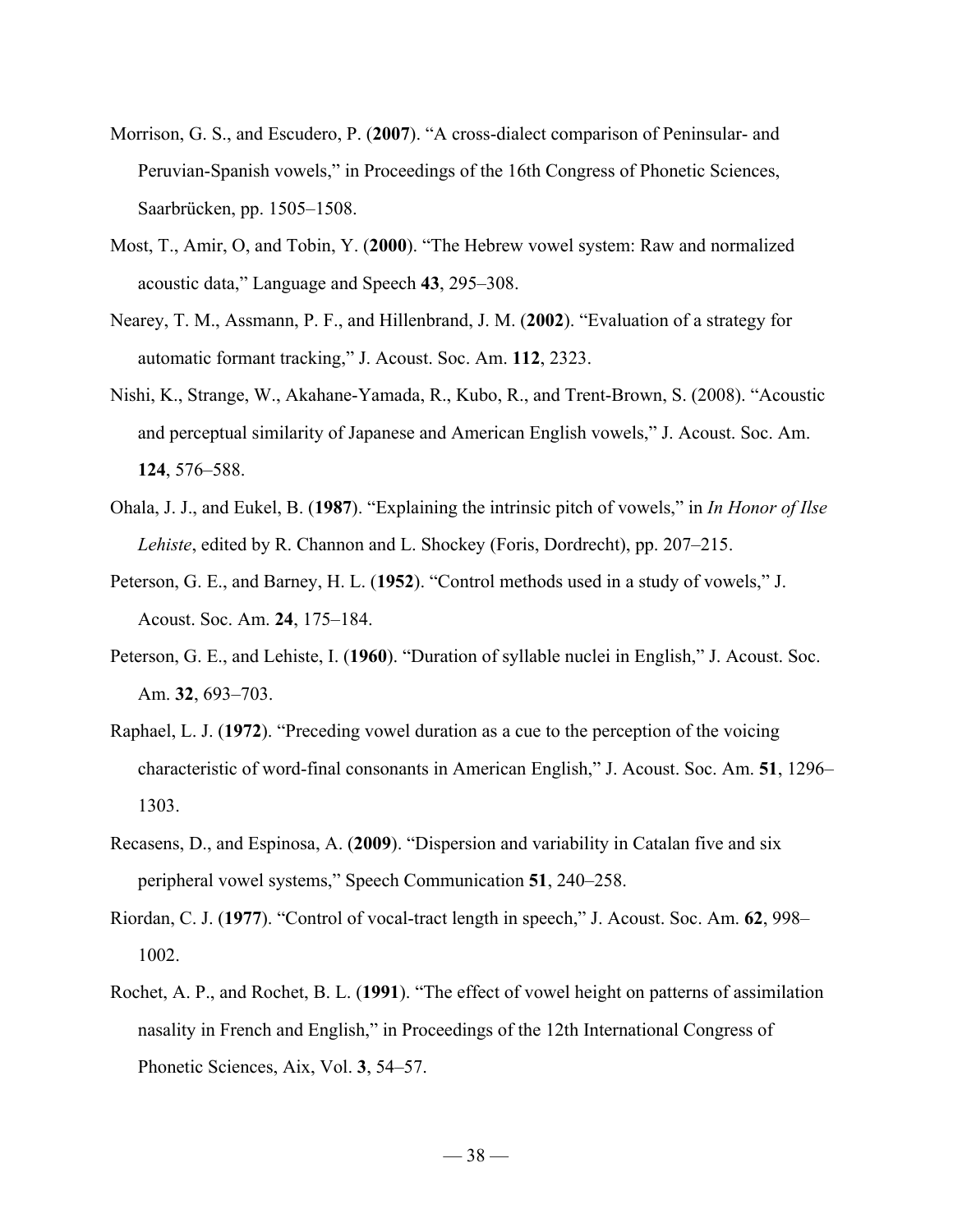Morrison, G. S., and Escudero, P. (**2007**). “A cross-dialect comparison of Peninsular- and Peruvian-Spanish vowels,” in Proceedings of the 16th Congress of Phonetic Sciences, Saarbrücken, pp. 1505–1508.

Most, T., Amir, O, and Tobin, Y. (**2000**). “The Hebrew vowel system: Raw and normalized acoustic data,” Language and Speech **43**, 295–308.

Nearey, T. M., Assmann, P. F., and Hillenbrand, J. M. (**2002**). “Evaluation of a strategy for automatic formant tracking,” J. Acoust. Soc. Am. **112**, 2323.

Nishi, K., Strange, W., Akahane-Yamada, R., Kubo, R., and Trent-Brown, S. (2008). “Acoustic and perceptual similarity of Japanese and American English vowels,” J. Acoust. Soc. Am. **124**, 576–588.

Ohala, J. J., and Eukel, B. (**1987**). “Explaining the intrinsic pitch of vowels,” in *In Honor of Ilse Lehiste*, edited by R. Channon and L. Shockey (Foris, Dordrecht), pp. 207–215.

Peterson, G. E., and Barney, H. L. (**1952**). “Control methods used in a study of vowels,” J. Acoust. Soc. Am. **24**, 175–184.

Peterson, G. E., and Lehiste, I. (**1960**). “Duration of syllable nuclei in English,” J. Acoust. Soc. Am. **32**, 693–703.

Raphael, L. J. (**1972**). “Preceding vowel duration as a cue to the perception of the voicing characteristic of word-final consonants in American English,” J. Acoust. Soc. Am. **51**, 1296–1303.

Recasens, D., and Espinosa, A. (**2009**). “Dispersion and variability in Catalan five and six peripheral vowel systems,” Speech Communication **51**, 240–258.

Riordan, C. J. (**1977**). “Control of vocal-tract length in speech,” J. Acoust. Soc. Am. **62**, 998–1002.

Rochet, A. P., and Rochet, B. L. (**1991**). “The effect of vowel height on patterns of assimilation nasality in French and English,” in Proceedings of the 12th International Congress of Phonetic Sciences, Aix, Vol. **3**, 54–57.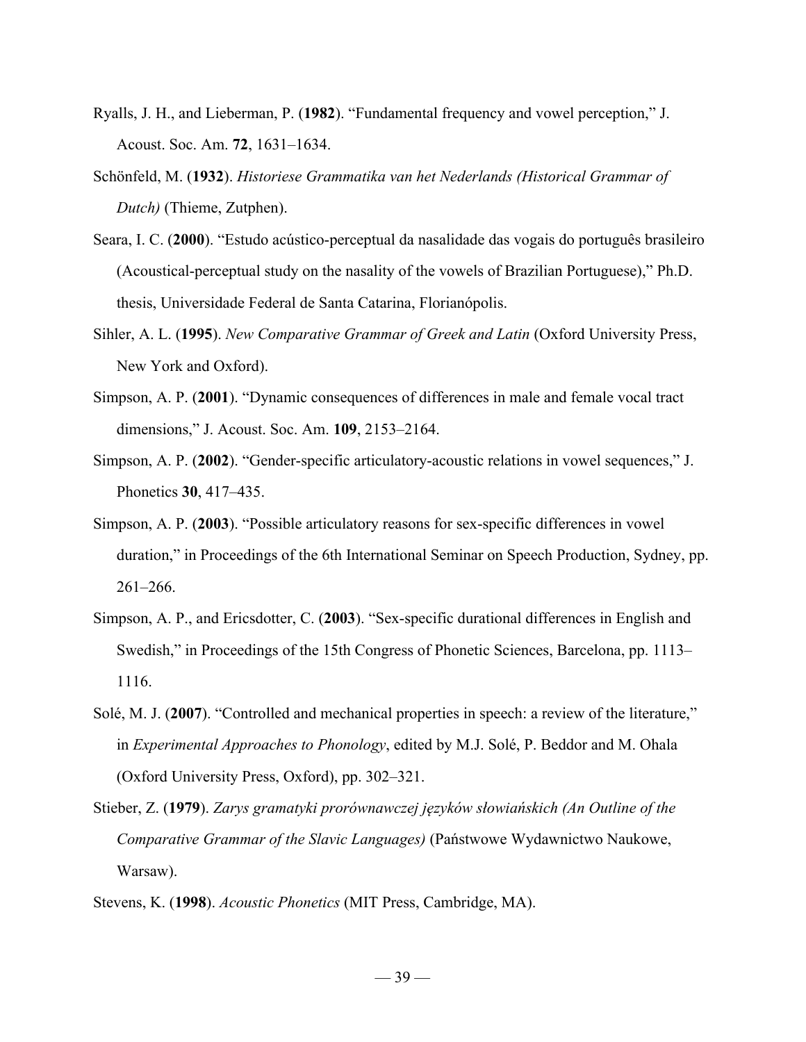Ryalls, J. H., and Lieberman, P. (**1982**). "Fundamental frequency and vowel perception," J. Acoust. Soc. Am. **72**, 1631–1634.

Schönfeld, M. (**1932**). *Historiese Grammatika van het Nederlands (Historical Grammar of Dutch)* (Thieme, Zutphen).

Seara, I. C. (**2000**). "Estudo acústico-perceptual da nasalidade das vogais do português brasileiro (Acoustical-perceptual study on the nasality of the vowels of Brazilian Portuguese)," Ph.D. thesis, Universidade Federal de Santa Catarina, Florianópolis.

Sihler, A. L. (**1995**). *New Comparative Grammar of Greek and Latin* (Oxford University Press, New York and Oxford).

Simpson, A. P. (**2001**). "Dynamic consequences of differences in male and female vocal tract dimensions," J. Acoust. Soc. Am. **109**, 2153–2164.

Simpson, A. P. (**2002**). "Gender-specific articulatory-acoustic relations in vowel sequences," J. Phonetics **30**, 417–435.

Simpson, A. P. (**2003**). "Possible articulatory reasons for sex-specific differences in vowel duration," in Proceedings of the 6th International Seminar on Speech Production, Sydney, pp. 261–266.

Simpson, A. P., and Ericsdotter, C. (**2003**). "Sex-specific durational differences in English and Swedish," in Proceedings of the 15th Congress of Phonetic Sciences, Barcelona, pp. 1113–1116.

Solé, M. J. (**2007**). "Controlled and mechanical properties in speech: a review of the literature," in *Experimental Approaches to Phonology*, edited by M.J. Solé, P. Beddor and M. Ohala (Oxford University Press, Oxford), pp. 302–321.

Stieber, Z. (**1979**). *Zarys gramatyki prorównawczej języków słowiańskich (An Outline of the Comparative Grammar of the Slavic Languages)* (Państwowe Wydawnictwo Naukowe, Warsaw).

Stevens, K. (**1998**). *Acoustic Phonetics* (MIT Press, Cambridge, MA).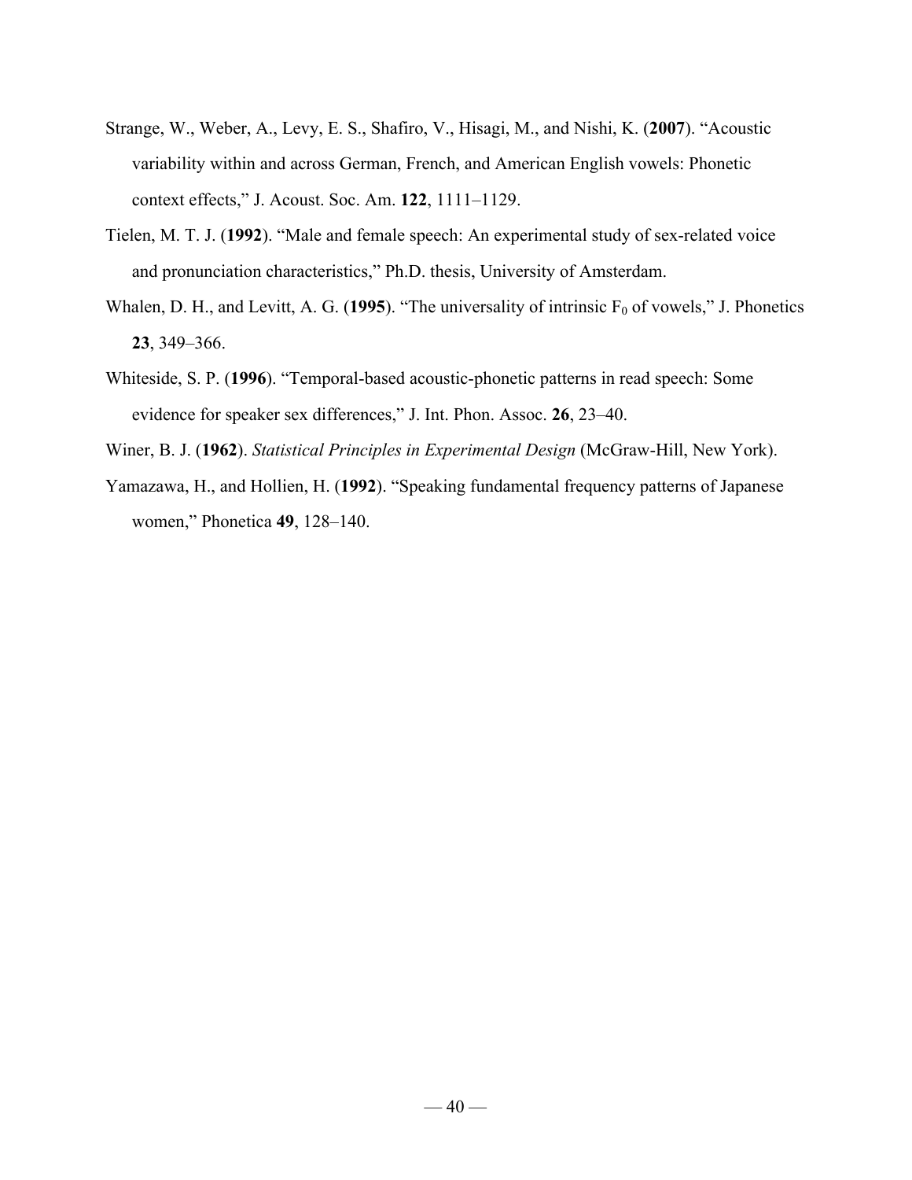Strange, W., Weber, A., Levy, E. S., Shafiro, V., Hisagi, M., and Nishi, K. (**2007**). "Acoustic variability within and across German, French, and American English vowels: Phonetic context effects," J. Acoust. Soc. Am. **122**, 1111–1129.

Tielen, M. T. J. (**1992**). "Male and female speech: An experimental study of sex-related voice and pronunciation characteristics," Ph.D. thesis, University of Amsterdam.

Whalen, D. H., and Levitt, A. G. (**1995**). "The universality of intrinsic $F_0$ of vowels," J. Phonetics **23**, 349–366.

Whiteside, S. P. (**1996**). "Temporal-based acoustic-phonetic patterns in read speech: Some evidence for speaker sex differences," J. Int. Phon. Assoc. **26**, 23–40.

Winer, B. J. (**1962**). *Statistical Principles in Experimental Design* (McGraw-Hill, New York).

Yamazawa, H., and Hollien, H. (**1992**). "Speaking fundamental frequency patterns of Japanese women," Phonetica **49**, 128–140.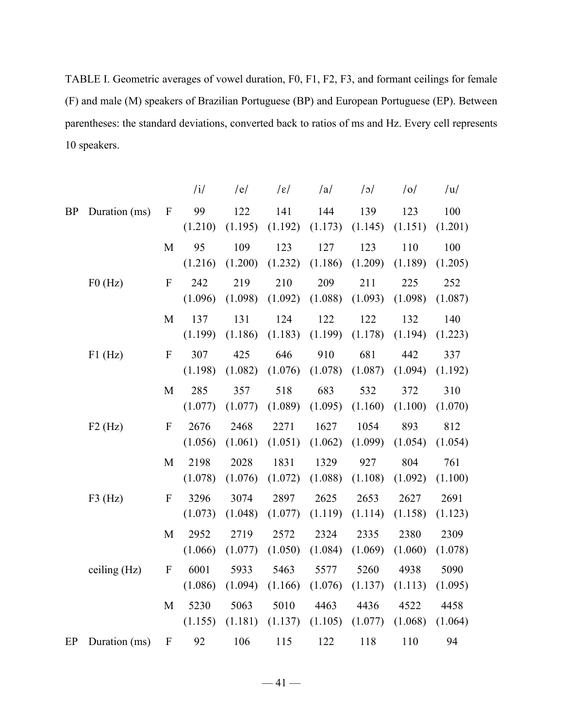TABLE I. Geometric averages of vowel duration, F0, F1, F2, F3, and formant ceilings for female (F) and male (M) speakers of Brazilian Portuguese (BP) and European Portuguese (EP). Between parentheses: the standard deviations, converted back to ratios of ms and Hz. Every cell represents 10 speakers.

| | | | /i/ | /e/ | /ɛ/ | /a/ | /ɔ/ | /o/ | /u/ |
|---|---|---|---|---|---|---|---|---|---|
| BP | Duration (ms) | F | 99 (1.210) | 122 (1.195) | 141 (1.192) | 144 (1.173) | 139 (1.145) | 123 (1.151) | 100 (1.201) |
| | | M | 95 (1.216) | 109 (1.200) | 123 (1.232) | 127 (1.186) | 123 (1.209) | 110 (1.189) | 100 (1.205) |
| | F0 (Hz) | F | 242 (1.096) | 219 (1.098) | 210 (1.092) | 209 (1.088) | 211 (1.093) | 225 (1.098) | 252 (1.087) |
| | | M | 137 (1.199) | 131 (1.186) | 124 (1.183) | 122 (1.199) | 122 (1.178) | 132 (1.194) | 140 (1.223) |
| | F1 (Hz) | F | 307 (1.198) | 425 (1.082) | 646 (1.076) | 910 (1.078) | 681 (1.087) | 442 (1.094) | 337 (1.192) |
| | | M | 285 (1.077) | 357 (1.077) | 518 (1.089) | 683 (1.095) | 532 (1.160) | 372 (1.100) | 310 (1.070) |
| | F2 (Hz) | F | 2676 (1.056) | 2468 (1.061) | 2271 (1.051) | 1627 (1.062) | 1054 (1.099) | 893 (1.054) | 812 (1.054) |
| | | M | 2198 (1.078) | 2028 (1.076) | 1831 (1.072) | 1329 (1.088) | 927 (1.108) | 804 (1.092) | 761 (1.100) |
| | F3 (Hz) | F | 3296 (1.073) | 3074 (1.048) | 2897 (1.077) | 2625 (1.119) | 2653 (1.114) | 2627 (1.158) | 2691 (1.123) |
| | | M | 2952 (1.066) | 2719 (1.077) | 2572 (1.050) | 2324 (1.084) | 2335 (1.069) | 2380 (1.060) | 2309 (1.078) |
| | ceiling (Hz) | F | 6001 (1.086) | 5933 (1.094) | 5463 (1.166) | 5577 (1.076) | 5260 (1.137) | 4938 (1.113) | 5090 (1.095) |
| | | M | 5230 (1.155) | 5063 (1.181) | 5010 (1.137) | 4463 (1.105) | 4436 (1.077) | 4522 (1.068) | 4458 (1.064) |
| EP | Duration (ms) | F | 92 | 106 | 115 | 122 | 118 | 110 | 94 |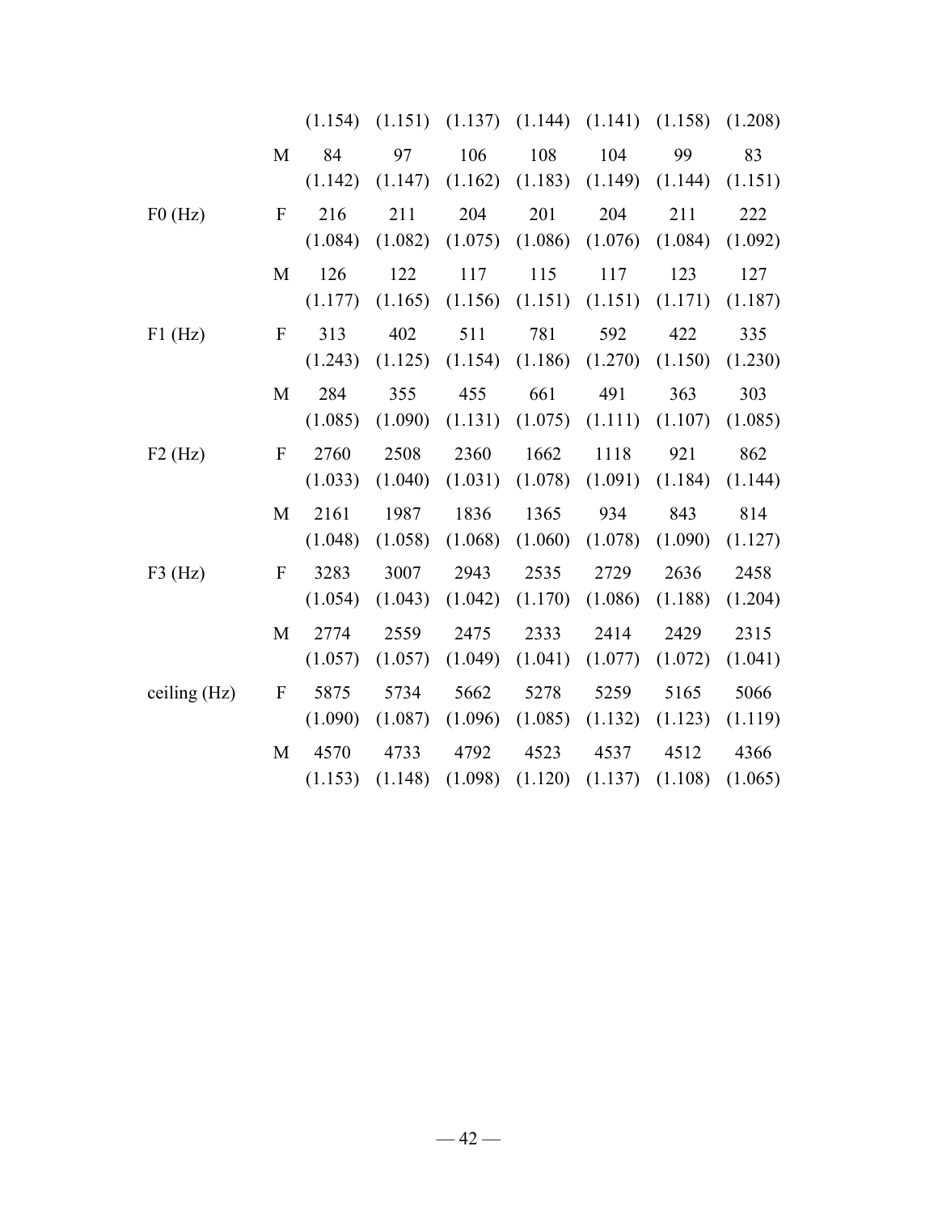| | | | | | | | | |
|---|---|---|---|---|---|---|---|---|
| | | (1.154) | (1.151) | (1.137) | (1.144) | (1.141) | (1.158) | (1.208) |
| | M | 84 | 97 | 106 | 108 | 104 | 99 | 83 |
| | | (1.142) | (1.147) | (1.162) | (1.183) | (1.149) | (1.144) | (1.151) |
| F0 (Hz) | F | 216 | 211 | 204 | 201 | 204 | 211 | 222 |
| | | (1.084) | (1.082) | (1.075) | (1.086) | (1.076) | (1.084) | (1.092) |
| | M | 126 | 122 | 117 | 115 | 117 | 123 | 127 |
| | | (1.177) | (1.165) | (1.156) | (1.151) | (1.151) | (1.171) | (1.187) |
| F1 (Hz) | F | 313 | 402 | 511 | 781 | 592 | 422 | 335 |
| | | (1.243) | (1.125) | (1.154) | (1.186) | (1.270) | (1.150) | (1.230) |
| | M | 284 | 355 | 455 | 661 | 491 | 363 | 303 |
| | | (1.085) | (1.090) | (1.131) | (1.075) | (1.111) | (1.107) | (1.085) |
| F2 (Hz) | F | 2760 | 2508 | 2360 | 1662 | 1118 | 921 | 862 |
| | | (1.033) | (1.040) | (1.031) | (1.078) | (1.091) | (1.184) | (1.144) |
| | M | 2161 | 1987 | 1836 | 1365 | 934 | 843 | 814 |
| | | (1.048) | (1.058) | (1.068) | (1.060) | (1.078) | (1.090) | (1.127) |
| F3 (Hz) | F | 3283 | 3007 | 2943 | 2535 | 2729 | 2636 | 2458 |
| | | (1.054) | (1.043) | (1.042) | (1.170) | (1.086) | (1.188) | (1.204) |
| | M | 2774 | 2559 | 2475 | 2333 | 2414 | 2429 | 2315 |
| | | (1.057) | (1.057) | (1.049) | (1.041) | (1.077) | (1.072) | (1.041) |
| ceiling (Hz) | F | 5875 | 5734 | 5662 | 5278 | 5259 | 5165 | 5066 |
| | | (1.090) | (1.087) | (1.096) | (1.085) | (1.132) | (1.123) | (1.119) |
| | M | 4570 | 4733 | 4792 | 4523 | 4537 | 4512 | 4366 |
| | | (1.153) | (1.148) | (1.098) | (1.120) | (1.137) | (1.108) | (1.065) |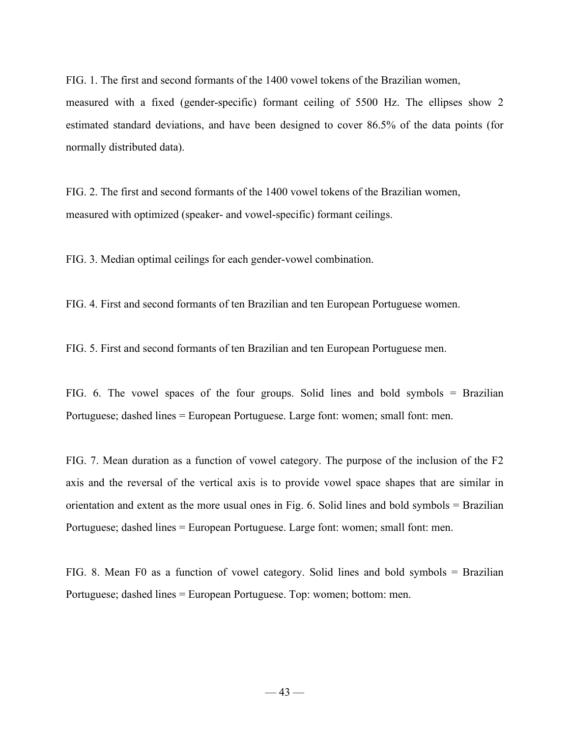FIG. 1. The first and second formants of the 1400 vowel tokens of the Brazilian women, measured with a fixed (gender-specific) formant ceiling of 5500 Hz. The ellipses show 2 estimated standard deviations, and have been designed to cover 86.5% of the data points (for normally distributed data).

FIG. 2. The first and second formants of the 1400 vowel tokens of the Brazilian women, measured with optimized (speaker- and vowel-specific) formant ceilings.

FIG. 3. Median optimal ceilings for each gender-vowel combination.

FIG. 4. First and second formants of ten Brazilian and ten European Portuguese women.

FIG. 5. First and second formants of ten Brazilian and ten European Portuguese men.

FIG. 6. The vowel spaces of the four groups. Solid lines and bold symbols = Brazilian Portuguese; dashed lines = European Portuguese. Large font: women; small font: men.

FIG. 7. Mean duration as a function of vowel category. The purpose of the inclusion of the F2 axis and the reversal of the vertical axis is to provide vowel space shapes that are similar in orientation and extent as the more usual ones in Fig. 6. Solid lines and bold symbols = Brazilian Portuguese; dashed lines = European Portuguese. Large font: women; small font: men.

FIG. 8. Mean F0 as a function of vowel category. Solid lines and bold symbols = Brazilian Portuguese; dashed lines = European Portuguese. Top: women; bottom: men.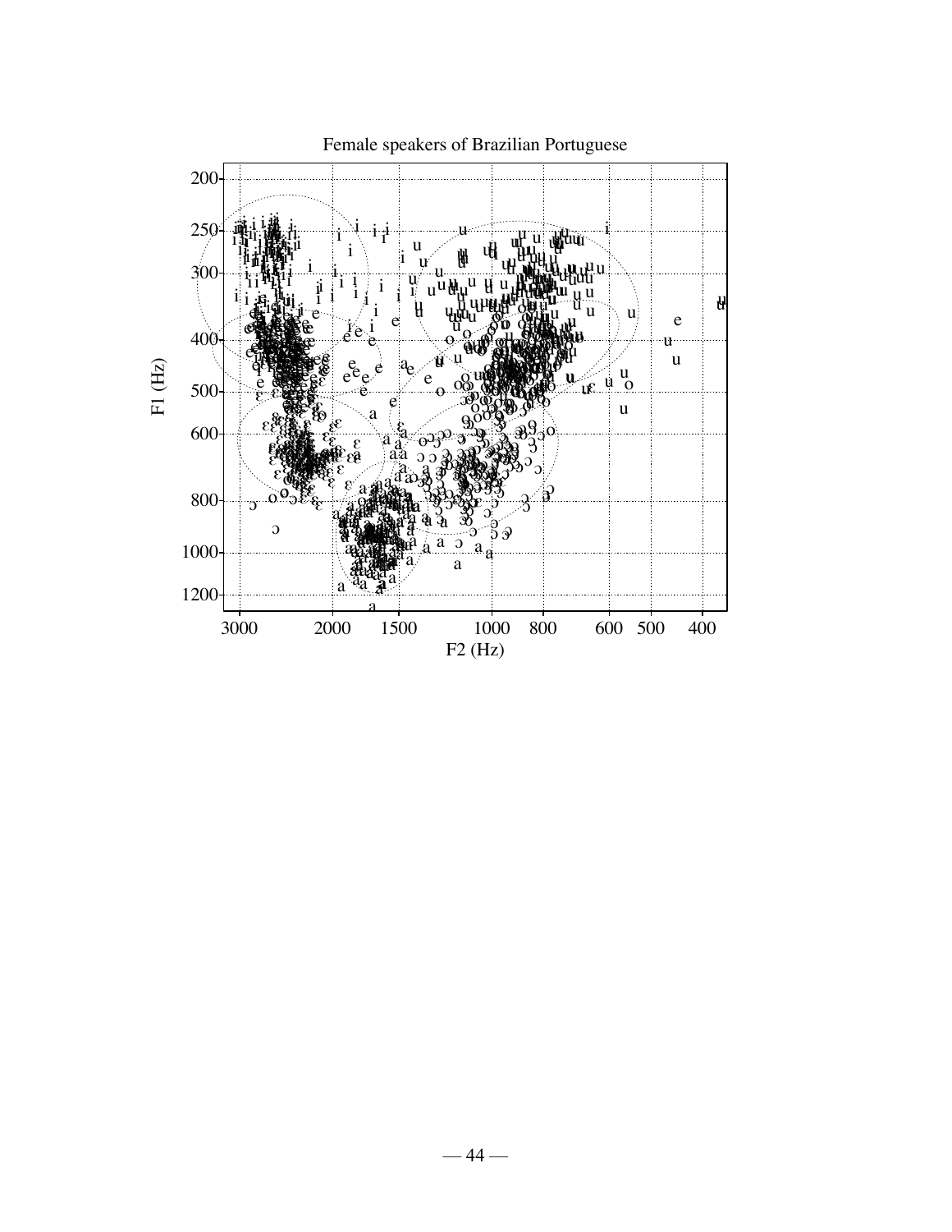Female speakers of Brazilian Portuguese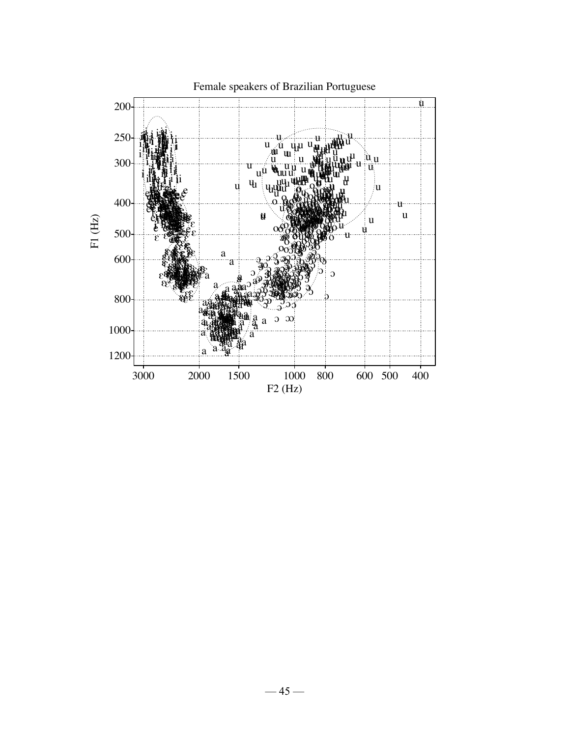Female speakers of Brazilian Portuguese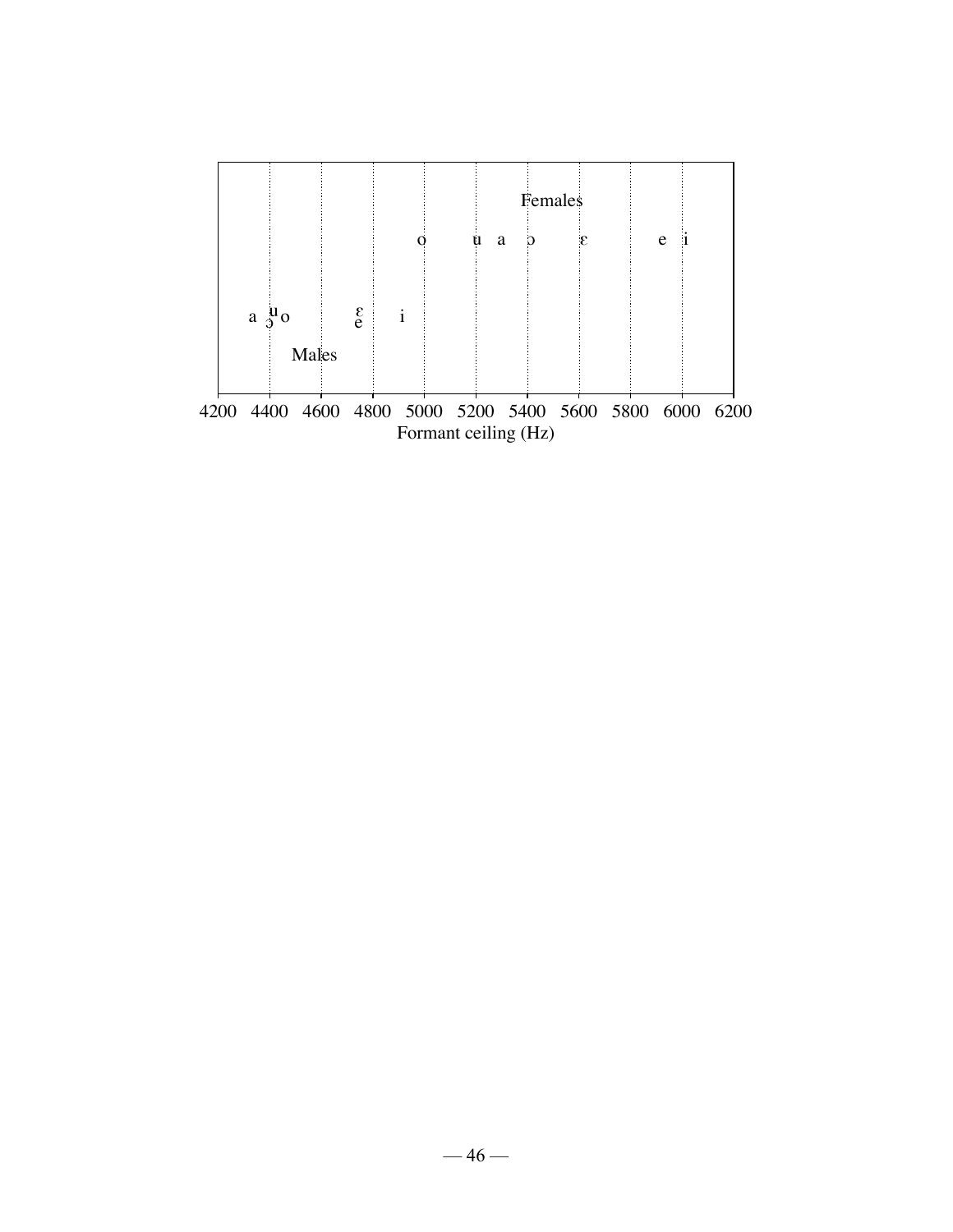Females

o u a ɔ ɛ e i

a ɔ u o ɛ e i

Males

4200 4400 4600 4800 5000 5200 5400 5600 5800 6000 6200

Formant ceiling (Hz)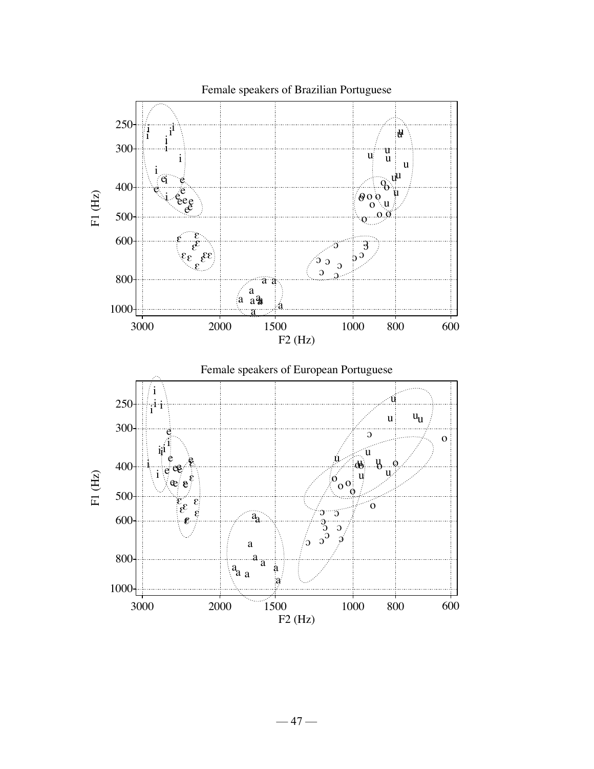Female speakers of Brazilian Portuguese

Female speakers of European Portuguese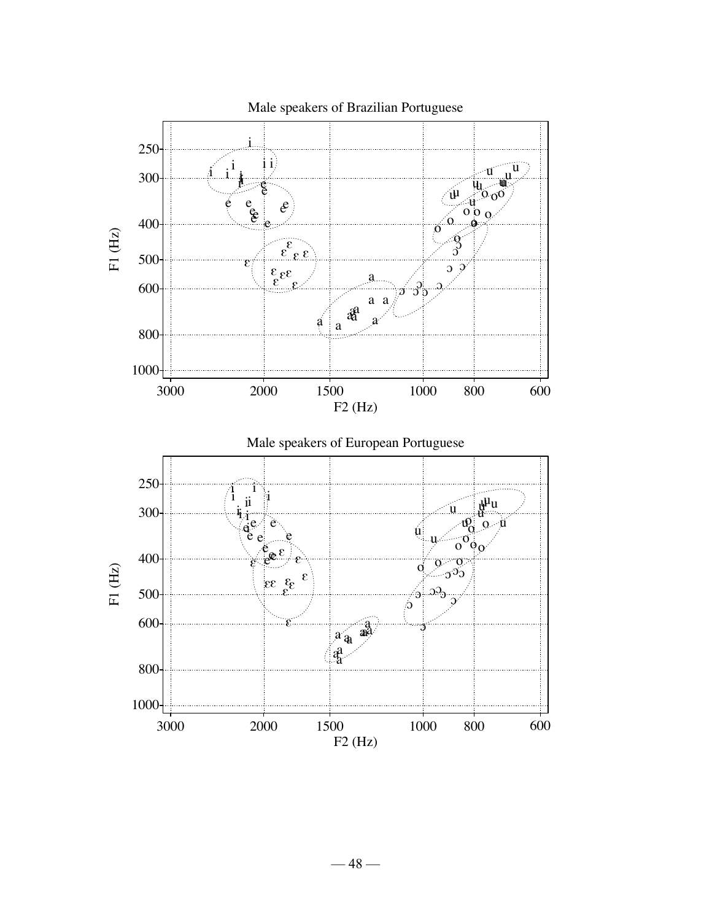Male speakers of Brazilian Portuguese

Male speakers of European Portuguese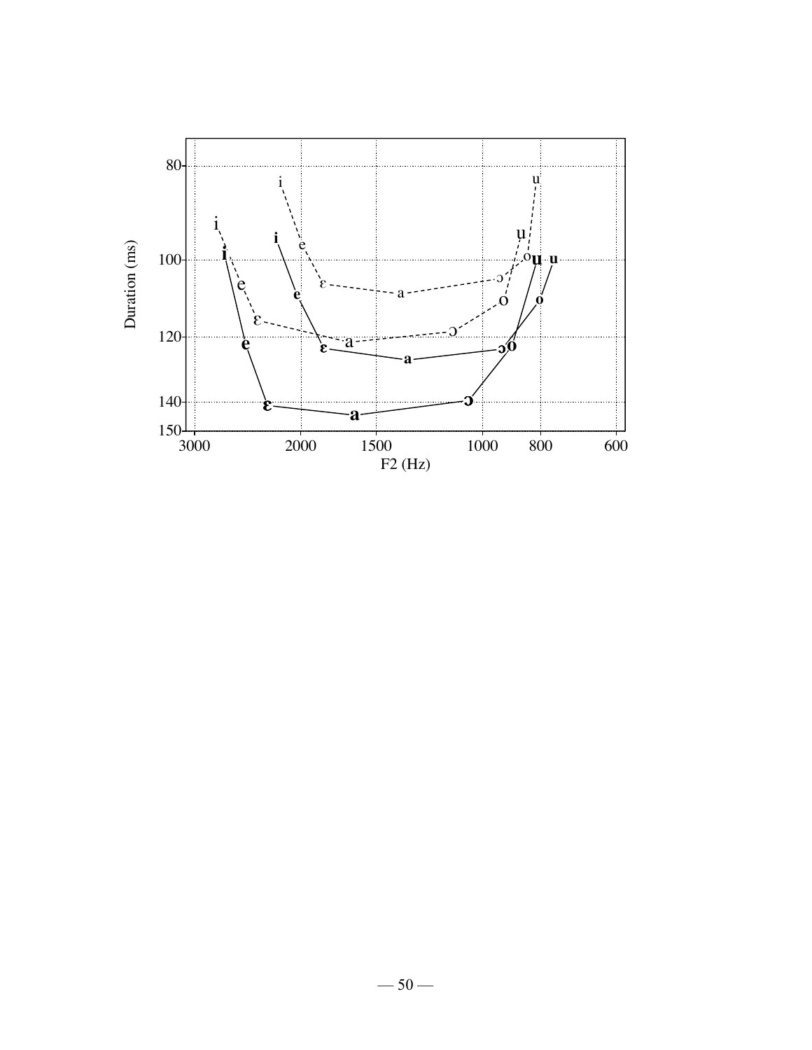Duration (ms)

80

100

120

140

150

3000 2000 1500 1000 800 600

F2 (Hz)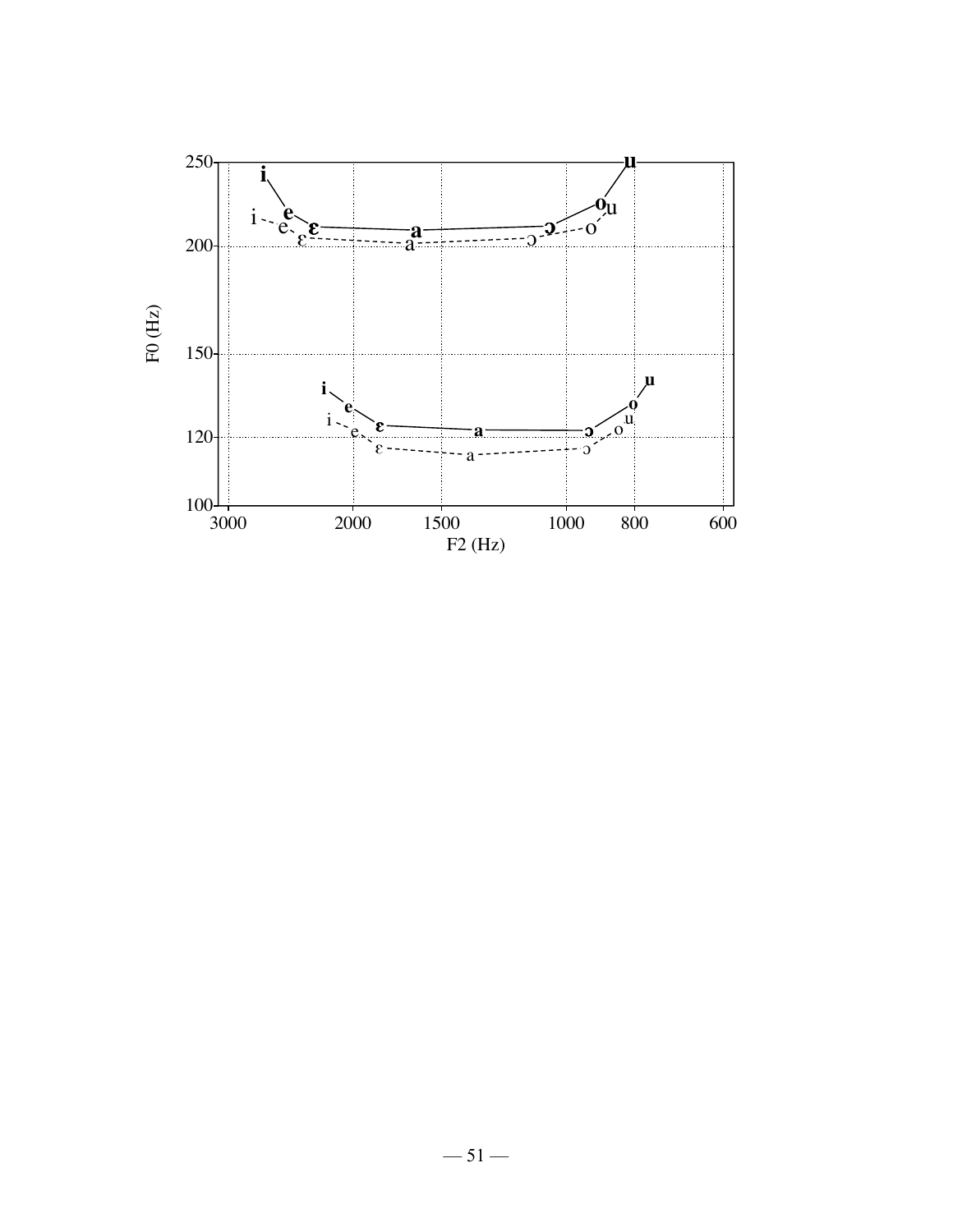250

200

150

120

100

F0 (Hz)

3000 2000 1500 1000 800 600

F2 (Hz)

i e ɛ a ɔ o u

i e ɛ a ɔ o u

i e ɛ a ɔ o u

i e ɛ a ɔ o u